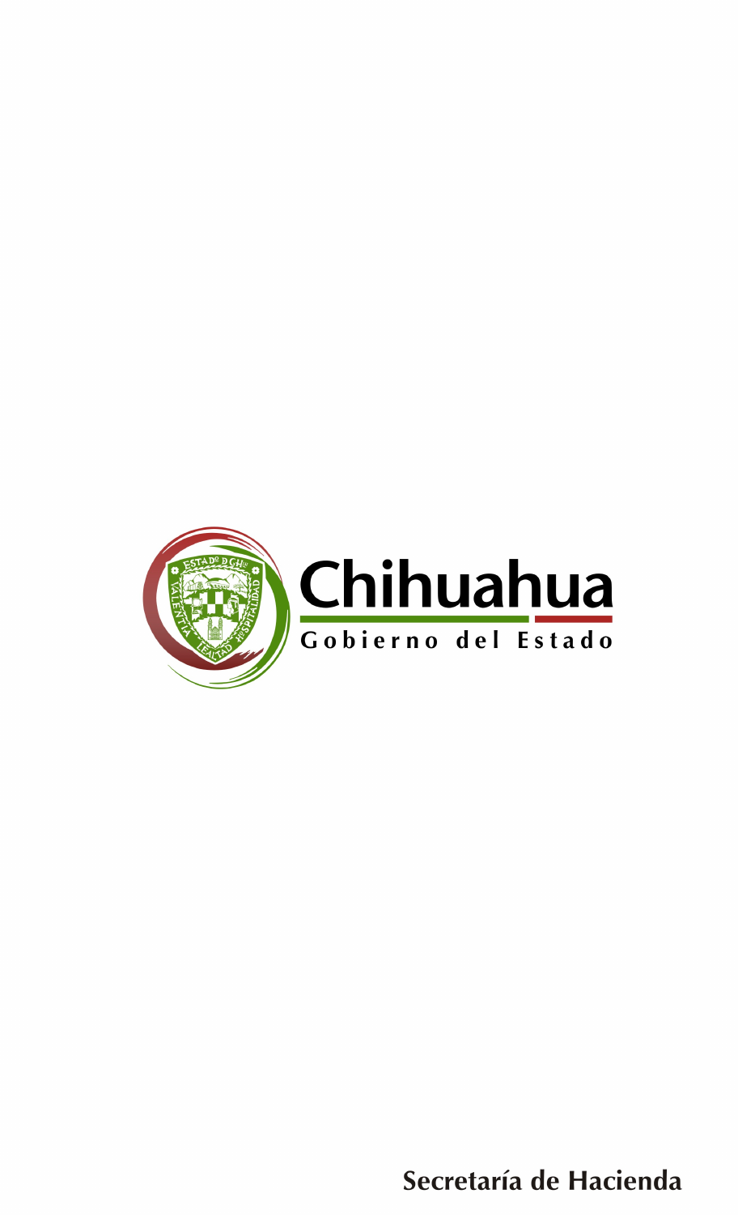Chihuahua

Gobierno del Estado

Secretaría de Hacienda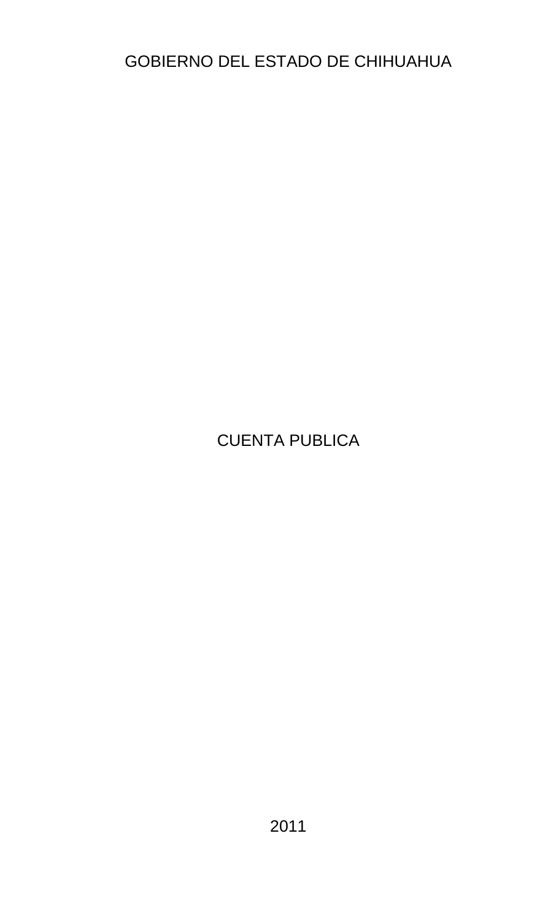# GOBIERNO DEL ESTADO DE CHIHUAHUA

# CUENTA PUBLICA

2011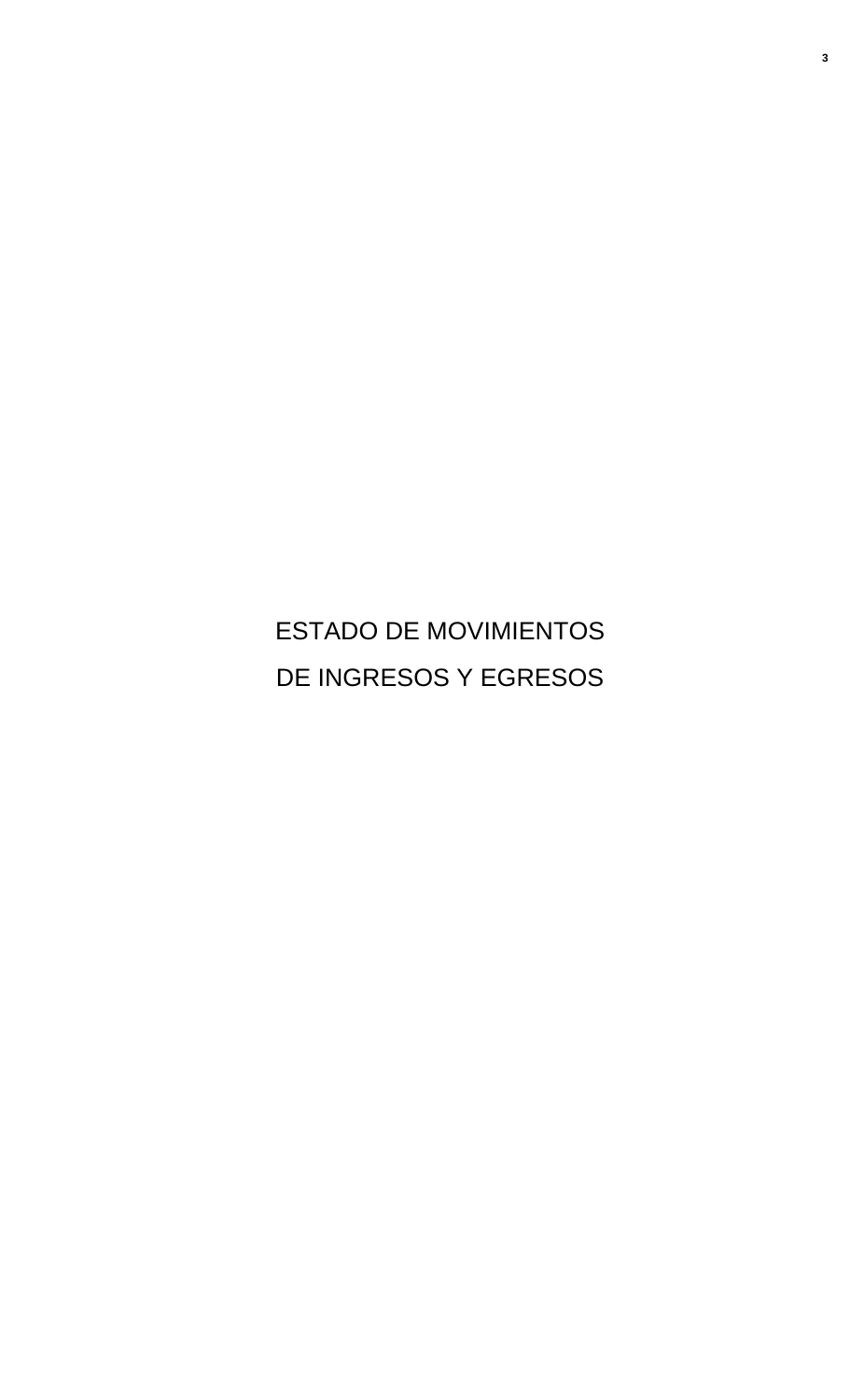# ESTADO DE MOVIMIENTOS DE INGRESOS Y EGRESOS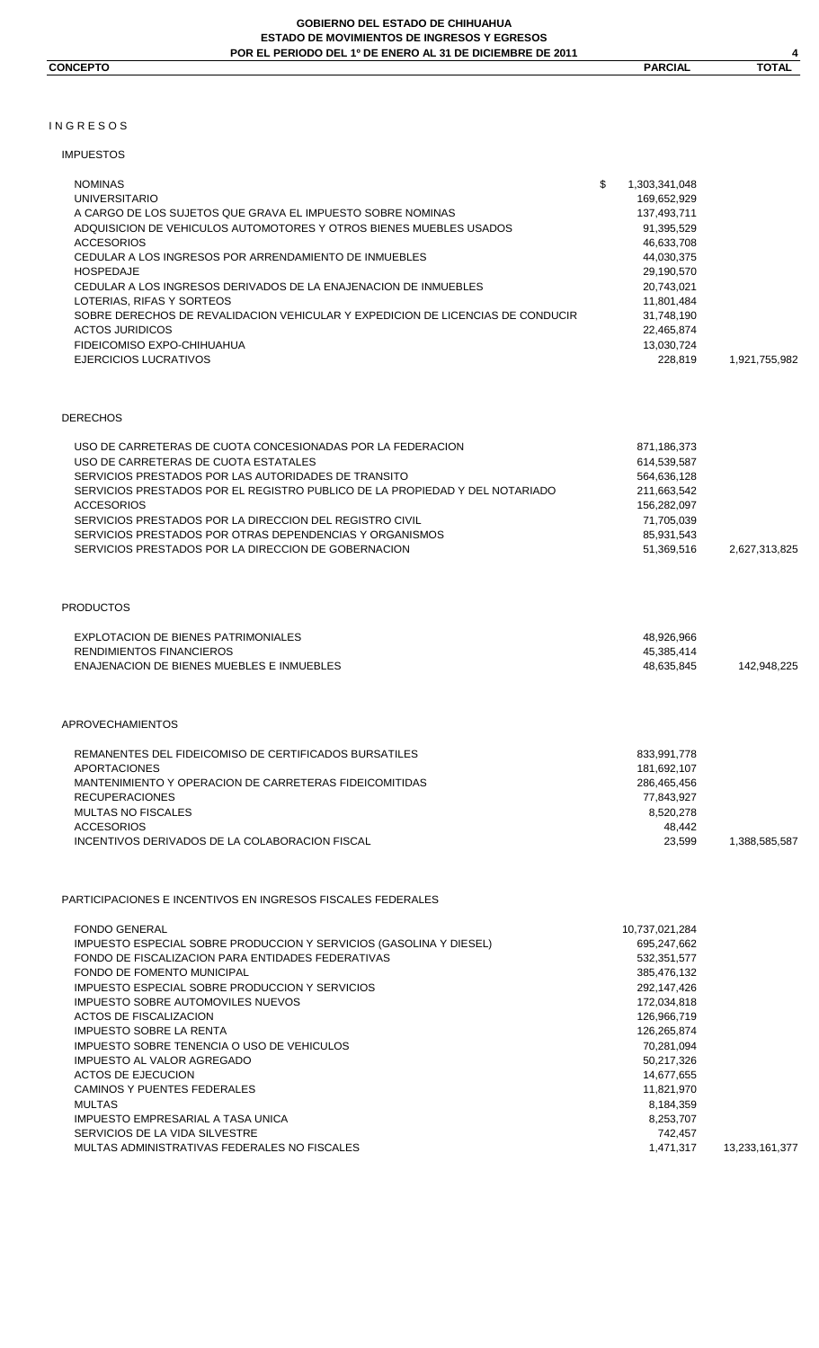**GOBIERNO DEL ESTADO DE CHIHUAHUA**
**ESTADO DE MOVIMIENTOS DE INGRESOS Y EGRESOS**
**POR EL PERIODO DEL 1º DE ENERO AL 31 DE DICIEMBRE DE 2011**

| CONCEPTO | PARCIAL | TOTAL |
|---|---|---|
| **I N G R E S O S** | | |
| **IMPUESTOS** | | |
| NOMINAS | $ 1,303,341,048 | |
| UNIVERSITARIO | 169,652,929 | |
| A CARGO DE LOS SUJETOS QUE GRAVA EL IMPUESTO SOBRE NOMINAS | 137,493,711 | |
| ADQUISICION DE VEHICULOS AUTOMOTORES Y OTROS BIENES MUEBLES USADOS | 91,395,529 | |
| ACCESORIOS | 46,633,708 | |
| CEDULAR A LOS INGRESOS POR ARRENDAMIENTO DE INMUEBLES | 44,030,375 | |
| HOSPEDAJE | 29,190,570 | |
| CEDULAR A LOS INGRESOS DERIVADOS DE LA ENAJENACION DE INMUEBLES | 20,743,021 | |
| LOTERIAS, RIFAS Y SORTEOS | 11,801,484 | |
| SOBRE DERECHOS DE REVALIDACION VEHICULAR Y EXPEDICION DE LICENCIAS DE CONDUCIR | 31,748,190 | |
| ACTOS JURIDICOS | 22,465,874 | |
| FIDEICOMISO EXPO-CHIHUAHUA | 13,030,724 | |
| EJERCICIOS LUCRATIVOS | 228,819 | 1,921,755,982 |
| **DERECHOS** | | |
| USO DE CARRETERAS DE CUOTA CONCESIONADAS POR LA FEDERACION | 871,186,373 | |
| USO DE CARRETERAS DE CUOTA ESTATALES | 614,539,587 | |
| SERVICIOS PRESTADOS POR LAS AUTORIDADES DE TRANSITO | 564,636,128 | |
| SERVICIOS PRESTADOS POR EL REGISTRO PUBLICO DE LA PROPIEDAD Y DEL NOTARIADO | 211,663,542 | |
| ACCESORIOS | 156,282,097 | |
| SERVICIOS PRESTADOS POR LA DIRECCION DEL REGISTRO CIVIL | 71,705,039 | |
| SERVICIOS PRESTADOS POR OTRAS DEPENDENCIAS Y ORGANISMOS | 85,931,543 | |
| SERVICIOS PRESTADOS POR LA DIRECCION DE GOBERNACION | 51,369,516 | 2,627,313,825 |
| **PRODUCTOS** | | |
| EXPLOTACION DE BIENES PATRIMONIALES | 48,926,966 | |
| RENDIMIENTOS FINANCIEROS | 45,385,414 | |
| ENAJENACION DE BIENES MUEBLES E INMUEBLES | 48,635,845 | 142,948,225 |
| **APROVECHAMIENTOS** | | |
| REMANENTES DEL FIDEICOMISO DE CERTIFICADOS BURSATILES | 833,991,778 | |
| APORTACIONES | 181,692,107 | |
| MANTENIMIENTO Y OPERACION DE CARRETERAS FIDEICOMITIDAS | 286,465,456 | |
| RECUPERACIONES | 77,843,927 | |
| MULTAS NO FISCALES | 8,520,278 | |
| ACCESORIOS | 48,442 | |
| INCENTIVOS DERIVADOS DE LA COLABORACION FISCAL | 23,599 | 1,388,585,587 |
| **PARTICIPACIONES E INCENTIVOS EN INGRESOS FISCALES FEDERALES** | | |
| FONDO GENERAL | 10,737,021,284 | |
| IMPUESTO ESPECIAL SOBRE PRODUCCION Y SERVICIOS (GASOLINA Y DIESEL) | 695,247,662 | |
| FONDO DE FISCALIZACION PARA ENTIDADES FEDERATIVAS | 532,351,577 | |
| FONDO DE FOMENTO MUNICIPAL | 385,476,132 | |
| IMPUESTO ESPECIAL SOBRE PRODUCCION Y SERVICIOS | 292,147,426 | |
| IMPUESTO SOBRE AUTOMOVILES NUEVOS | 172,034,818 | |
| ACTOS DE FISCALIZACION | 126,966,719 | |
| IMPUESTO SOBRE LA RENTA | 126,265,874 | |
| IMPUESTO SOBRE TENENCIA O USO DE VEHICULOS | 70,281,094 | |
| IMPUESTO AL VALOR AGREGADO | 50,217,326 | |
| ACTOS DE EJECUCION | 14,677,655 | |
| CAMINOS Y PUENTES FEDERALES | 11,821,970 | |
| MULTAS | 8,184,359 | |
| IMPUESTO EMPRESARIAL A TASA UNICA | 8,253,707 | |
| SERVICIOS DE LA VIDA SILVESTRE | 742,457 | |
| MULTAS ADMINISTRATIVAS FEDERALES NO FISCALES | 1,471,317 | 13,233,161,377 |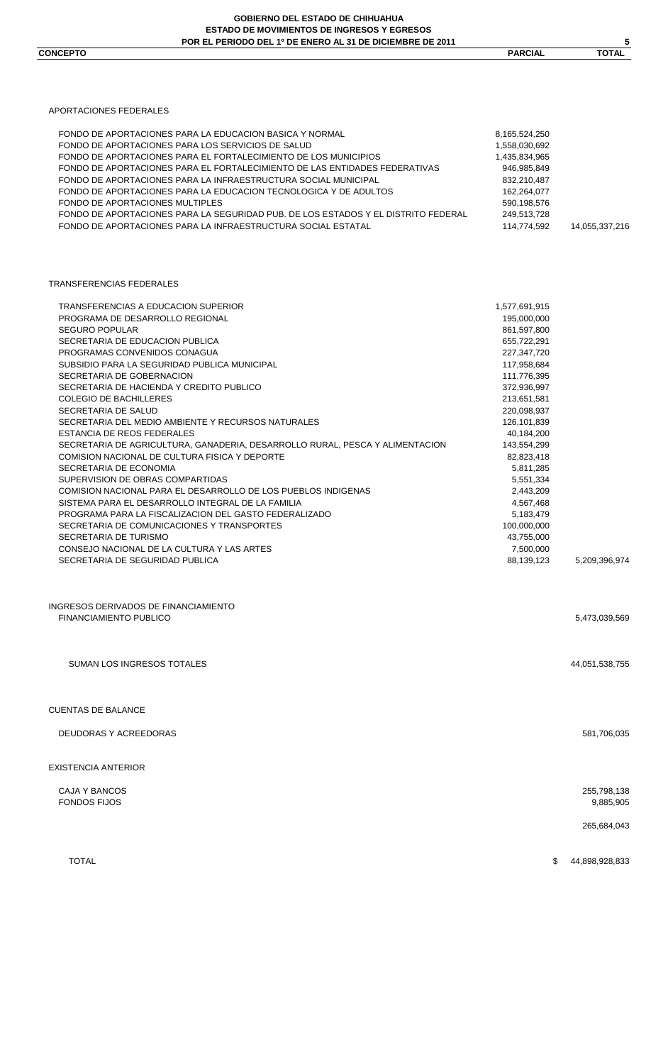**GOBIERNO DEL ESTADO DE CHIHUAHUA**
**ESTADO DE MOVIMIENTOS DE INGRESOS Y EGRESOS**
**POR EL PERIODO DEL 1º DE ENERO AL 31 DE DICIEMBRE DE 2011**

| CONCEPTO | PARCIAL | TOTAL |
|---|---|---|
| APORTACIONES FEDERALES | | |
| FONDO DE APORTACIONES PARA LA EDUCACION BASICA Y NORMAL | 8,165,524,250 | |
| FONDO DE APORTACIONES PARA LOS SERVICIOS DE SALUD | 1,558,030,692 | |
| FONDO DE APORTACIONES PARA EL FORTALECIMIENTO DE LOS MUNICIPIOS | 1,435,834,965 | |
| FONDO DE APORTACIONES PARA EL FORTALECIMIENTO DE LAS ENTIDADES FEDERATIVAS | 946,985,849 | |
| FONDO DE APORTACIONES PARA LA INFRAESTRUCTURA SOCIAL MUNICIPAL | 832,210,487 | |
| FONDO DE APORTACIONES PARA LA EDUCACION TECNOLOGICA Y DE ADULTOS | 162,264,077 | |
| FONDO DE APORTACIONES MULTIPLES | 590,198,576 | |
| FONDO DE APORTACIONES PARA LA SEGURIDAD PUB. DE LOS ESTADOS Y EL DISTRITO FEDERAL | 249,513,728 | |
| FONDO DE APORTACIONES PARA LA INFRAESTRUCTURA SOCIAL ESTATAL | 114,774,592 | 14,055,337,216 |
| TRANSFERENCIAS FEDERALES | | |
| TRANSFERENCIAS A EDUCACION SUPERIOR | 1,577,691,915 | |
| PROGRAMA DE DESARROLLO REGIONAL | 195,000,000 | |
| SEGURO POPULAR | 861,597,800 | |
| SECRETARIA DE EDUCACION PUBLICA | 655,722,291 | |
| PROGRAMAS CONVENIDOS CONAGUA | 227,347,720 | |
| SUBSIDIO PARA LA SEGURIDAD PUBLICA MUNICIPAL | 117,958,684 | |
| SECRETARIA DE GOBERNACION | 111,776,395 | |
| SECRETARIA DE HACIENDA Y CREDITO PUBLICO | 372,936,997 | |
| COLEGIO DE BACHILLERES | 213,651,581 | |
| SECRETARIA DE SALUD | 220,098,937 | |
| SECRETARIA DEL MEDIO AMBIENTE Y RECURSOS NATURALES | 126,101,839 | |
| ESTANCIA DE REOS FEDERALES | 40,184,200 | |
| SECRETARIA DE AGRICULTURA, GANADERIA, DESARROLLO RURAL, PESCA Y ALIMENTACION | 143,554,299 | |
| COMISION NACIONAL DE CULTURA FISICA Y DEPORTE | 82,823,418 | |
| SECRETARIA DE ECONOMIA | 5,811,285 | |
| SUPERVISION DE OBRAS COMPARTIDAS | 5,551,334 | |
| COMISION NACIONAL PARA EL DESARROLLO DE LOS PUEBLOS INDIGENAS | 2,443,209 | |
| SISTEMA PARA EL DESARROLLO INTEGRAL DE LA FAMILIA | 4,567,468 | |
| PROGRAMA PARA LA FISCALIZACION DEL GASTO FEDERALIZADO | 5,183,479 | |
| SECRETARIA DE COMUNICACIONES Y TRANSPORTES | 100,000,000 | |
| SECRETARIA DE TURISMO | 43,755,000 | |
| CONSEJO NACIONAL DE LA CULTURA Y LAS ARTES | 7,500,000 | |
| SECRETARIA DE SEGURIDAD PUBLICA | 88,139,123 | 5,209,396,974 |
| INGRESOS DERIVADOS DE FINANCIAMIENTO | | |
| FINANCIAMIENTO PUBLICO | | 5,473,039,569 |
| SUMAN LOS INGRESOS TOTALES | | 44,051,538,755 |
| CUENTAS DE BALANCE | | |
| DEUDORAS Y ACREEDORAS | | 581,706,035 |
| EXISTENCIA ANTERIOR | | |
| CAJA Y BANCOS | | 255,798,138 |
| FONDOS FIJOS | | 9,885,905 |
| | | 265,684,043 |
| TOTAL | | $ 44,898,928,833 |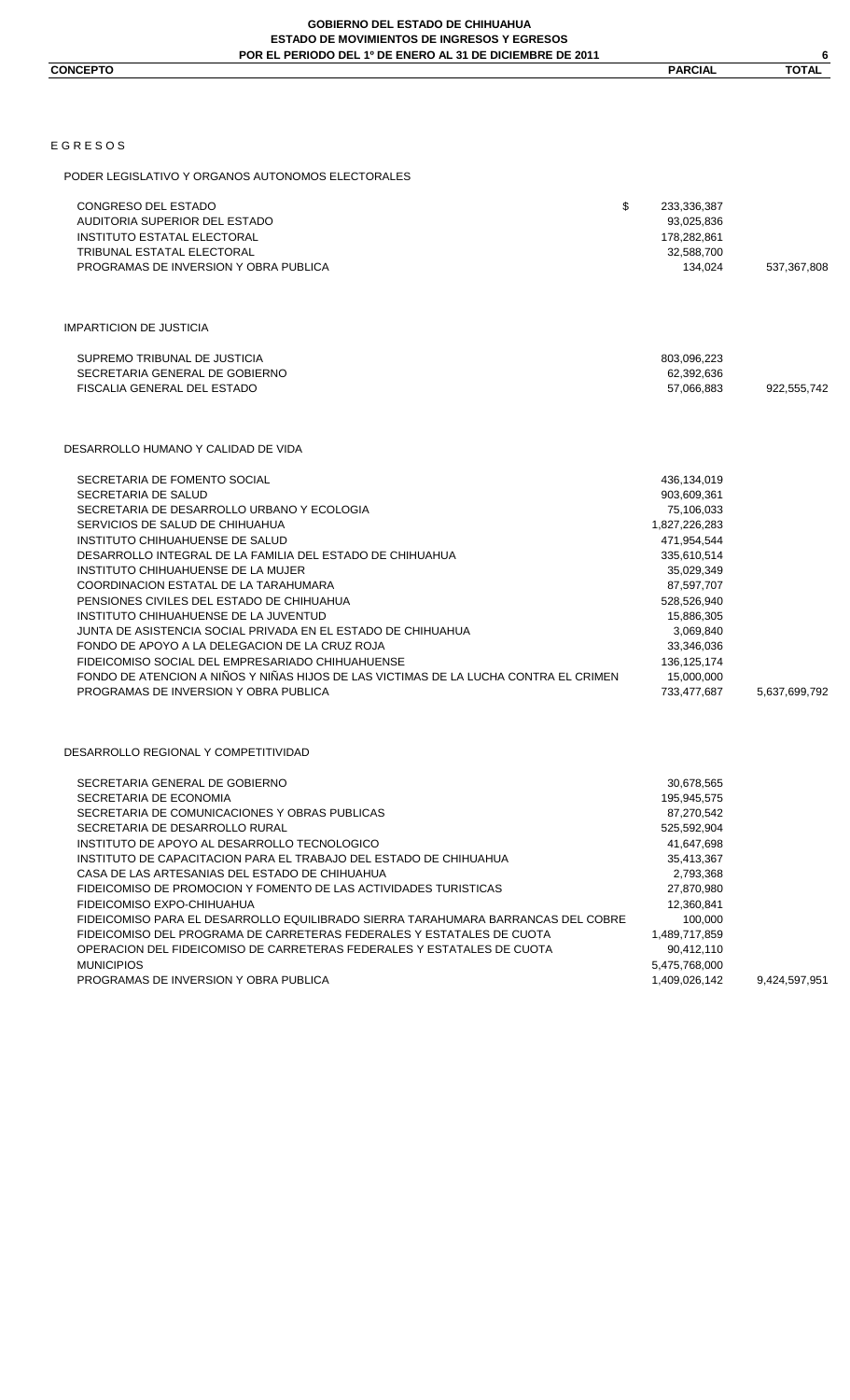**GOBIERNO DEL ESTADO DE CHIHUAHUA**
**ESTADO DE MOVIMIENTOS DE INGRESOS Y EGRESOS**
**POR EL PERIODO DEL 1º DE ENERO AL 31 DE DICIEMBRE DE 2011**

| CONCEPTO | PARCIAL | TOTAL |
|---|---|---|
| E G R E S O S | | |
| PODER LEGISLATIVO Y ORGANOS AUTONOMOS ELECTORALES | | |
| CONGRESO DEL ESTADO | $ 233,336,387 | |
| AUDITORIA SUPERIOR DEL ESTADO | 93,025,836 | |
| INSTITUTO ESTATAL ELECTORAL | 178,282,861 | |
| TRIBUNAL ESTATAL ELECTORAL | 32,588,700 | |
| PROGRAMAS DE INVERSION Y OBRA PUBLICA | 134,024 | 537,367,808 |
| IMPARTICION DE JUSTICIA | | |
| SUPREMO TRIBUNAL DE JUSTICIA | 803,096,223 | |
| SECRETARIA GENERAL DE GOBIERNO | 62,392,636 | |
| FISCALIA GENERAL DEL ESTADO | 57,066,883 | 922,555,742 |
| DESARROLLO HUMANO Y CALIDAD DE VIDA | | |
| SECRETARIA DE FOMENTO SOCIAL | 436,134,019 | |
| SECRETARIA DE SALUD | 903,609,361 | |
| SECRETARIA DE DESARROLLO URBANO Y ECOLOGIA | 75,106,033 | |
| SERVICIOS DE SALUD DE CHIHUAHUA | 1,827,226,283 | |
| INSTITUTO CHIHUAHUENSE DE SALUD | 471,954,544 | |
| DESARROLLO INTEGRAL DE LA FAMILIA DEL ESTADO DE CHIHUAHUA | 335,610,514 | |
| INSTITUTO CHIHUAHUENSE DE LA MUJER | 35,029,349 | |
| COORDINACION ESTATAL DE LA TARAHUMARA | 87,597,707 | |
| PENSIONES CIVILES DEL ESTADO DE CHIHUAHUA | 528,526,940 | |
| INSTITUTO CHIHUAHUENSE DE LA JUVENTUD | 15,886,305 | |
| JUNTA DE ASISTENCIA SOCIAL PRIVADA EN EL ESTADO DE CHIHUAHUA | 3,069,840 | |
| FONDO DE APOYO A LA DELEGACION DE LA CRUZ ROJA | 33,346,036 | |
| FIDEICOMISO SOCIAL DEL EMPRESARIADO CHIHUAHUENSE | 136,125,174 | |
| FONDO DE ATENCION A NIÑOS Y NIÑAS HIJOS DE LAS VICTIMAS DE LA LUCHA CONTRA EL CRIMEN | 15,000,000 | |
| PROGRAMAS DE INVERSION Y OBRA PUBLICA | 733,477,687 | 5,637,699,792 |
| DESARROLLO REGIONAL Y COMPETITIVIDAD | | |
| SECRETARIA GENERAL DE GOBIERNO | 30,678,565 | |
| SECRETARIA DE ECONOMIA | 195,945,575 | |
| SECRETARIA DE COMUNICACIONES Y OBRAS PUBLICAS | 87,270,542 | |
| SECRETARIA DE DESARROLLO RURAL | 525,592,904 | |
| INSTITUTO DE APOYO AL DESARROLLO TECNOLOGICO | 41,647,698 | |
| INSTITUTO DE CAPACITACION PARA EL TRABAJO DEL ESTADO DE CHIHUAHUA | 35,413,367 | |
| CASA DE LAS ARTESANIAS DEL ESTADO DE CHIHUAHUA | 2,793,368 | |
| FIDEICOMISO DE PROMOCION Y FOMENTO DE LAS ACTIVIDADES TURISTICAS | 27,870,980 | |
| FIDEICOMISO EXPO-CHIHUAHUA | 12,360,841 | |
| FIDEICOMISO PARA EL DESARROLLO EQUILIBRADO SIERRA TARAHUMARA BARRANCAS DEL COBRE | 100,000 | |
| FIDEICOMISO DEL PROGRAMA DE CARRETERAS FEDERALES Y ESTATALES DE CUOTA | 1,489,717,859 | |
| OPERACION DEL FIDEICOMISO DE CARRETERAS FEDERALES Y ESTATALES DE CUOTA | 90,412,110 | |
| MUNICIPIOS | 5,475,768,000 | |
| PROGRAMAS DE INVERSION Y OBRA PUBLICA | 1,409,026,142 | 9,424,597,951 |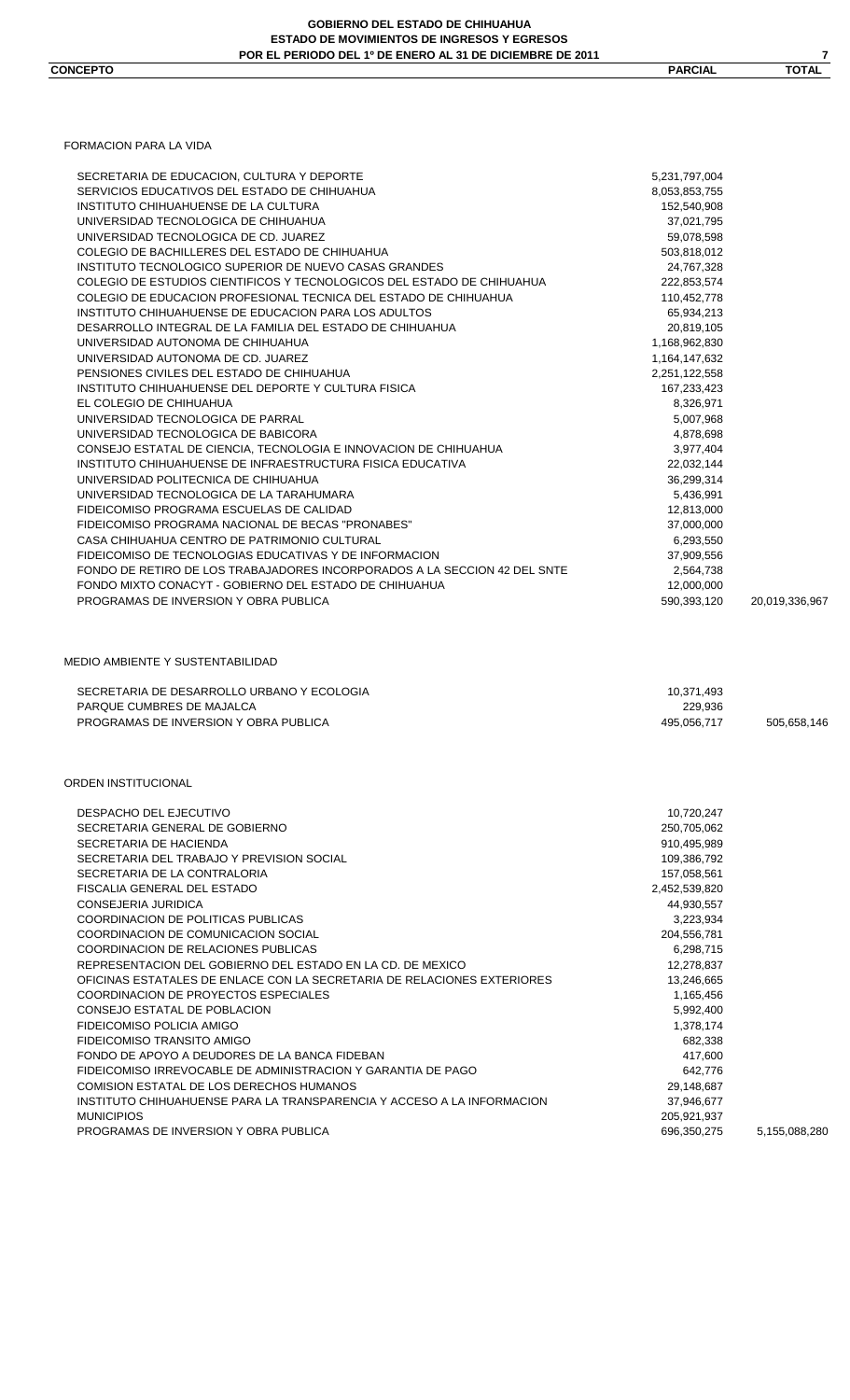**GOBIERNO DEL ESTADO DE CHIHUAHUA**
**ESTADO DE MOVIMIENTOS DE INGRESOS Y EGRESOS**
**POR EL PERIODO DEL 1º DE ENERO AL 31 DE DICIEMBRE DE 2011**

| CONCEPTO | PARCIAL | TOTAL |
|---|---|---|
| FORMACION PARA LA VIDA | | |
| SECRETARIA DE EDUCACION, CULTURA Y DEPORTE | 5,231,797,004 | |
| SERVICIOS EDUCATIVOS DEL ESTADO DE CHIHUAHUA | 8,053,853,755 | |
| INSTITUTO CHIHUAHUENSE DE LA CULTURA | 152,540,908 | |
| UNIVERSIDAD TECNOLOGICA DE CHIHUAHUA | 37,021,795 | |
| UNIVERSIDAD TECNOLOGICA DE CD. JUAREZ | 59,078,598 | |
| COLEGIO DE BACHILLERES DEL ESTADO DE CHIHUAHUA | 503,818,012 | |
| INSTITUTO TECNOLOGICO SUPERIOR DE NUEVO CASAS GRANDES | 24,767,328 | |
| COLEGIO DE ESTUDIOS CIENTIFICOS Y TECNOLOGICOS DEL ESTADO DE CHIHUAHUA | 222,853,574 | |
| COLEGIO DE EDUCACION PROFESIONAL TECNICA DEL ESTADO DE CHIHUAHUA | 110,452,778 | |
| INSTITUTO CHIHUAHUENSE DE EDUCACION PARA LOS ADULTOS | 65,934,213 | |
| DESARROLLO INTEGRAL DE LA FAMILIA DEL ESTADO DE CHIHUAHUA | 20,819,105 | |
| UNIVERSIDAD AUTONOMA DE CHIHUAHUA | 1,168,962,830 | |
| UNIVERSIDAD AUTONOMA DE CD. JUAREZ | 1,164,147,632 | |
| PENSIONES CIVILES DEL ESTADO DE CHIHUAHUA | 2,251,122,558 | |
| INSTITUTO CHIHUAHUENSE DEL DEPORTE Y CULTURA FISICA | 167,233,423 | |
| EL COLEGIO DE CHIHUAHUA | 8,326,971 | |
| UNIVERSIDAD TECNOLOGICA DE PARRAL | 5,007,968 | |
| UNIVERSIDAD TECNOLOGICA DE BABICORA | 4,878,698 | |
| CONSEJO ESTATAL DE CIENCIA, TECNOLOGIA E INNOVACION DE CHIHUAHUA | 3,977,404 | |
| INSTITUTO CHIHUAHUENSE DE INFRAESTRUCTURA FISICA EDUCATIVA | 22,032,144 | |
| UNIVERSIDAD POLITECNICA DE CHIHUAHUA | 36,299,314 | |
| UNIVERSIDAD TECNOLOGICA DE LA TARAHUMARA | 5,436,991 | |
| FIDEICOMISO PROGRAMA ESCUELAS DE CALIDAD | 12,813,000 | |
| FIDEICOMISO PROGRAMA NACIONAL DE BECAS "PRONABES" | 37,000,000 | |
| CASA CHIHUAHUA CENTRO DE PATRIMONIO CULTURAL | 6,293,550 | |
| FIDEICOMISO DE TECNOLOGIAS EDUCATIVAS Y DE INFORMACION | 37,909,556 | |
| FONDO DE RETIRO DE LOS TRABAJADORES INCORPORADOS A LA SECCION 42 DEL SNTE | 2,564,738 | |
| FONDO MIXTO CONACYT - GOBIERNO DEL ESTADO DE CHIHUAHUA | 12,000,000 | |
| PROGRAMAS DE INVERSION Y OBRA PUBLICA | 590,393,120 | 20,019,336,967 |
| MEDIO AMBIENTE Y SUSTENTABILIDAD | | |
| SECRETARIA DE DESARROLLO URBANO Y ECOLOGIA | 10,371,493 | |
| PARQUE CUMBRES DE MAJALCA | 229,936 | |
| PROGRAMAS DE INVERSION Y OBRA PUBLICA | 495,056,717 | 505,658,146 |
| ORDEN INSTITUCIONAL | | |
| DESPACHO DEL EJECUTIVO | 10,720,247 | |
| SECRETARIA GENERAL DE GOBIERNO | 250,705,062 | |
| SECRETARIA DE HACIENDA | 910,495,989 | |
| SECRETARIA DEL TRABAJO Y PREVISION SOCIAL | 109,386,792 | |
| SECRETARIA DE LA CONTRALORIA | 157,058,561 | |
| FISCALIA GENERAL DEL ESTADO | 2,452,539,820 | |
| CONSEJERIA JURIDICA | 44,930,557 | |
| COORDINACION DE POLITICAS PUBLICAS | 3,223,934 | |
| COORDINACION DE COMUNICACION SOCIAL | 204,556,781 | |
| COORDINACION DE RELACIONES PUBLICAS | 6,298,715 | |
| REPRESENTACION DEL GOBIERNO DEL ESTADO EN LA CD. DE MEXICO | 12,278,837 | |
| OFICINAS ESTATALES DE ENLACE CON LA SECRETARIA DE RELACIONES EXTERIORES | 13,246,665 | |
| COORDINACION DE PROYECTOS ESPECIALES | 1,165,456 | |
| CONSEJO ESTATAL DE POBLACION | 5,992,400 | |
| FIDEICOMISO POLICIA AMIGO | 1,378,174 | |
| FIDEICOMISO TRANSITO AMIGO | 682,338 | |
| FONDO DE APOYO A DEUDORES DE LA BANCA FIDEBAN | 417,600 | |
| FIDEICOMISO IRREVOCABLE DE ADMINISTRACION Y GARANTIA DE PAGO | 642,776 | |
| COMISION ESTATAL DE LOS DERECHOS HUMANOS | 29,148,687 | |
| INSTITUTO CHIHUAHUENSE PARA LA TRANSPARENCIA Y ACCESO A LA INFORMACION | 37,946,677 | |
| MUNICIPIOS | 205,921,937 | |
| PROGRAMAS DE INVERSION Y OBRA PUBLICA | 696,350,275 | 5,155,088,280 |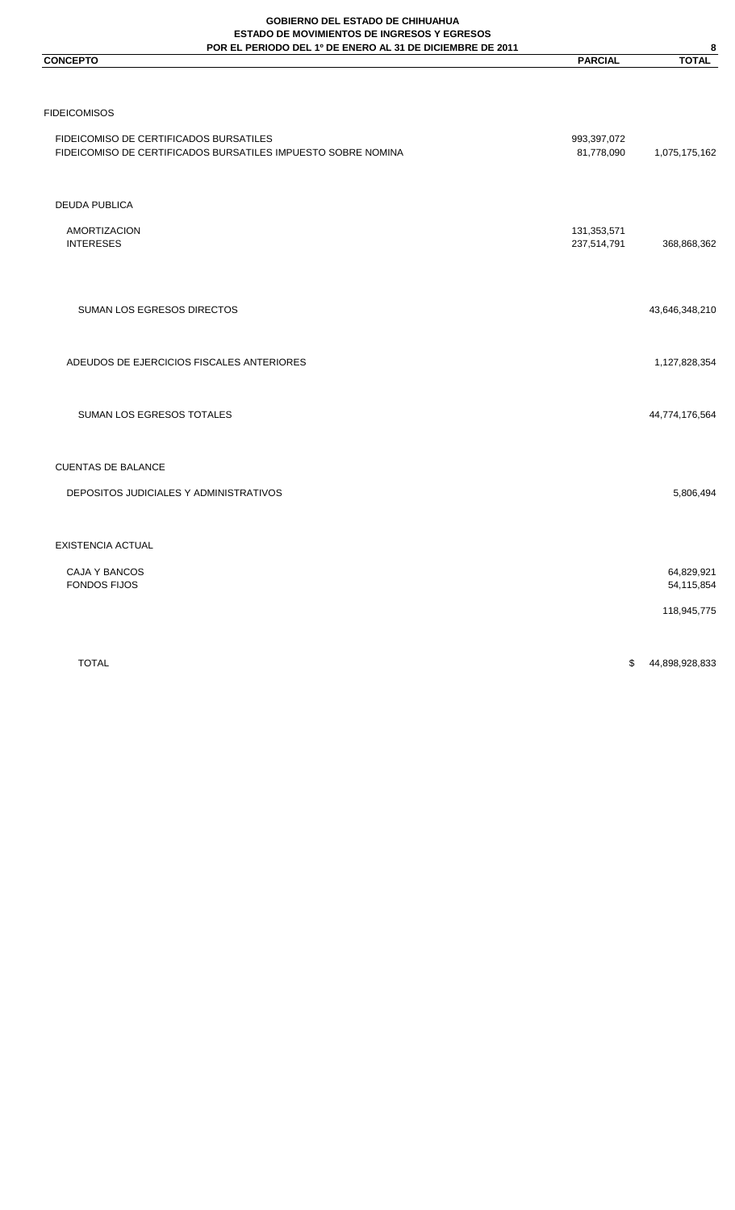**GOBIERNO DEL ESTADO DE CHIHUAHUA**
**ESTADO DE MOVIMIENTOS DE INGRESOS Y EGRESOS**
**POR EL PERIODO DEL 1º DE ENERO AL 31 DE DICIEMBRE DE 2011**

| CONCEPTO | PARCIAL | TOTAL |
|---|---|---|
| FIDEICOMISOS | | |
| FIDEICOMISO DE CERTIFICADOS BURSATILES | 993,397,072 | |
| FIDEICOMISO DE CERTIFICADOS BURSATILES IMPUESTO SOBRE NOMINA | 81,778,090 | 1,075,175,162 |
| DEUDA PUBLICA | | |
| AMORTIZACION | 131,353,571 | |
| INTERESES | 237,514,791 | 368,868,362 |
| SUMAN LOS EGRESOS DIRECTOS | | 43,646,348,210 |
| ADEUDOS DE EJERCICIOS FISCALES ANTERIORES | | 1,127,828,354 |
| SUMAN LOS EGRESOS TOTALES | | 44,774,176,564 |
| CUENTAS DE BALANCE | | |
| DEPOSITOS JUDICIALES Y ADMINISTRATIVOS | | 5,806,494 |
| EXISTENCIA ACTUAL | | |
| CAJA Y BANCOS | | 64,829,921 |
| FONDOS FIJOS | | 54,115,854 |
| | | 118,945,775 |
| TOTAL | | $ 44,898,928,833 |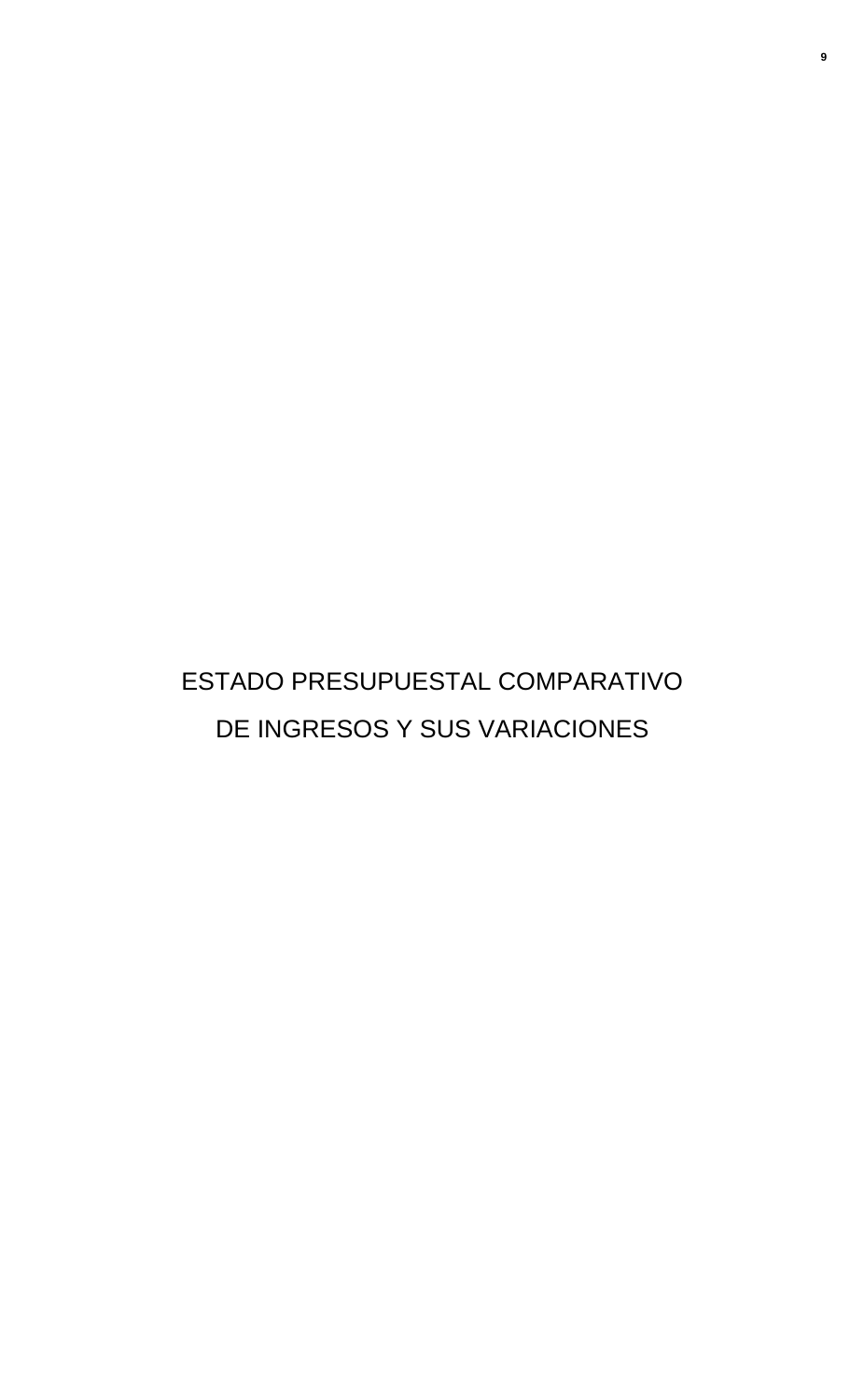# ESTADO PRESUPUESTAL COMPARATIVO DE INGRESOS Y SUS VARIACIONES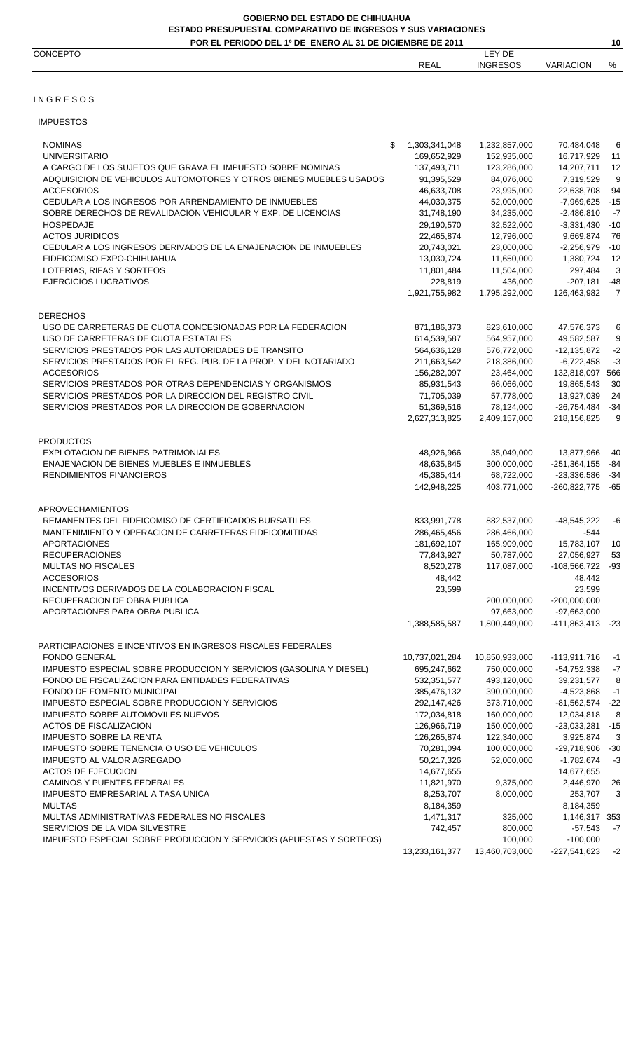**GOBIERNO DEL ESTADO DE CHIHUAHUA**
**ESTADO PRESUPUESTAL COMPARATIVO DE INGRESOS Y SUS VARIACIONES**
**POR EL PERIODO DEL 1º DE ENERO AL 31 DE DICIEMBRE DE 2011**

| CONCEPTO | REAL | LEY DE INGRESOS | VARIACION | % |
|---|---|---|---|---|
| **I N G R E S O S** | | | | |
| **IMPUESTOS** | | | | |
| NOMINAS | $ 1,303,341,048 | 1,232,857,000 | 70,484,048 | 6 |
| UNIVERSITARIO | 169,652,929 | 152,935,000 | 16,717,929 | 11 |
| A CARGO DE LOS SUJETOS QUE GRAVA EL IMPUESTO SOBRE NOMINAS | 137,493,711 | 123,286,000 | 14,207,711 | 12 |
| ADQUISICION DE VEHICULOS AUTOMOTORES Y OTROS BIENES MUEBLES USADOS | 91,395,529 | 84,076,000 | 7,319,529 | 9 |
| ACCESORIOS | 46,633,708 | 23,995,000 | 22,638,708 | 94 |
| CEDULAR A LOS INGRESOS POR ARRENDAMIENTO DE INMUEBLES | 44,030,375 | 52,000,000 | -7,969,625 | -15 |
| SOBRE DERECHOS DE REVALIDACION VEHICULAR Y EXP. DE LICENCIAS | 31,748,190 | 34,235,000 | -2,486,810 | -7 |
| HOSPEDAJE | 29,190,570 | 32,522,000 | -3,331,430 | -10 |
| ACTOS JURIDICOS | 22,465,874 | 12,796,000 | 9,669,874 | 76 |
| CEDULAR A LOS INGRESOS DERIVADOS DE LA ENAJENACION DE INMUEBLES | 20,743,021 | 23,000,000 | -2,256,979 | -10 |
| FIDEICOMISO EXPO-CHIHUAHUA | 13,030,724 | 11,650,000 | 1,380,724 | 12 |
| LOTERIAS, RIFAS Y SORTEOS | 11,801,484 | 11,504,000 | 297,484 | 3 |
| EJERCICIOS LUCRATIVOS | 228,819 | 436,000 | -207,181 | -48 |
| | 1,921,755,982 | 1,795,292,000 | 126,463,982 | 7 |
| **DERECHOS** | | | | |
| USO DE CARRETERAS DE CUOTA CONCESIONADAS POR LA FEDERACION | 871,186,373 | 823,610,000 | 47,576,373 | 6 |
| USO DE CARRETERAS DE CUOTA ESTATALES | 614,539,587 | 564,957,000 | 49,582,587 | 9 |
| SERVICIOS PRESTADOS POR LAS AUTORIDADES DE TRANSITO | 564,636,128 | 576,772,000 | -12,135,872 | -2 |
| SERVICIOS PRESTADOS POR EL REG. PUB. DE LA PROP. Y DEL NOTARIADO | 211,663,542 | 218,386,000 | -6,722,458 | -3 |
| ACCESORIOS | 156,282,097 | 23,464,000 | 132,818,097 | 566 |
| SERVICIOS PRESTADOS POR OTRAS DEPENDENCIAS Y ORGANISMOS | 85,931,543 | 66,066,000 | 19,865,543 | 30 |
| SERVICIOS PRESTADOS POR LA DIRECCION DEL REGISTRO CIVIL | 71,705,039 | 57,778,000 | 13,927,039 | 24 |
| SERVICIOS PRESTADOS POR LA DIRECCION DE GOBERNACION | 51,369,516 | 78,124,000 | -26,754,484 | -34 |
| | 2,627,313,825 | 2,409,157,000 | 218,156,825 | 9 |
| **PRODUCTOS** | | | | |
| EXPLOTACION DE BIENES PATRIMONIALES | 48,926,966 | 35,049,000 | 13,877,966 | 40 |
| ENAJENACION DE BIENES MUEBLES E INMUEBLES | 48,635,845 | 300,000,000 | -251,364,155 | -84 |
| RENDIMIENTOS FINANCIEROS | 45,385,414 | 68,722,000 | -23,336,586 | -34 |
| | 142,948,225 | 403,771,000 | -260,822,775 | -65 |
| **APROVECHAMIENTOS** | | | | |
| REMANENTES DEL FIDEICOMISO DE CERTIFICADOS BURSATILES | 833,991,778 | 882,537,000 | -48,545,222 | -6 |
| MANTENIMIENTO Y OPERACION DE CARRETERAS FIDEICOMITIDAS | 286,465,456 | 286,466,000 | -544 | |
| APORTACIONES | 181,692,107 | 165,909,000 | 15,783,107 | 10 |
| RECUPERACIONES | 77,843,927 | 50,787,000 | 27,056,927 | 53 |
| MULTAS NO FISCALES | 8,520,278 | 117,087,000 | -108,566,722 | -93 |
| ACCESORIOS | 48,442 | | 48,442 | |
| INCENTIVOS DERIVADOS DE LA COLABORACION FISCAL | 23,599 | | 23,599 | |
| RECUPERACION DE OBRA PUBLICA | | 200,000,000 | -200,000,000 | |
| APORTACIONES PARA OBRA PUBLICA | | 97,663,000 | -97,663,000 | |
| | 1,388,585,587 | 1,800,449,000 | -411,863,413 | -23 |
| **PARTICIPACIONES E INCENTIVOS EN INGRESOS FISCALES FEDERALES** | | | | |
| FONDO GENERAL | 10,737,021,284 | 10,850,933,000 | -113,911,716 | -1 |
| IMPUESTO ESPECIAL SOBRE PRODUCCION Y SERVICIOS (GASOLINA Y DIESEL) | 695,247,662 | 750,000,000 | -54,752,338 | -7 |
| FONDO DE FISCALIZACION PARA ENTIDADES FEDERATIVAS | 532,351,577 | 493,120,000 | 39,231,577 | 8 |
| FONDO DE FOMENTO MUNICIPAL | 385,476,132 | 390,000,000 | -4,523,868 | -1 |
| IMPUESTO ESPECIAL SOBRE PRODUCCION Y SERVICIOS | 292,147,426 | 373,710,000 | -81,562,574 | -22 |
| IMPUESTO SOBRE AUTOMOVILES NUEVOS | 172,034,818 | 160,000,000 | 12,034,818 | 8 |
| ACTOS DE FISCALIZACION | 126,966,719 | 150,000,000 | -23,033,281 | -15 |
| IMPUESTO SOBRE LA RENTA | 126,265,874 | 122,340,000 | 3,925,874 | 3 |
| IMPUESTO SOBRE TENENCIA O USO DE VEHICULOS | 70,281,094 | 100,000,000 | -29,718,906 | -30 |
| IMPUESTO AL VALOR AGREGADO | 50,217,326 | 52,000,000 | -1,782,674 | -3 |
| ACTOS DE EJECUCION | 14,677,655 | | 14,677,655 | |
| CAMINOS Y PUENTES FEDERALES | 11,821,970 | 9,375,000 | 2,446,970 | 26 |
| IMPUESTO EMPRESARIAL A TASA UNICA | 8,253,707 | 8,000,000 | 253,707 | 3 |
| MULTAS | 8,184,359 | | 8,184,359 | |
| MULTAS ADMINISTRATIVAS FEDERALES NO FISCALES | 1,471,317 | 325,000 | 1,146,317 | 353 |
| SERVICIOS DE LA VIDA SILVESTRE | 742,457 | 800,000 | -57,543 | -7 |
| IMPUESTO ESPECIAL SOBRE PRODUCCION Y SERVICIOS (APUESTAS Y SORTEOS) | | 100,000 | -100,000 | |
| | 13,233,161,377 | 13,460,703,000 | -227,541,623 | -2 |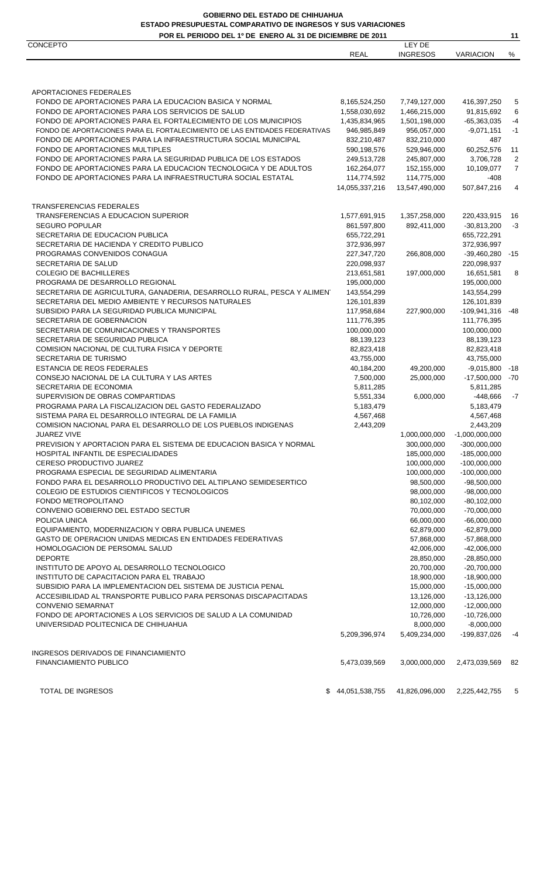**GOBIERNO DEL ESTADO DE CHIHUAHUA**
**ESTADO PRESUPUESTAL COMPARATIVO DE INGRESOS Y SUS VARIACIONES**
**POR EL PERIODO DEL 1º DE ENERO AL 31 DE DICIEMBRE DE 2011**

| CONCEPTO | REAL | LEY DE INGRESOS | VARIACION | % |
|---|---|---|---|---|
| APORTACIONES FEDERALES | | | | |
| FONDO DE APORTACIONES PARA LA EDUCACION BASICA Y NORMAL | 8,165,524,250 | 7,749,127,000 | 416,397,250 | 5 |
| FONDO DE APORTACIONES PARA LOS SERVICIOS DE SALUD | 1,558,030,692 | 1,466,215,000 | 91,815,692 | 6 |
| FONDO DE APORTACIONES PARA EL FORTALECIMIENTO DE LOS MUNICIPIOS | 1,435,834,965 | 1,501,198,000 | -65,363,035 | -4 |
| FONDO DE APORTACIONES PARA EL FORTALECIMIENTO DE LAS ENTIDADES FEDERATIVAS | 946,985,849 | 956,057,000 | -9,071,151 | -1 |
| FONDO DE APORTACIONES PARA LA INFRAESTRUCTURA SOCIAL MUNICIPAL | 832,210,487 | 832,210,000 | 487 | |
| FONDO DE APORTACIONES MULTIPLES | 590,198,576 | 529,946,000 | 60,252,576 | 11 |
| FONDO DE APORTACIONES PARA LA SEGURIDAD PUBLICA DE LOS ESTADOS | 249,513,728 | 245,807,000 | 3,706,728 | 2 |
| FONDO DE APORTACIONES PARA LA EDUCACION TECNOLOGICA Y DE ADULTOS | 162,264,077 | 152,155,000 | 10,109,077 | 7 |
| FONDO DE APORTACIONES PARA LA INFRAESTRUCTURA SOCIAL ESTATAL | 114,774,592 | 114,775,000 | -408 | |
| | 14,055,337,216 | 13,547,490,000 | 507,847,216 | 4 |
| TRANSFERENCIAS FEDERALES | | | | |
| TRANSFERENCIAS A EDUCACION SUPERIOR | 1,577,691,915 | 1,357,258,000 | 220,433,915 | 16 |
| SEGURO POPULAR | 861,597,800 | 892,411,000 | -30,813,200 | -3 |
| SECRETARIA DE EDUCACION PUBLICA | 655,722,291 | | 655,722,291 | |
| SECRETARIA DE HACIENDA Y CREDITO PUBLICO | 372,936,997 | | 372,936,997 | |
| PROGRAMAS CONVENIDOS CONAGUA | 227,347,720 | 266,808,000 | -39,460,280 | -15 |
| SECRETARIA DE SALUD | 220,098,937 | | 220,098,937 | |
| COLEGIO DE BACHILLERES | 213,651,581 | 197,000,000 | 16,651,581 | 8 |
| PROGRAMA DE DESARROLLO REGIONAL | 195,000,000 | | 195,000,000 | |
| SECRETARIA DE AGRICULTURA, GANADERIA, DESARROLLO RURAL, PESCA Y ALIMEN | 143,554,299 | | 143,554,299 | |
| SECRETARIA DEL MEDIO AMBIENTE Y RECURSOS NATURALES | 126,101,839 | | 126,101,839 | |
| SUBSIDIO PARA LA SEGURIDAD PUBLICA MUNICIPAL | 117,958,684 | 227,900,000 | -109,941,316 | -48 |
| SECRETARIA DE GOBERNACION | 111,776,395 | | 111,776,395 | |
| SECRETARIA DE COMUNICACIONES Y TRANSPORTES | 100,000,000 | | 100,000,000 | |
| SECRETARIA DE SEGURIDAD PUBLICA | 88,139,123 | | 88,139,123 | |
| COMISION NACIONAL DE CULTURA FISICA Y DEPORTE | 82,823,418 | | 82,823,418 | |
| SECRETARIA DE TURISMO | 43,755,000 | | 43,755,000 | |
| ESTANCIA DE REOS FEDERALES | 40,184,200 | 49,200,000 | -9,015,800 | -18 |
| CONSEJO NACIONAL DE LA CULTURA Y LAS ARTES | 7,500,000 | 25,000,000 | -17,500,000 | -70 |
| SECRETARIA DE ECONOMIA | 5,811,285 | | 5,811,285 | |
| SUPERVISION DE OBRAS COMPARTIDAS | 5,551,334 | 6,000,000 | -448,666 | -7 |
| PROGRAMA PARA LA FISCALIZACION DEL GASTO FEDERALIZADO | 5,183,479 | | 5,183,479 | |
| SISTEMA PARA EL DESARROLLO INTEGRAL DE LA FAMILIA | 4,567,468 | | 4,567,468 | |
| COMISION NACIONAL PARA EL DESARROLLO DE LOS PUEBLOS INDIGENAS | 2,443,209 | | 2,443,209 | |
| JUAREZ VIVE | | 1,000,000,000 | -1,000,000,000 | |
| PREVISION Y APORTACION PARA EL SISTEMA DE EDUCACION BASICA Y NORMAL | | 300,000,000 | -300,000,000 | |
| HOSPITAL INFANTIL DE ESPECIALIDADES | | 185,000,000 | -185,000,000 | |
| CERESO PRODUCTIVO JUAREZ | | 100,000,000 | -100,000,000 | |
| PROGRAMA ESPECIAL DE SEGURIDAD ALIMENTARIA | | 100,000,000 | -100,000,000 | |
| FONDO PARA EL DESARROLLO PRODUCTIVO DEL ALTIPLANO SEMIDESERTICO | | 98,500,000 | -98,500,000 | |
| COLEGIO DE ESTUDIOS CIENTIFICOS Y TECNOLOGICOS | | 98,000,000 | -98,000,000 | |
| FONDO METROPOLITANO | | 80,102,000 | -80,102,000 | |
| CONVENIO GOBIERNO DEL ESTADO SECTUR | | 70,000,000 | -70,000,000 | |
| POLICIA UNICA | | 66,000,000 | -66,000,000 | |
| EQUIPAMIENTO, MODERNIZACION Y OBRA PUBLICA UNEMES | | 62,879,000 | -62,879,000 | |
| GASTO DE OPERACION UNIDAS MEDICAS EN ENTIDADES FEDERATIVAS | | 57,868,000 | -57,868,000 | |
| HOMOLOGACION DE PERSOMAL SALUD | | 42,006,000 | -42,006,000 | |
| DEPORTE | | 28,850,000 | -28,850,000 | |
| INSTITUTO DE APOYO AL DESARROLLO TECNOLOGICO | | 20,700,000 | -20,700,000 | |
| INSTITUTO DE CAPACITACION PARA EL TRABAJO | | 18,900,000 | -18,900,000 | |
| SUBSIDIO PARA LA IMPLEMENTACION DEL SISTEMA DE JUSTICIA PENAL | | 15,000,000 | -15,000,000 | |
| ACCESIBILIDAD AL TRANSPORTE PUBLICO PARA PERSONAS DISCAPACITADAS | | 13,126,000 | -13,126,000 | |
| CONVENIO SEMARNAT | | 12,000,000 | -12,000,000 | |
| FONDO DE APORTACIONES A LOS SERVICIOS DE SALUD A LA COMUNIDAD | | 10,726,000 | -10,726,000 | |
| UNIVERSIDAD POLITECNICA DE CHIHUAHUA | | 8,000,000 | -8,000,000 | |
| | 5,209,396,974 | 5,409,234,000 | -199,837,026 | -4 |
| INGRESOS DERIVADOS DE FINANCIAMIENTO | | | | |
| FINANCIAMIENTO PUBLICO | 5,473,039,569 | 3,000,000,000 | 2,473,039,569 | 82 |
| TOTAL DE INGRESOS | $ 44,051,538,755 | 41,826,096,000 | 2,225,442,755 | 5 |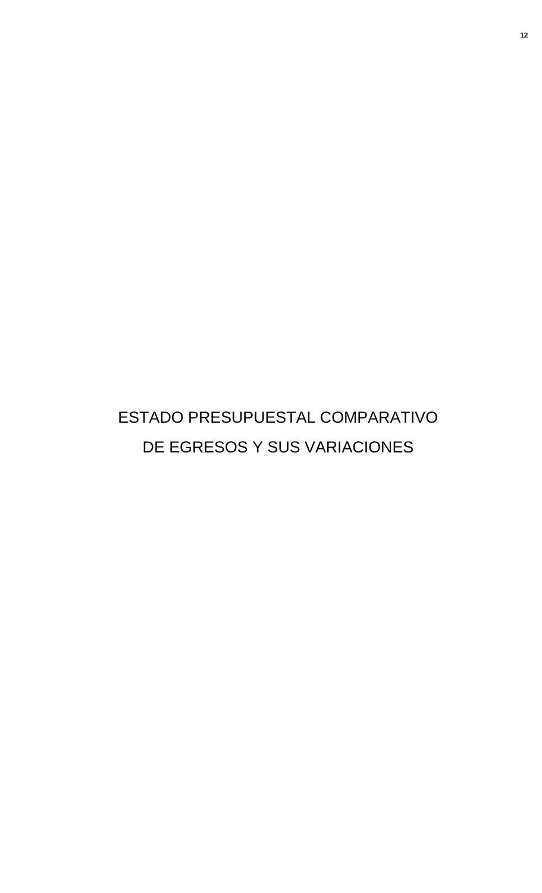# ESTADO PRESUPUESTAL COMPARATIVO DE EGRESOS Y SUS VARIACIONES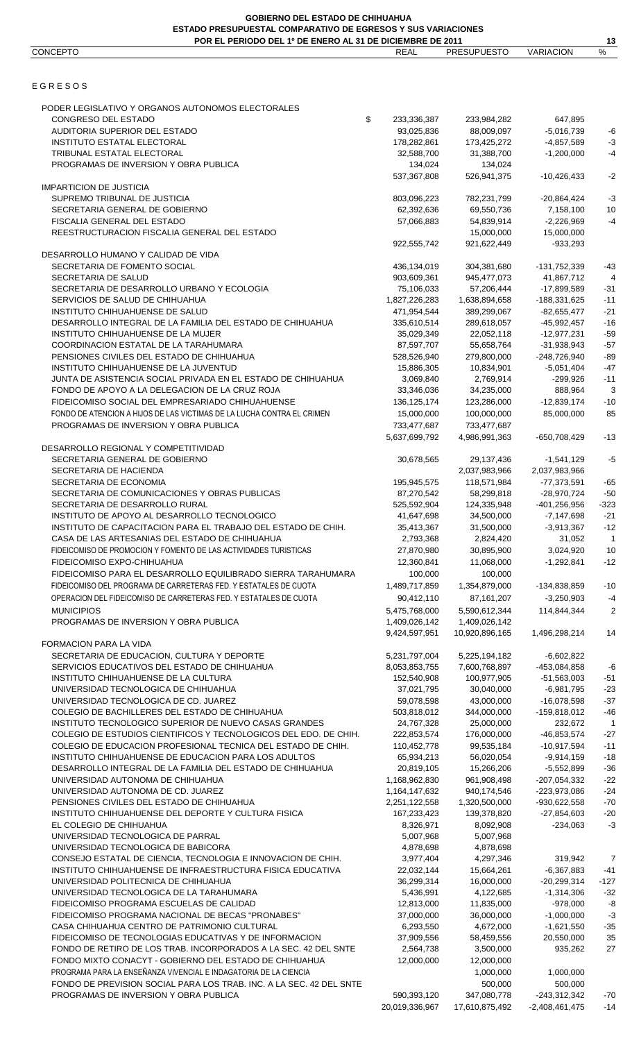# GOBIERNO DEL ESTADO DE CHIHUAHUA
## ESTADO PRESUPUESTAL COMPARATIVO DE EGRESOS Y SUS VARIACIONES
### POR EL PERIODO DEL 1º DE ENERO AL 31 DE DICIEMBRE DE 2011

| CONCEPTO | REAL | PRESUPUESTO | VARIACION | % |
|---|---|---|---|---|
| **E G R E S O S** | | | | |
| PODER LEGISLATIVO Y ORGANOS AUTONOMOS ELECTORALES | | | | |
| CONGRESO DEL ESTADO | $ 233,336,387 | 233,984,282 | 647,895 | |
| AUDITORIA SUPERIOR DEL ESTADO | 93,025,836 | 88,009,097 | -5,016,739 | -6 |
| INSTITUTO ESTATAL ELECTORAL | 178,282,861 | 173,425,272 | -4,857,589 | -3 |
| TRIBUNAL ESTATAL ELECTORAL | 32,588,700 | 31,388,700 | -1,200,000 | -4 |
| PROGRAMAS DE INVERSION Y OBRA PUBLICA | 134,024 | 134,024 | | |
| | 537,367,808 | 526,941,375 | -10,426,433 | -2 |
| IMPARTICION DE JUSTICIA | | | | |
| SUPREMO TRIBUNAL DE JUSTICIA | 803,096,223 | 782,231,799 | -20,864,424 | -3 |
| SECRETARIA GENERAL DE GOBIERNO | 62,392,636 | 69,550,736 | 7,158,100 | 10 |
| FISCALIA GENERAL DEL ESTADO | 57,066,883 | 54,839,914 | -2,226,969 | -4 |
| REESTRUCTURACION FISCALIA GENERAL DEL ESTADO | | 15,000,000 | 15,000,000 | |
| | 922,555,742 | 921,622,449 | -933,293 | |
| DESARROLLO HUMANO Y CALIDAD DE VIDA | | | | |
| SECRETARIA DE FOMENTO SOCIAL | 436,134,019 | 304,381,680 | -131,752,339 | -43 |
| SECRETARIA DE SALUD | 903,609,361 | 945,477,073 | 41,867,712 | 4 |
| SECRETARIA DE DESARROLLO URBANO Y ECOLOGIA | 75,106,033 | 57,206,444 | -17,899,589 | -31 |
| SERVICIOS DE SALUD DE CHIHUAHUA | 1,827,226,283 | 1,638,894,658 | -188,331,625 | -11 |
| INSTITUTO CHIHUAHUENSE DE SALUD | 471,954,544 | 389,299,067 | -82,655,477 | -21 |
| DESARROLLO INTEGRAL DE LA FAMILIA DEL ESTADO DE CHIHUAHUA | 335,610,514 | 289,618,057 | -45,992,457 | -16 |
| INSTITUTO CHIHUAHUENSE DE LA MUJER | 35,029,349 | 22,052,118 | -12,977,231 | -59 |
| COORDINACION ESTATAL DE LA TARAHUMARA | 87,597,707 | 55,658,764 | -31,938,943 | -57 |
| PENSIONES CIVILES DEL ESTADO DE CHIHUAHUA | 528,526,940 | 279,800,000 | -248,726,940 | -89 |
| INSTITUTO CHIHUAHUENSE DE LA JUVENTUD | 15,886,305 | 10,834,901 | -5,051,404 | -47 |
| JUNTA DE ASISTENCIA SOCIAL PRIVADA EN EL ESTADO DE CHIHUAHUA | 3,069,840 | 2,769,914 | -299,926 | -11 |
| FONDO DE APOYO A LA DELEGACION DE LA CRUZ ROJA | 33,346,036 | 34,235,000 | 888,964 | 3 |
| FIDEICOMISO SOCIAL DEL EMPRESARIADO CHIHUAHUENSE | 136,125,174 | 123,286,000 | -12,839,174 | -10 |
| FONDO DE ATENCION A HIJOS DE LAS VICTIMAS DE LA LUCHA CONTRA EL CRIMEN | 15,000,000 | 100,000,000 | 85,000,000 | 85 |
| PROGRAMAS DE INVERSION Y OBRA PUBLICA | 733,477,687 | 733,477,687 | | |
| | 5,637,699,792 | 4,986,991,363 | -650,708,429 | -13 |
| DESARROLLO REGIONAL Y COMPETITIVIDAD | | | | |
| SECRETARIA GENERAL DE GOBIERNO | 30,678,565 | 29,137,436 | -1,541,129 | -5 |
| SECRETARIA DE HACIENDA | | 2,037,983,966 | 2,037,983,966 | |
| SECRETARIA DE ECONOMIA | 195,945,575 | 118,571,984 | -77,373,591 | -65 |
| SECRETARIA DE COMUNICACIONES Y OBRAS PUBLICAS | 87,270,542 | 58,299,818 | -28,970,724 | -50 |
| SECRETARIA DE DESARROLLO RURAL | 525,592,904 | 124,335,948 | -401,256,956 | -323 |
| INSTITUTO DE APOYO AL DESARROLLO TECNOLOGICO | 41,647,698 | 34,500,000 | -7,147,698 | -21 |
| INSTITUTO DE CAPACITACION PARA EL TRABAJO DEL ESTADO DE CHIH. | 35,413,367 | 31,500,000 | -3,913,367 | -12 |
| CASA DE LAS ARTESANIAS DEL ESTADO DE CHIHUAHUA | 2,793,368 | 2,824,420 | 31,052 | 1 |
| FIDEICOMISO DE PROMOCION Y FOMENTO DE LAS ACTIVIDADES TURISTICAS | 27,870,980 | 30,895,900 | 3,024,920 | 10 |
| FIDEICOMISO EXPO-CHIHUAHUA | 12,360,841 | 11,068,000 | -1,292,841 | -12 |
| FIDEICOMISO PARA EL DESARROLLO EQUILIBRADO SIERRA TARAHUMARA | 100,000 | 100,000 | | |
| FIDEICOMISO DEL PROGRAMA DE CARRETERAS FED. Y ESTATALES DE CUOTA | 1,489,717,859 | 1,354,879,000 | -134,838,859 | -10 |
| OPERACION DEL FIDEICOMISO DE CARRETERAS FED. Y ESTATALES DE CUOTA | 90,412,110 | 87,161,207 | -3,250,903 | -4 |
| MUNICIPIOS | 5,475,768,000 | 5,590,612,344 | 114,844,344 | 2 |
| PROGRAMAS DE INVERSION Y OBRA PUBLICA | 1,409,026,142 | 1,409,026,142 | | |
| | 9,424,597,951 | 10,920,896,165 | 1,496,298,214 | 14 |
| FORMACION PARA LA VIDA | | | | |
| SECRETARIA DE EDUCACION, CULTURA Y DEPORTE | 5,231,797,004 | 5,225,194,182 | -6,602,822 | |
| SERVICIOS EDUCATIVOS DEL ESTADO DE CHIHUAHUA | 8,053,853,755 | 7,600,768,897 | -453,084,858 | -6 |
| INSTITUTO CHIHUAHUENSE DE LA CULTURA | 152,540,908 | 100,977,905 | -51,563,003 | -51 |
| UNIVERSIDAD TECNOLOGICA DE CHIHUAHUA | 37,021,795 | 30,040,000 | -6,981,795 | -23 |
| UNIVERSIDAD TECNOLOGICA DE CD. JUAREZ | 59,078,598 | 43,000,000 | -16,078,598 | -37 |
| COLEGIO DE BACHILLERES DEL ESTADO DE CHIHUAHUA | 503,818,012 | 344,000,000 | -159,818,012 | -46 |
| INSTITUTO TECNOLOGICO SUPERIOR DE NUEVO CASAS GRANDES | 24,767,328 | 25,000,000 | 232,672 | 1 |
| COLEGIO DE ESTUDIOS CIENTIFICOS Y TECNOLOGICOS DEL EDO. DE CHIH. | 222,853,574 | 176,000,000 | -46,853,574 | -27 |
| COLEGIO DE EDUCACION PROFESIONAL TECNICA DEL ESTADO DE CHIH. | 110,452,778 | 99,535,184 | -10,917,594 | -11 |
| INSTITUTO CHIHUAHUENSE DE EDUCACION PARA LOS ADULTOS | 65,934,213 | 56,020,054 | -9,914,159 | -18 |
| DESARROLLO INTEGRAL DE LA FAMILIA DEL ESTADO DE CHIHUAHUA | 20,819,105 | 15,266,206 | -5,552,899 | -36 |
| UNIVERSIDAD AUTONOMA DE CHIHUAHUA | 1,168,962,830 | 961,908,498 | -207,054,332 | -22 |
| UNIVERSIDAD AUTONOMA DE CD. JUAREZ | 1,164,147,632 | 940,174,546 | -223,973,086 | -24 |
| PENSIONES CIVILES DEL ESTADO DE CHIHUAHUA | 2,251,122,558 | 1,320,500,000 | -930,622,558 | -70 |
| INSTITUTO CHIHUAHUENSE DEL DEPORTE Y CULTURA FISICA | 167,233,423 | 139,378,820 | -27,854,603 | -20 |
| EL COLEGIO DE CHIHUAHUA | 8,326,971 | 8,092,908 | -234,063 | -3 |
| UNIVERSIDAD TECNOLOGICA DE PARRAL | 5,007,968 | 5,007,968 | | |
| UNIVERSIDAD TECNOLOGICA DE BABICORA | 4,878,698 | 4,878,698 | | |
| CONSEJO ESTATAL DE CIENCIA, TECNOLOGIA E INNOVACION DE CHIH. | 3,977,404 | 4,297,346 | 319,942 | 7 |
| INSTITUTO CHIHUAHUENSE DE INFRAESTRUCTURA FISICA EDUCATIVA | 22,032,144 | 15,664,261 | -6,367,883 | -41 |
| UNIVERSIDAD POLITECNICA DE CHIHUAHUA | 36,299,314 | 16,000,000 | -20,299,314 | -127 |
| UNIVERSIDAD TECNOLOGICA DE LA TARAHUMARA | 5,436,991 | 4,122,685 | -1,314,306 | -32 |
| FIDEICOMISO PROGRAMA ESCUELAS DE CALIDAD | 12,813,000 | 11,835,000 | -978,000 | -8 |
| FIDEICOMISO PROGRAMA NACIONAL DE BECAS "PRONABES" | 37,000,000 | 36,000,000 | -1,000,000 | -3 |
| CASA CHIHUAHUA CENTRO DE PATRIMONIO CULTURAL | 6,293,550 | 4,672,000 | -1,621,550 | -35 |
| FIDEICOMISO DE TECNOLOGIAS EDUCATIVAS Y DE INFORMACION | 37,909,556 | 58,459,556 | 20,550,000 | 35 |
| FONDO DE RETIRO DE LOS TRAB. INCORPORADOS A LA SEC. 42 DEL SNTE | 2,564,738 | 3,500,000 | 935,262 | 27 |
| FONDO MIXTO CONACYT - GOBIERNO DEL ESTADO DE CHIHUAHUA | 12,000,000 | 12,000,000 | | |
| PROGRAMA PARA LA ENSEÑANZA VIVENCIAL E INDAGATORIA DE LA CIENCIA | | 1,000,000 | 1,000,000 | |
| FONDO DE PREVISION SOCIAL PARA LOS TRAB. INC. A LA SEC. 42 DEL SNTE | | 500,000 | 500,000 | |
| PROGRAMAS DE INVERSION Y OBRA PUBLICA | 590,393,120 | 347,080,778 | -243,312,342 | -70 |
| | 20,019,336,967 | 17,610,875,492 | -2,408,461,475 | -14 |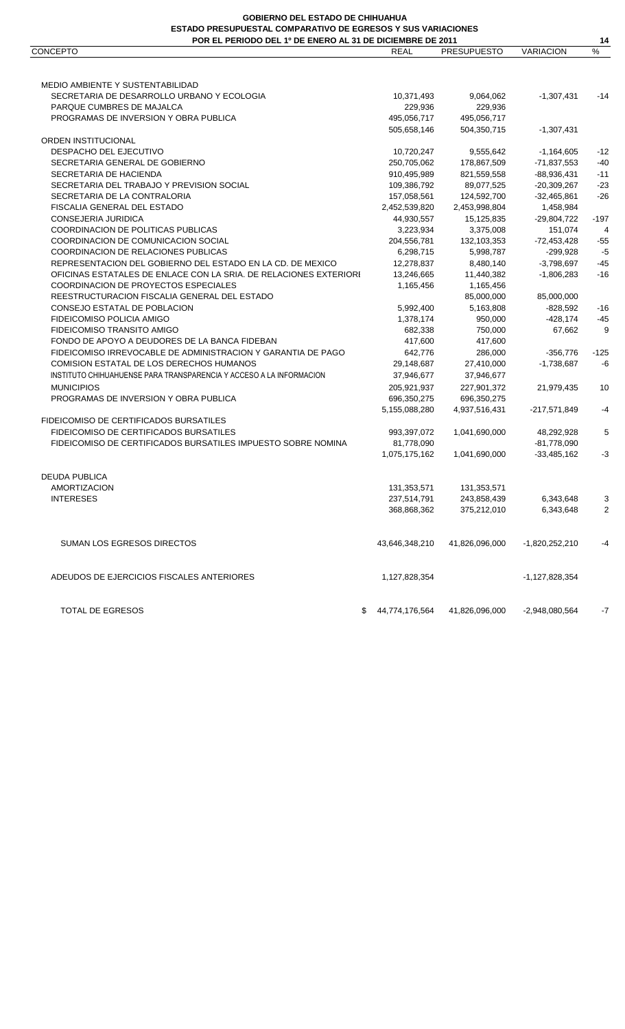**GOBIERNO DEL ESTADO DE CHIHUAHUA**
**ESTADO PRESUPUESTAL COMPARATIVO DE EGRESOS Y SUS VARIACIONES**
**POR EL PERIODO DEL 1º DE ENERO AL 31 DE DICIEMBRE DE 2011**

| CONCEPTO | REAL | PRESUPUESTO | VARIACION | % |
|---|---|---|---|---|
| MEDIO AMBIENTE Y SUSTENTABILIDAD | | | | |
| SECRETARIA DE DESARROLLO URBANO Y ECOLOGIA | 10,371,493 | 9,064,062 | -1,307,431 | -14 |
| PARQUE CUMBRES DE MAJALCA | 229,936 | 229,936 | | |
| PROGRAMAS DE INVERSION Y OBRA PUBLICA | 495,056,717 | 495,056,717 | | |
| | 505,658,146 | 504,350,715 | -1,307,431 | |
| ORDEN INSTITUCIONAL | | | | |
| DESPACHO DEL EJECUTIVO | 10,720,247 | 9,555,642 | -1,164,605 | -12 |
| SECRETARIA GENERAL DE GOBIERNO | 250,705,062 | 178,867,509 | -71,837,553 | -40 |
| SECRETARIA DE HACIENDA | 910,495,989 | 821,559,558 | -88,936,431 | -11 |
| SECRETARIA DEL TRABAJO Y PREVISION SOCIAL | 109,386,792 | 89,077,525 | -20,309,267 | -23 |
| SECRETARIA DE LA CONTRALORIA | 157,058,561 | 124,592,700 | -32,465,861 | -26 |
| FISCALIA GENERAL DEL ESTADO | 2,452,539,820 | 2,453,998,804 | 1,458,984 | |
| CONSEJERIA JURIDICA | 44,930,557 | 15,125,835 | -29,804,722 | -197 |
| COORDINACION DE POLITICAS PUBLICAS | 3,223,934 | 3,375,008 | 151,074 | 4 |
| COORDINACION DE COMUNICACION SOCIAL | 204,556,781 | 132,103,353 | -72,453,428 | -55 |
| COORDINACION DE RELACIONES PUBLICAS | 6,298,715 | 5,998,787 | -299,928 | -5 |
| REPRESENTACION DEL GOBIERNO DEL ESTADO EN LA CD. DE MEXICO | 12,278,837 | 8,480,140 | -3,798,697 | -45 |
| OFICINAS ESTATALES DE ENLACE CON LA SRIA. DE RELACIONES EXTERIORI | 13,246,665 | 11,440,382 | -1,806,283 | -16 |
| COORDINACION DE PROYECTOS ESPECIALES | 1,165,456 | 1,165,456 | | |
| REESTRUCTURACION FISCALIA GENERAL DEL ESTADO | | 85,000,000 | 85,000,000 | |
| CONSEJO ESTATAL DE POBLACION | 5,992,400 | 5,163,808 | -828,592 | -16 |
| FIDEICOMISO POLICIA AMIGO | 1,378,174 | 950,000 | -428,174 | -45 |
| FIDEICOMISO TRANSITO AMIGO | 682,338 | 750,000 | 67,662 | 9 |
| FONDO DE APOYO A DEUDORES DE LA BANCA FIDEBAN | 417,600 | 417,600 | | |
| FIDEICOMISO IRREVOCABLE DE ADMINISTRACION Y GARANTIA DE PAGO | 642,776 | 286,000 | -356,776 | -125 |
| COMISION ESTATAL DE LOS DERECHOS HUMANOS | 29,148,687 | 27,410,000 | -1,738,687 | -6 |
| INSTITUTO CHIHUAHUENSE PARA TRANSPARENCIA Y ACCESO A LA INFORMACION | 37,946,677 | 37,946,677 | | |
| MUNICIPIOS | 205,921,937 | 227,901,372 | 21,979,435 | 10 |
| PROGRAMAS DE INVERSION Y OBRA PUBLICA | 696,350,275 | 696,350,275 | | |
| | 5,155,088,280 | 4,937,516,431 | -217,571,849 | -4 |
| FIDEICOMISO DE CERTIFICADOS BURSATILES | | | | |
| FIDEICOMISO DE CERTIFICADOS BURSATILES | 993,397,072 | 1,041,690,000 | 48,292,928 | 5 |
| FIDEICOMISO DE CERTIFICADOS BURSATILES IMPUESTO SOBRE NOMINA | 81,778,090 | | -81,778,090 | |
| | 1,075,175,162 | 1,041,690,000 | -33,485,162 | -3 |
| DEUDA PUBLICA | | | | |
| AMORTIZACION | 131,353,571 | 131,353,571 | | |
| INTERESES | 237,514,791 | 243,858,439 | 6,343,648 | 3 |
| | 368,868,362 | 375,212,010 | 6,343,648 | 2 |
| SUMAN LOS EGRESOS DIRECTOS | 43,646,348,210 | 41,826,096,000 | -1,820,252,210 | -4 |
| ADEUDOS DE EJERCICIOS FISCALES ANTERIORES | 1,127,828,354 | | -1,127,828,354 | |
| TOTAL DE EGRESOS | $ 44,774,176,564 | 41,826,096,000 | -2,948,080,564 | -7 |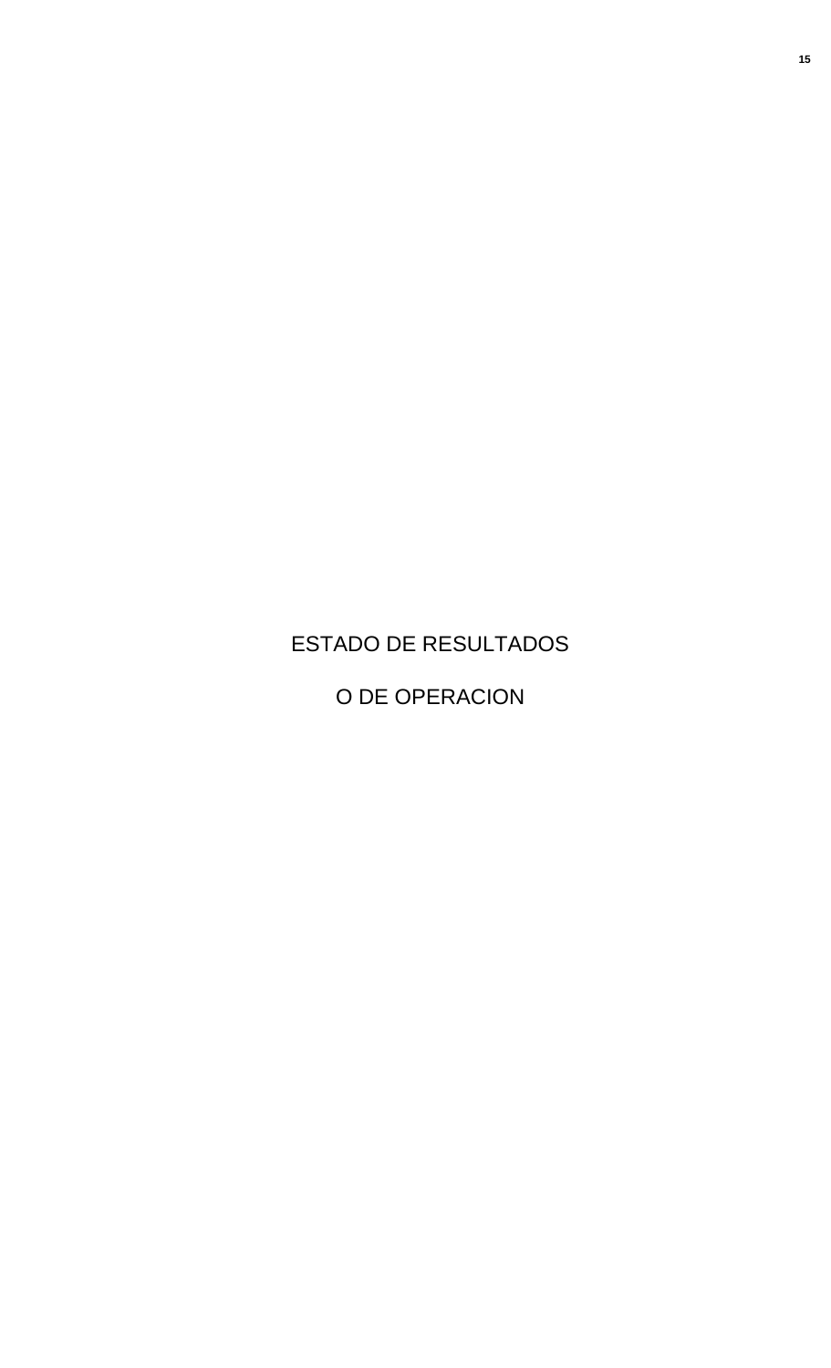# ESTADO DE RESULTADOS

# O DE OPERACION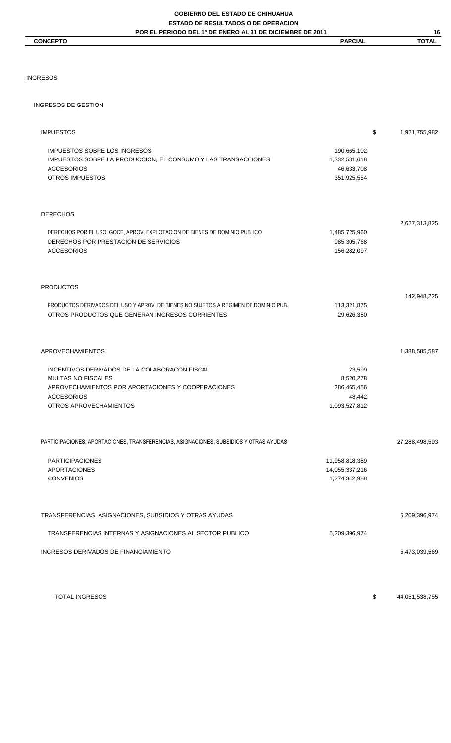**GOBIERNO DEL ESTADO DE CHIHUAHUA**
**ESTADO DE RESULTADOS O DE OPERACION**
**POR EL PERIODO DEL 1º DE ENERO AL 31 DE DICIEMBRE DE 2011**

| CONCEPTO | PARCIAL | TOTAL |
|---|---|---|
| INGRESOS | | |
| INGRESOS DE GESTION | | |
| IMPUESTOS | | $ 1,921,755,982 |
| IMPUESTOS SOBRE LOS INGRESOS | 190,665,102 | |
| IMPUESTOS SOBRE LA PRODUCCION, EL CONSUMO Y LAS TRANSACCIONES | 1,332,531,618 | |
| ACCESORIOS | 46,633,708 | |
| OTROS IMPUESTOS | 351,925,554 | |
| DERECHOS | | 2,627,313,825 |
| DERECHOS POR EL USO, GOCE, APROV. EXPLOTACION DE BIENES DE DOMINIO PUBLICO | 1,485,725,960 | |
| DERECHOS POR PRESTACION DE SERVICIOS | 985,305,768 | |
| ACCESORIOS | 156,282,097 | |
| PRODUCTOS | | 142,948,225 |
| PRODUCTOS DERIVADOS DEL USO Y APROV. DE BIENES NO SUJETOS A REGIMEN DE DOMINIO PUB. | 113,321,875 | |
| OTROS PRODUCTOS QUE GENERAN INGRESOS CORRIENTES | 29,626,350 | |
| APROVECHAMIENTOS | | 1,388,585,587 |
| INCENTIVOS DERIVADOS DE LA COLABORACON FISCAL | 23,599 | |
| MULTAS NO FISCALES | 8,520,278 | |
| APROVECHAMIENTOS POR APORTACIONES Y COOPERACIONES | 286,465,456 | |
| ACCESORIOS | 48,442 | |
| OTROS APROVECHAMIENTOS | 1,093,527,812 | |
| PARTICIPACIONES, APORTACIONES, TRANSFERENCIAS, ASIGNACIONES, SUBSIDIOS Y OTRAS AYUDAS | | 27,288,498,593 |
| PARTICIPACIONES | 11,958,818,389 | |
| APORTACIONES | 14,055,337,216 | |
| CONVENIOS | 1,274,342,988 | |
| TRANSFERENCIAS, ASIGNACIONES, SUBSIDIOS Y OTRAS AYUDAS | | 5,209,396,974 |
| TRANSFERENCIAS INTERNAS Y ASIGNACIONES AL SECTOR PUBLICO | 5,209,396,974 | |
| INGRESOS DERIVADOS DE FINANCIAMIENTO | | 5,473,039,569 |
| TOTAL INGRESOS | | $ 44,051,538,755 |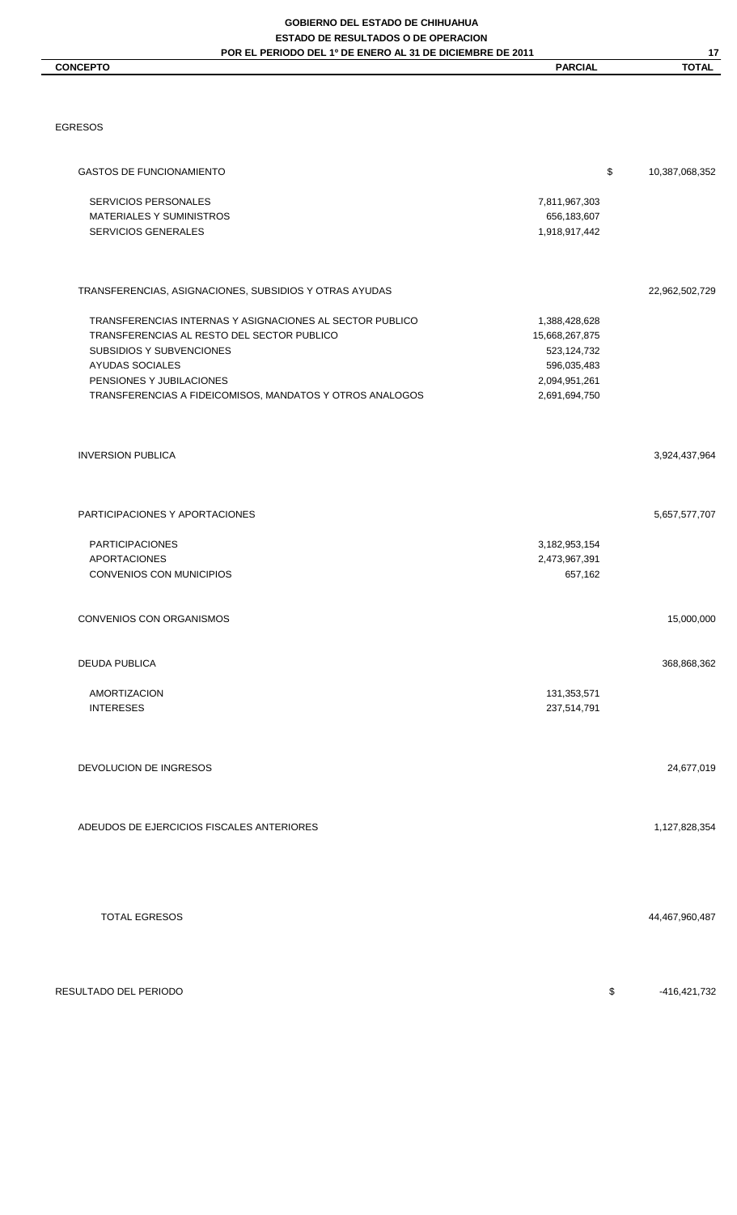**GOBIERNO DEL ESTADO DE CHIHUAHUA**
**ESTADO DE RESULTADOS O DE OPERACION**
**POR EL PERIODO DEL 1º DE ENERO AL 31 DE DICIEMBRE DE 2011**

| CONCEPTO | PARCIAL | TOTAL |
|---|---|---|
| EGRESOS | | |
| GASTOS DE FUNCIONAMIENTO | | $ 10,387,068,352 |
| SERVICIOS PERSONALES | 7,811,967,303 | |
| MATERIALES Y SUMINISTROS | 656,183,607 | |
| SERVICIOS GENERALES | 1,918,917,442 | |
| TRANSFERENCIAS, ASIGNACIONES, SUBSIDIOS Y OTRAS AYUDAS | | 22,962,502,729 |
| TRANSFERENCIAS INTERNAS Y ASIGNACIONES AL SECTOR PUBLICO | 1,388,428,628 | |
| TRANSFERENCIAS AL RESTO DEL SECTOR PUBLICO | 15,668,267,875 | |
| SUBSIDIOS Y SUBVENCIONES | 523,124,732 | |
| AYUDAS SOCIALES | 596,035,483 | |
| PENSIONES Y JUBILACIONES | 2,094,951,261 | |
| TRANSFERENCIAS A FIDEICOMISOS, MANDATOS Y OTROS ANALOGOS | 2,691,694,750 | |
| INVERSION PUBLICA | | 3,924,437,964 |
| PARTICIPACIONES Y APORTACIONES | | 5,657,577,707 |
| PARTICIPACIONES | 3,182,953,154 | |
| APORTACIONES | 2,473,967,391 | |
| CONVENIOS CON MUNICIPIOS | 657,162 | |
| CONVENIOS CON ORGANISMOS | | 15,000,000 |
| DEUDA PUBLICA | | 368,868,362 |
| AMORTIZACION | 131,353,571 | |
| INTERESES | 237,514,791 | |
| DEVOLUCION DE INGRESOS | | 24,677,019 |
| ADEUDOS DE EJERCICIOS FISCALES ANTERIORES | | 1,127,828,354 |
| TOTAL EGRESOS | | 44,467,960,487 |
| RESULTADO DEL PERIODO | | $ -416,421,732 |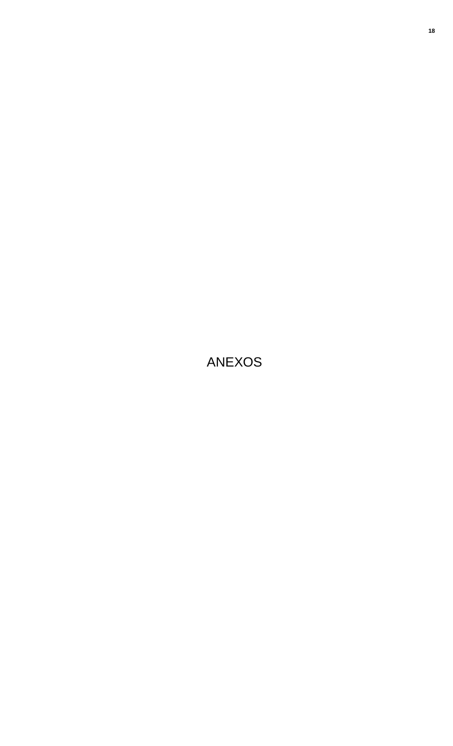# ANEXOS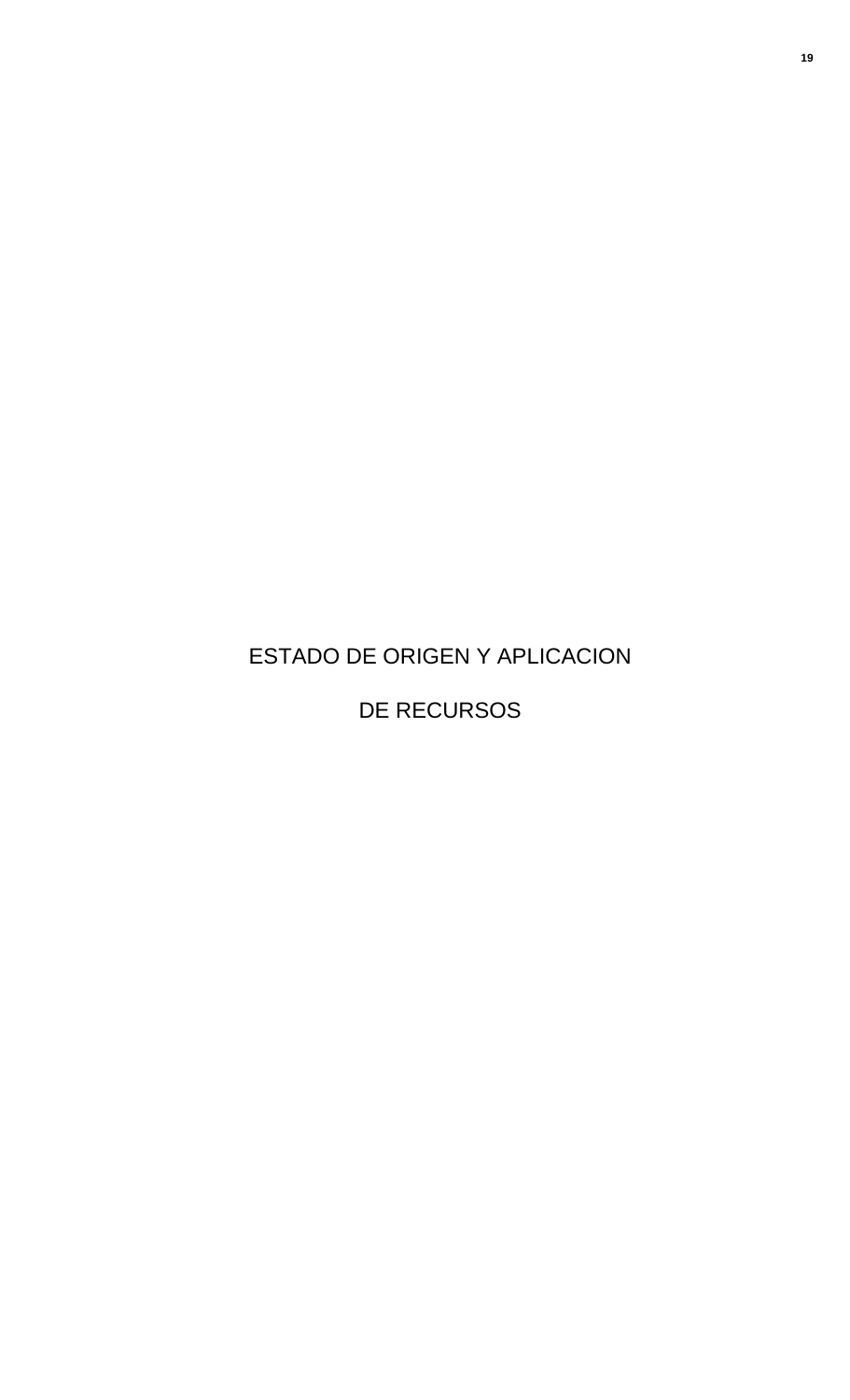# ESTADO DE ORIGEN Y APLICACION

# DE RECURSOS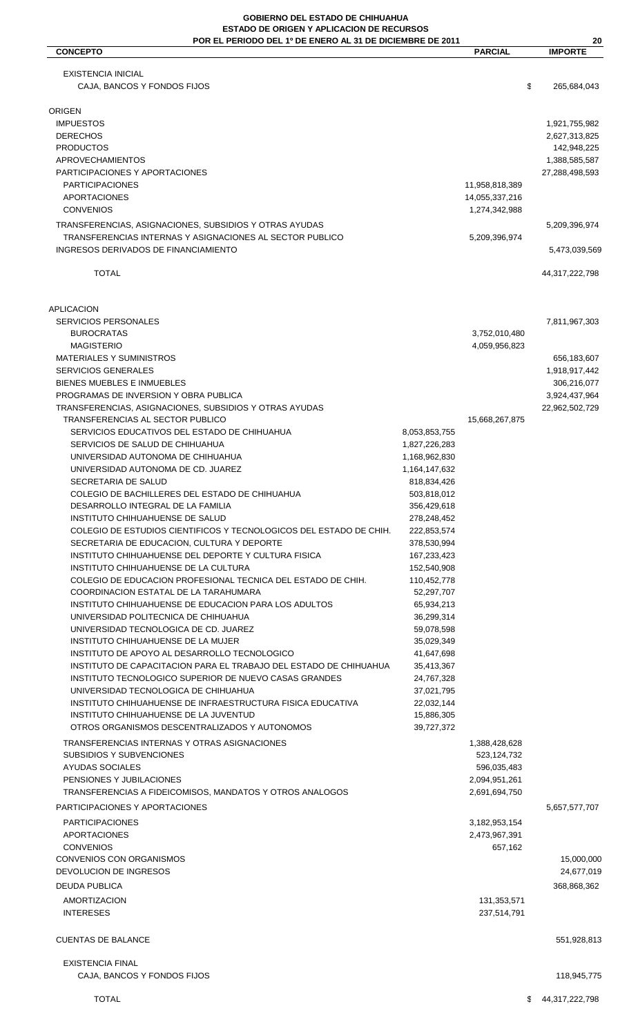**GOBIERNO DEL ESTADO DE CHIHUAHUA**
**ESTADO DE ORIGEN Y APLICACION DE RECURSOS**
**POR EL PERIODO DEL 1º DE ENERO AL 31 DE DICIEMBRE DE 2011**

| CONCEPTO | | PARCIAL | IMPORTE |
|---|---|---|---|
| EXISTENCIA INICIAL | | | |
| CAJA, BANCOS Y FONDOS FIJOS | | | $ 265,684,043 |
| ORIGEN | | | |
| IMPUESTOS | | | 1,921,755,982 |
| DERECHOS | | | 2,627,313,825 |
| PRODUCTOS | | | 142,948,225 |
| APROVECHAMIENTOS | | | 1,388,585,587 |
| PARTICIPACIONES Y APORTACIONES | | | 27,288,498,593 |
| PARTICIPACIONES | | 11,958,818,389 | |
| APORTACIONES | | 14,055,337,216 | |
| CONVENIOS | | 1,274,342,988 | |
| TRANSFERENCIAS, ASIGNACIONES, SUBSIDIOS Y OTRAS AYUDAS | | | 5,209,396,974 |
| TRANSFERENCIAS INTERNAS Y ASIGNACIONES AL SECTOR PUBLICO | | 5,209,396,974 | |
| INGRESOS DERIVADOS DE FINANCIAMIENTO | | | 5,473,039,569 |
| TOTAL | | | 44,317,222,798 |
| APLICACION | | | |
| SERVICIOS PERSONALES | | | 7,811,967,303 |
| BUROCRATAS | | 3,752,010,480 | |
| MAGISTERIO | | 4,059,956,823 | |
| MATERIALES Y SUMINISTROS | | | 656,183,607 |
| SERVICIOS GENERALES | | | 1,918,917,442 |
| BIENES MUEBLES E INMUEBLES | | | 306,216,077 |
| PROGRAMAS DE INVERSION Y OBRA PUBLICA | | | 3,924,437,964 |
| TRANSFERENCIAS, ASIGNACIONES, SUBSIDIOS Y OTRAS AYUDAS | | | 22,962,502,729 |
| TRANSFERENCIAS AL SECTOR PUBLICO | | 15,668,267,875 | |
| SERVICIOS EDUCATIVOS DEL ESTADO DE CHIHUAHUA | 8,053,853,755 | | |
| SERVICIOS DE SALUD DE CHIHUAHUA | 1,827,226,283 | | |
| UNIVERSIDAD AUTONOMA DE CHIHUAHUA | 1,168,962,830 | | |
| UNIVERSIDAD AUTONOMA DE CD. JUAREZ | 1,164,147,632 | | |
| SECRETARIA DE SALUD | 818,834,426 | | |
| COLEGIO DE BACHILLERES DEL ESTADO DE CHIHUAHUA | 503,818,012 | | |
| DESARROLLO INTEGRAL DE LA FAMILIA | 356,429,618 | | |
| INSTITUTO CHIHUAHUENSE DE SALUD | 278,248,452 | | |
| COLEGIO DE ESTUDIOS CIENTIFICOS Y TECNOLOGICOS DEL ESTADO DE CHIH. | 222,853,574 | | |
| SECRETARIA DE EDUCACION, CULTURA Y DEPORTE | 378,530,994 | | |
| INSTITUTO CHIHUAHUENSE DEL DEPORTE Y CULTURA FISICA | 167,233,423 | | |
| INSTITUTO CHIHUAHUENSE DE LA CULTURA | 152,540,908 | | |
| COLEGIO DE EDUCACION PROFESIONAL TECNICA DEL ESTADO DE CHIH. | 110,452,778 | | |
| COORDINACION ESTATAL DE LA TARAHUMARA | 52,297,707 | | |
| INSTITUTO CHIHUAHUENSE DE EDUCACION PARA LOS ADULTOS | 65,934,213 | | |
| UNIVERSIDAD POLITECNICA DE CHIHUAHUA | 36,299,314 | | |
| UNIVERSIDAD TECNOLOGICA DE CD. JUAREZ | 59,078,598 | | |
| INSTITUTO CHIHUAHUENSE DE LA MUJER | 35,029,349 | | |
| INSTITUTO DE APOYO AL DESARROLLO TECNOLOGICO | 41,647,698 | | |
| INSTITUTO DE CAPACITACION PARA EL TRABAJO DEL ESTADO DE CHIHUAHUA | 35,413,367 | | |
| INSTITUTO TECNOLOGICO SUPERIOR DE NUEVO CASAS GRANDES | 24,767,328 | | |
| UNIVERSIDAD TECNOLOGICA DE CHIHUAHUA | 37,021,795 | | |
| INSTITUTO CHIHUAHUENSE DE INFRAESTRUCTURA FISICA EDUCATIVA | 22,032,144 | | |
| INSTITUTO CHIHUAHUENSE DE LA JUVENTUD | 15,886,305 | | |
| OTROS ORGANISMOS DESCENTRALIZADOS Y AUTONOMOS | 39,727,372 | | |
| TRANSFERENCIAS INTERNAS Y OTRAS ASIGNACIONES | | 1,388,428,628 | |
| SUBSIDIOS Y SUBVENCIONES | | 523,124,732 | |
| AYUDAS SOCIALES | | 596,035,483 | |
| PENSIONES Y JUBILACIONES | | 2,094,951,261 | |
| TRANSFERENCIAS A FIDEICOMISOS, MANDATOS Y OTROS ANALOGOS | | 2,691,694,750 | |
| PARTICIPACIONES Y APORTACIONES | | | 5,657,577,707 |
| PARTICIPACIONES | | 3,182,953,154 | |
| APORTACIONES | | 2,473,967,391 | |
| CONVENIOS | | 657,162 | |
| CONVENIOS CON ORGANISMOS | | | 15,000,000 |
| DEVOLUCION DE INGRESOS | | | 24,677,019 |
| DEUDA PUBLICA | | | 368,868,362 |
| AMORTIZACION | | 131,353,571 | |
| INTERESES | | 237,514,791 | |
| CUENTAS DE BALANCE | | | 551,928,813 |
| EXISTENCIA FINAL | | | |
| CAJA, BANCOS Y FONDOS FIJOS | | | 118,945,775 |
| TOTAL | | | $ 44,317,222,798 |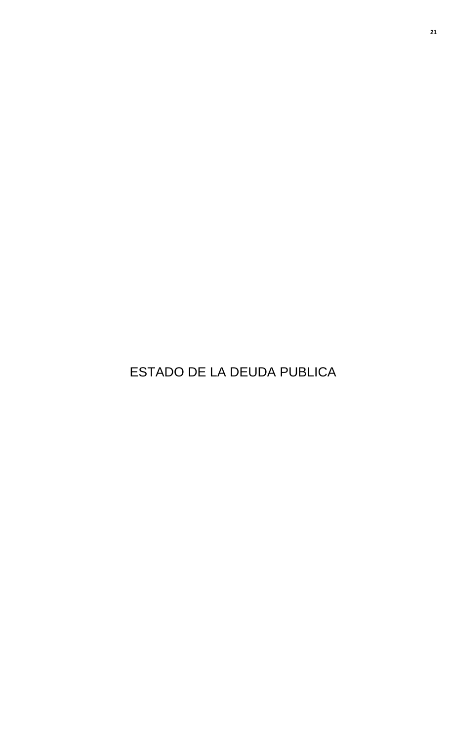# ESTADO DE LA DEUDA PUBLICA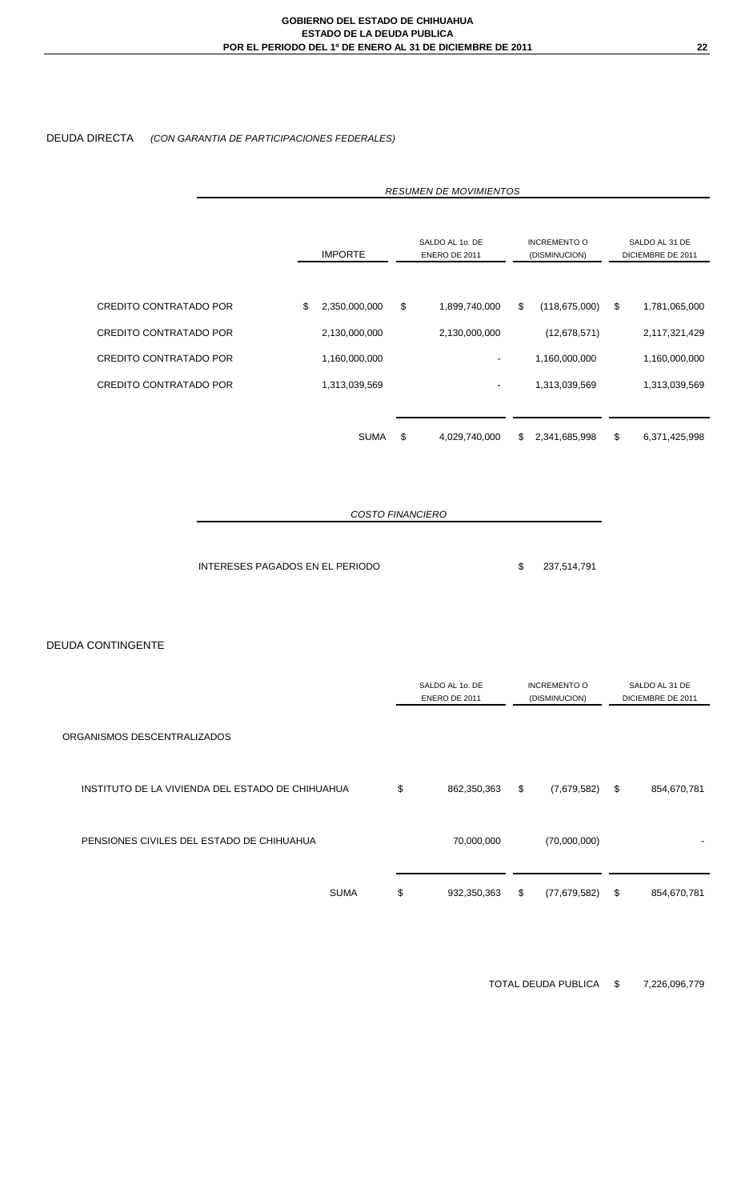DEUDA DIRECTA *(CON GARANTIA DE PARTICIPACIONES FEDERALES)*

*RESUMEN DE MOVIMIENTOS*

| | IMPORTE | SALDO AL 1o. DE ENERO DE 2011 | INCREMENTO O (DISMINUCION) | SALDO AL 31 DE DICIEMBRE DE 2011 |
|---|---|---|---|---|
| CREDITO CONTRATADO POR | $ 2,350,000,000 | $ 1,899,740,000 | $ (118,675,000) | $ 1,781,065,000 |
| CREDITO CONTRATADO POR | 2,130,000,000 | 2,130,000,000 | (12,678,571) | 2,117,321,429 |
| CREDITO CONTRATADO POR | 1,160,000,000 | - | 1,160,000,000 | 1,160,000,000 |
| CREDITO CONTRATADO POR | 1,313,039,569 | - | 1,313,039,569 | 1,313,039,569 |
| | SUMA | $ 4,029,740,000 | $ 2,341,685,998 | $ 6,371,425,998 |

*COSTO FINANCIERO*

| | |
|---|---|
| INTERESES PAGADOS EN EL PERIODO | $ 237,514,791 |

DEUDA CONTINGENTE

| | SALDO AL 1o. DE ENERO DE 2011 | INCREMENTO O (DISMINUCION) | SALDO AL 31 DE DICIEMBRE DE 2011 |
|---|---|---|---|
| ORGANISMOS DESCENTRALIZADOS | | | |
| INSTITUTO DE LA VIVIENDA DEL ESTADO DE CHIHUAHUA | $ 862,350,363 | $ (7,679,582) | $ 854,670,781 |
| PENSIONES CIVILES DEL ESTADO DE CHIHUAHUA | 70,000,000 | (70,000,000) | - |
| SUMA | $ 932,350,363 | $ (77,679,582) | $ 854,670,781 |

TOTAL DEUDA PUBLICA $ 7,226,096,779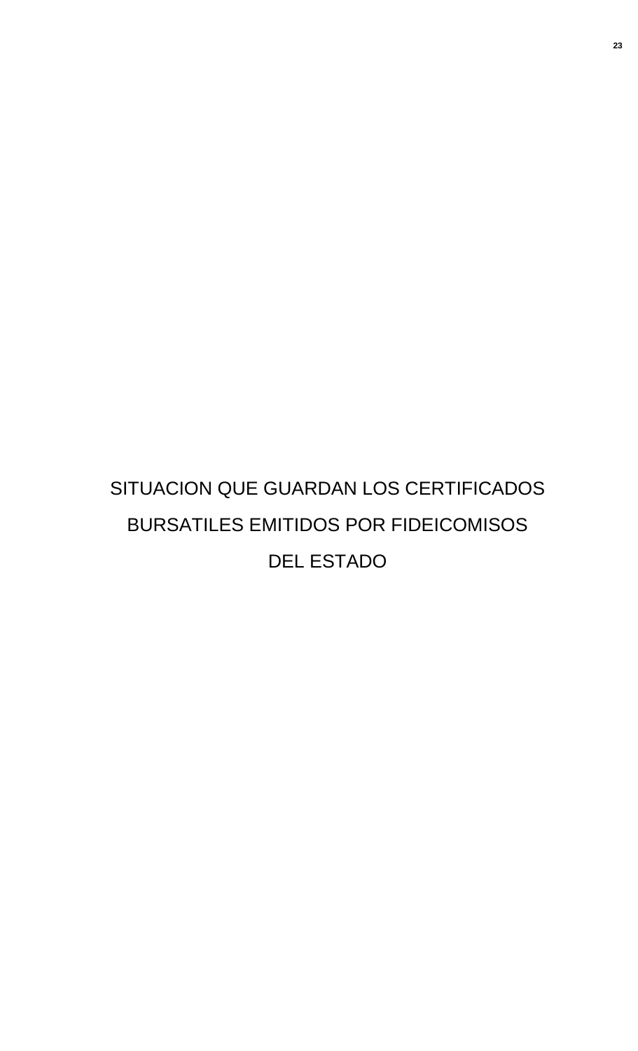# SITUACION QUE GUARDAN LOS CERTIFICADOS BURSATILES EMITIDOS POR FIDEICOMISOS DEL ESTADO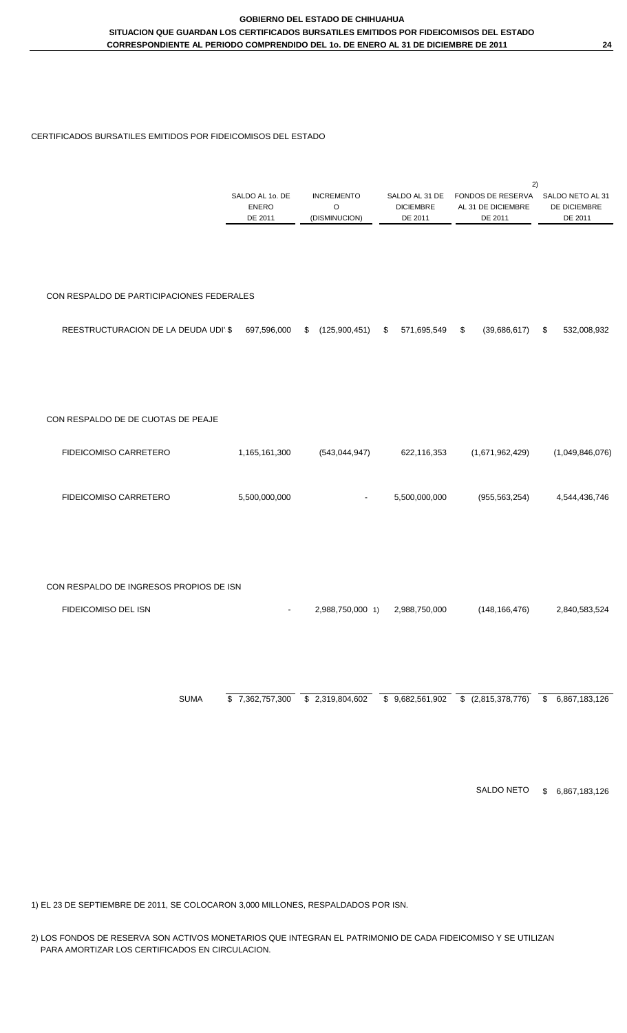**GOBIERNO DEL ESTADO DE CHIHUAHUA**
**SITUACION QUE GUARDAN LOS CERTIFICADOS BURSATILES EMITIDOS POR FIDEICOMISOS DEL ESTADO**
**CORRESPONDIENTE AL PERIODO COMPRENDIDO DEL 1o. DE ENERO AL 31 DE DICIEMBRE DE 2011**

CERTIFICADOS BURSATILES EMITIDOS POR FIDEICOMISOS DEL ESTADO

| | SALDO AL 1o. DE ENERO DE 2011 | INCREMENTO O (DISMINUCION) | SALDO AL 31 DE DICIEMBRE DE 2011 | 2) FONDOS DE RESERVA AL 31 DE DICIEMBRE DE 2011 | SALDO NETO AL 31 DE DICIEMBRE DE 2011 |
|---|---|---|---|---|---|
| CON RESPALDO DE PARTICIPACIONES FEDERALES | | | | | |
| REESTRUCTURACION DE LA DEUDA UDI' $ | 697,596,000 | $ (125,900,451) | $ 571,695,549 | $ (39,686,617) | $ 532,008,932 |
| CON RESPALDO DE DE CUOTAS DE PEAJE | | | | | |
| FIDEICOMISO CARRETERO | 1,165,161,300 | (543,044,947) | 622,116,353 | (1,671,962,429) | (1,049,846,076) |
| FIDEICOMISO CARRETERO | 5,500,000,000 | - | 5,500,000,000 | (955,563,254) | 4,544,436,746 |
| CON RESPALDO DE INGRESOS PROPIOS DE ISN | | | | | |
| FIDEICOMISO DEL ISN | - | 2,988,750,000 1) | 2,988,750,000 | (148,166,476) | 2,840,583,524 |
| SUMA | $ 7,362,757,300 | $ 2,319,804,602 | $ 9,682,561,902 | $ (2,815,378,776) | $ 6,867,183,126 |

SALDO NETO $ 6,867,183,126

1) EL 23 DE SEPTIEMBRE DE 2011, SE COLOCARON 3,000 MILLONES, RESPALDADOS POR ISN.

2) LOS FONDOS DE RESERVA SON ACTIVOS MONETARIOS QUE INTEGRAN EL PATRIMONIO DE CADA FIDEICOMISO Y SE UTILIZAN PARA AMORTIZAR LOS CERTIFICADOS EN CIRCULACION.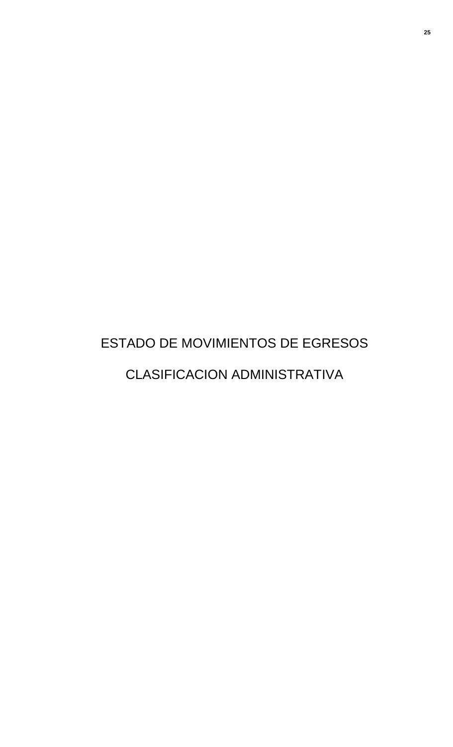# ESTADO DE MOVIMIENTOS DE EGRESOS

# CLASIFICACION ADMINISTRATIVA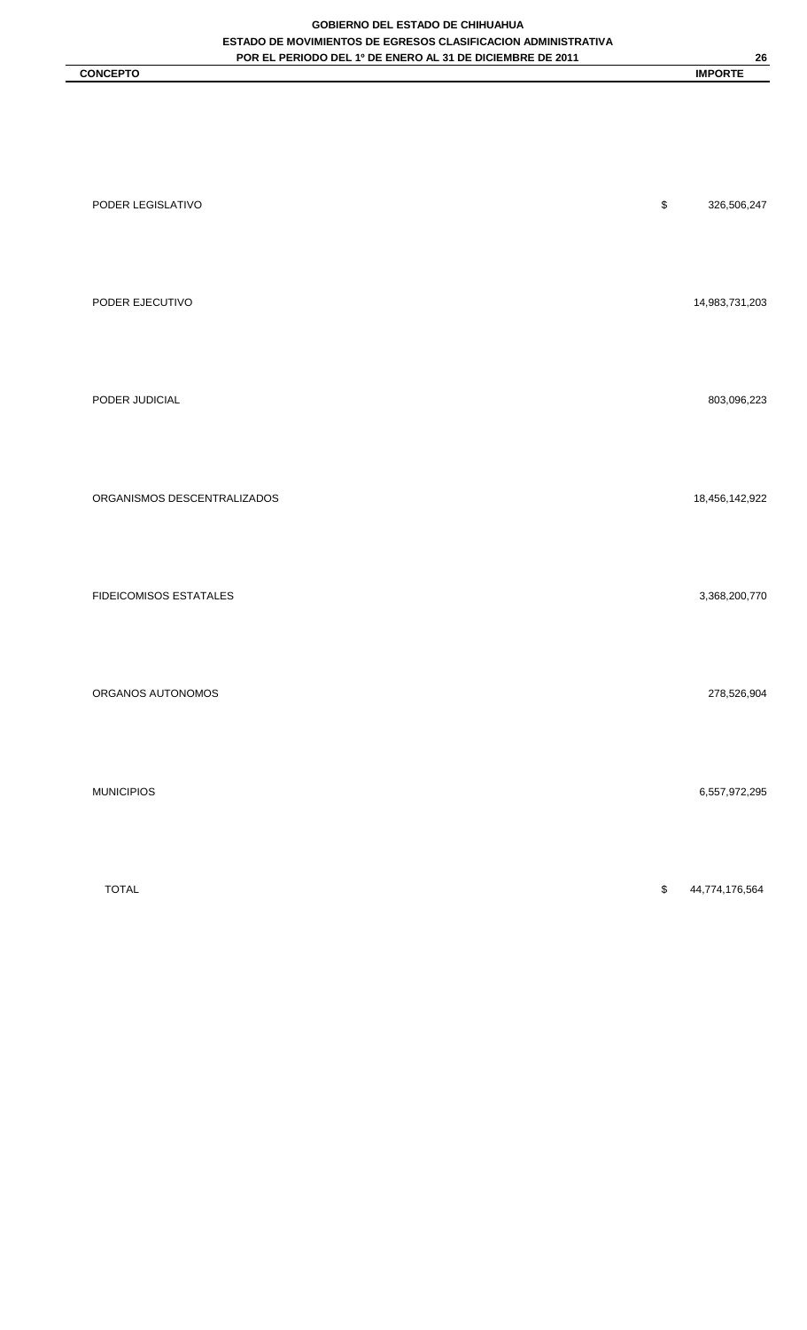**GOBIERNO DEL ESTADO DE CHIHUAHUA**
**ESTADO DE MOVIMIENTOS DE EGRESOS CLASIFICACION ADMINISTRATIVA**
**POR EL PERIODO DEL 1º DE ENERO AL 31 DE DICIEMBRE DE 2011**

| CONCEPTO | | IMPORTE |
|---|---|---|
| PODER LEGISLATIVO | $ | 326,506,247 |
| PODER EJECUTIVO | | 14,983,731,203 |
| PODER JUDICIAL | | 803,096,223 |
| ORGANISMOS DESCENTRALIZADOS | | 18,456,142,922 |
| FIDEICOMISOS ESTATALES | | 3,368,200,770 |
| ORGANOS AUTONOMOS | | 278,526,904 |
| MUNICIPIOS | | 6,557,972,295 |
| TOTAL | $ | 44,774,176,564 |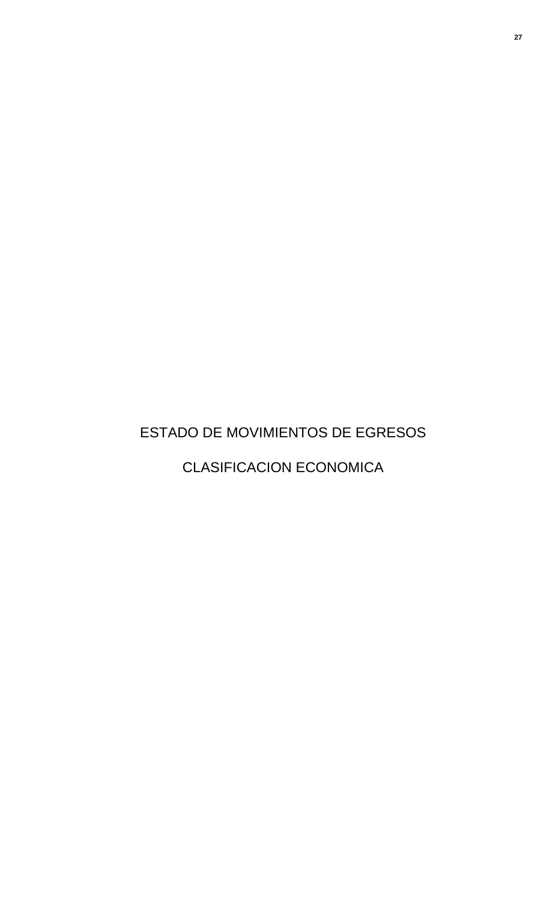# ESTADO DE MOVIMIENTOS DE EGRESOS

## CLASIFICACION ECONOMICA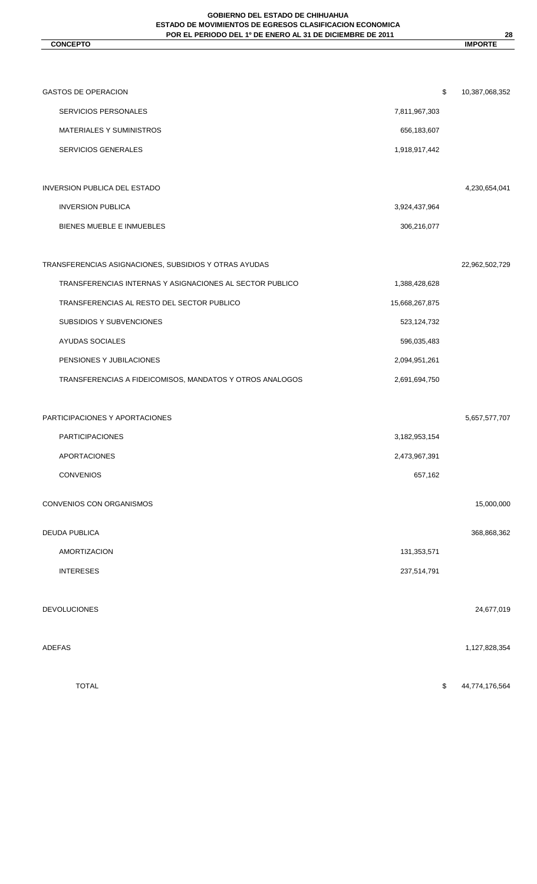**GOBIERNO DEL ESTADO DE CHIHUAHUA**
**ESTADO DE MOVIMIENTOS DE EGRESOS CLASIFICACION ECONOMICA**
**POR EL PERIODO DEL 1º DE ENERO AL 31 DE DICIEMBRE DE 2011**

| CONCEPTO | | IMPORTE |
|---|---|---|
| GASTOS DE OPERACION | | $ 10,387,068,352 |
| SERVICIOS PERSONALES | 7,811,967,303 | |
| MATERIALES Y SUMINISTROS | 656,183,607 | |
| SERVICIOS GENERALES | 1,918,917,442 | |
| INVERSION PUBLICA DEL ESTADO | | 4,230,654,041 |
| INVERSION PUBLICA | 3,924,437,964 | |
| BIENES MUEBLE E INMUEBLES | 306,216,077 | |
| TRANSFERENCIAS ASIGNACIONES, SUBSIDIOS Y OTRAS AYUDAS | | 22,962,502,729 |
| TRANSFERENCIAS INTERNAS Y ASIGNACIONES AL SECTOR PUBLICO | 1,388,428,628 | |
| TRANSFERENCIAS AL RESTO DEL SECTOR PUBLICO | 15,668,267,875 | |
| SUBSIDIOS Y SUBVENCIONES | 523,124,732 | |
| AYUDAS SOCIALES | 596,035,483 | |
| PENSIONES Y JUBILACIONES | 2,094,951,261 | |
| TRANSFERENCIAS A FIDEICOMISOS, MANDATOS Y OTROS ANALOGOS | 2,691,694,750 | |
| PARTICIPACIONES Y APORTACIONES | | 5,657,577,707 |
| PARTICIPACIONES | 3,182,953,154 | |
| APORTACIONES | 2,473,967,391 | |
| CONVENIOS | 657,162 | |
| CONVENIOS CON ORGANISMOS | | 15,000,000 |
| DEUDA PUBLICA | | 368,868,362 |
| AMORTIZACION | 131,353,571 | |
| INTERESES | 237,514,791 | |
| DEVOLUCIONES | | 24,677,019 |
| ADEFAS | | 1,127,828,354 |
| TOTAL | | $ 44,774,176,564 |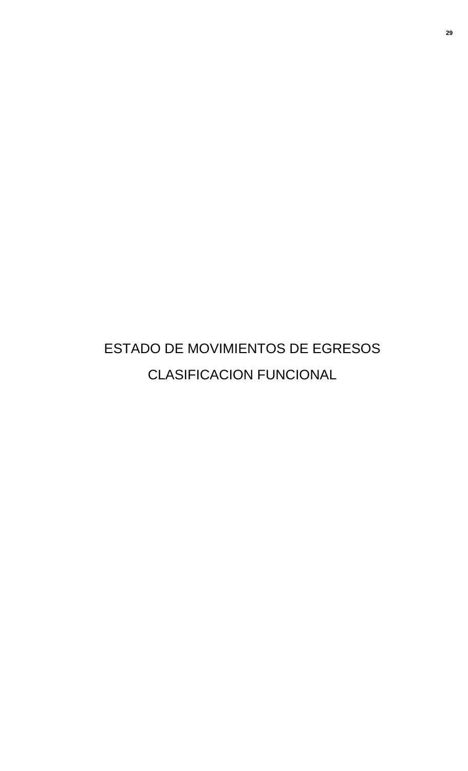# ESTADO DE MOVIMIENTOS DE EGRESOS

# CLASIFICACION FUNCIONAL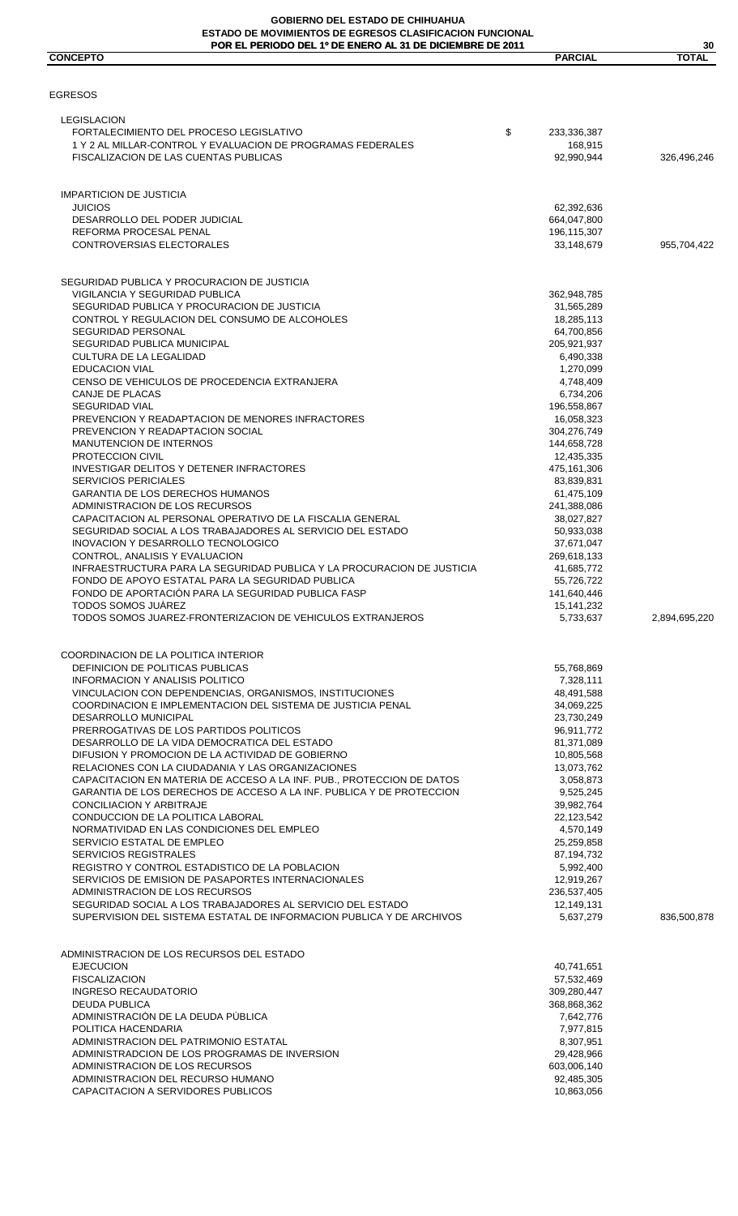**GOBIERNO DEL ESTADO DE CHIHUAHUA**
**ESTADO DE MOVIMIENTOS DE EGRESOS CLASIFICACION FUNCIONAL**
**POR EL PERIODO DEL 1º DE ENERO AL 31 DE DICIEMBRE DE 2011**

| CONCEPTO | PARCIAL | TOTAL |
|---|---|---|
| EGRESOS | | |
| LEGISLACION | | |
| FORTALECIMIENTO DEL PROCESO LEGISLATIVO | $ 233,336,387 | |
| 1 Y 2 AL MILLAR-CONTROL Y EVALUACION DE PROGRAMAS FEDERALES | 168,915 | |
| FISCALIZACION DE LAS CUENTAS PUBLICAS | 92,990,944 | 326,496,246 |
| IMPARTICION DE JUSTICIA | | |
| JUICIOS | 62,392,636 | |
| DESARROLLO DEL PODER JUDICIAL | 664,047,800 | |
| REFORMA PROCESAL PENAL | 196,115,307 | |
| CONTROVERSIAS ELECTORALES | 33,148,679 | 955,704,422 |
| SEGURIDAD PUBLICA Y PROCURACION DE JUSTICIA | | |
| VIGILANCIA Y SEGURIDAD PUBLICA | 362,948,785 | |
| SEGURIDAD PUBLICA Y PROCURACION DE JUSTICIA | 31,565,289 | |
| CONTROL Y REGULACION DEL CONSUMO DE ALCOHOLES | 18,285,113 | |
| SEGURIDAD PERSONAL | 64,700,856 | |
| SEGURIDAD PUBLICA MUNICIPAL | 205,921,937 | |
| CULTURA DE LA LEGALIDAD | 6,490,338 | |
| EDUCACION VIAL | 1,270,099 | |
| CENSO DE VEHICULOS DE PROCEDENCIA EXTRANJERA | 4,748,409 | |
| CANJE DE PLACAS | 6,734,206 | |
| SEGURIDAD VIAL | 196,558,867 | |
| PREVENCION Y READAPTACION DE MENORES INFRACTORES | 16,058,323 | |
| PREVENCION Y READAPTACION SOCIAL | 304,276,749 | |
| MANUTENCION DE INTERNOS | 144,658,728 | |
| PROTECCION CIVIL | 12,435,335 | |
| INVESTIGAR DELITOS Y DETENER INFRACTORES | 475,161,306 | |
| SERVICIOS PERICIALES | 83,839,831 | |
| GARANTIA DE LOS DERECHOS HUMANOS | 61,475,109 | |
| ADMINISTRACION DE LOS RECURSOS | 241,388,086 | |
| CAPACITACION AL PERSONAL OPERATIVO DE LA FISCALIA GENERAL | 38,027,827 | |
| SEGURIDAD SOCIAL A LOS TRABAJADORES AL SERVICIO DEL ESTADO | 50,933,038 | |
| INOVACION Y DESARROLLO TECNOLOGICO | 37,671,047 | |
| CONTROL, ANALISIS Y EVALUACION | 269,618,133 | |
| INFRAESTRUCTURA PARA LA SEGURIDAD PUBLICA Y LA PROCURACION DE JUSTICIA | 41,685,772 | |
| FONDO DE APOYO ESTATAL PARA LA SEGURIDAD PUBLICA | 55,726,722 | |
| FONDO DE APORTACIÓN PARA LA SEGURIDAD PUBLICA FASP | 141,640,446 | |
| TODOS SOMOS JUÁREZ | 15,141,232 | |
| TODOS SOMOS JUAREZ-FRONTERIZACION DE VEHICULOS EXTRANJEROS | 5,733,637 | 2,894,695,220 |
| COORDINACION DE LA POLITICA INTERIOR | | |
| DEFINICION DE POLITICAS PUBLICAS | 55,768,869 | |
| INFORMACION Y ANALISIS POLITICO | 7,328,111 | |
| VINCULACION CON DEPENDENCIAS, ORGANISMOS, INSTITUCIONES | 48,491,588 | |
| COORDINACION E IMPLEMENTACION DEL SISTEMA DE JUSTICIA PENAL | 34,069,225 | |
| DESARROLLO MUNICIPAL | 23,730,249 | |
| PRERROGATIVAS DE LOS PARTIDOS POLITICOS | 96,911,772 | |
| DESARROLLO DE LA VIDA DEMOCRATICA DEL ESTADO | 81,371,089 | |
| DIFUSION Y PROMOCION DE LA ACTIVIDAD DE GOBIERNO | 10,805,568 | |
| RELACIONES CON LA CIUDADANIA Y LAS ORGANIZACIONES | 13,073,762 | |
| CAPACITACION EN MATERIA DE ACCESO A LA INF. PUB., PROTECCION DE DATOS | 3,058,873 | |
| GARANTIA DE LOS DERECHOS DE ACCESO A LA INF. PUBLICA Y DE PROTECCION | 9,525,245 | |
| CONCILIACION Y ARBITRAJE | 39,982,764 | |
| CONDUCCION DE LA POLITICA LABORAL | 22,123,542 | |
| NORMATIVIDAD EN LAS CONDICIONES DEL EMPLEO | 4,570,149 | |
| SERVICIO ESTATAL DE EMPLEO | 25,259,858 | |
| SERVICIOS REGISTRALES | 87,194,732 | |
| REGISTRO Y CONTROL ESTADISTICO DE LA POBLACION | 5,992,400 | |
| SERVICIOS DE EMISION DE PASAPORTES INTERNACIONALES | 12,919,267 | |
| ADMINISTRACION DE LOS RECURSOS | 236,537,405 | |
| SEGURIDAD SOCIAL A LOS TRABAJADORES AL SERVICIO DEL ESTADO | 12,149,131 | |
| SUPERVISION DEL SISTEMA ESTATAL DE INFORMACION PUBLICA Y DE ARCHIVOS | 5,637,279 | 836,500,878 |
| ADMINISTRACION DE LOS RECURSOS DEL ESTADO | | |
| EJECUCION | 40,741,651 | |
| FISCALIZACION | 57,532,469 | |
| INGRESO RECAUDATORIO | 309,280,447 | |
| DEUDA PUBLICA | 368,868,362 | |
| ADMINISTRACIÓN DE LA DEUDA PÚBLICA | 7,642,776 | |
| POLITICA HACENDARIA | 7,977,815 | |
| ADMINISTRACION DEL PATRIMONIO ESTATAL | 8,307,951 | |
| ADMINISTRADCION DE LOS PROGRAMAS DE INVERSION | 29,428,966 | |
| ADMINISTRACION DE LOS RECURSOS | 603,006,140 | |
| ADMINISTRACION DEL RECURSO HUMANO | 92,485,305 | |
| CAPACITACION A SERVIDORES PUBLICOS | 10,863,056 | |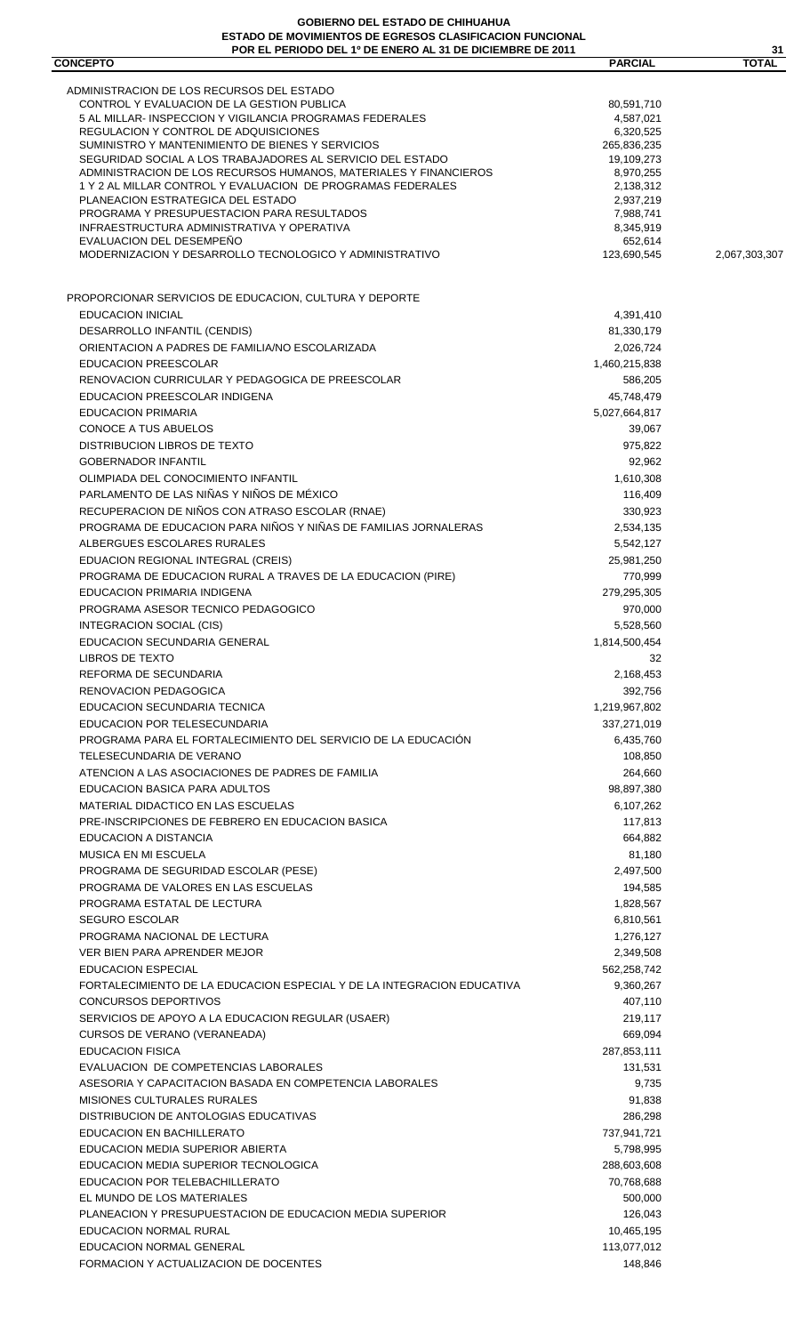# GOBIERNO DEL ESTADO DE CHIHUAHUA
## ESTADO DE MOVIMIENTOS DE EGRESOS CLASIFICACION FUNCIONAL
### POR EL PERIODO DEL 1º DE ENERO AL 31 DE DICIEMBRE DE 2011

| CONCEPTO | PARCIAL | TOTAL |
|---|---|---|
| ADMINISTRACION DE LOS RECURSOS DEL ESTADO | | |
| CONTROL Y EVALUACION DE LA GESTION PUBLICA | 80,591,710 | |
| 5 AL MILLAR- INSPECCION Y VIGILANCIA PROGRAMAS FEDERALES | 4,587,021 | |
| REGULACION Y CONTROL DE ADQUISICIONES | 6,320,525 | |
| SUMINISTRO Y MANTENIMIENTO DE BIENES Y SERVICIOS | 265,836,235 | |
| SEGURIDAD SOCIAL A LOS TRABAJADORES AL SERVICIO DEL ESTADO | 19,109,273 | |
| ADMINISTRACION DE LOS RECURSOS HUMANOS, MATERIALES Y FINANCIEROS | 8,970,255 | |
| 1 Y 2 AL MILLAR CONTROL Y EVALUACION DE PROGRAMAS FEDERALES | 2,138,312 | |
| PLANEACION ESTRATEGICA DEL ESTADO | 2,937,219 | |
| PROGRAMA Y PRESUPUESTACION PARA RESULTADOS | 7,988,741 | |
| INFRAESTRUCTURA ADMINISTRATIVA Y OPERATIVA | 8,345,919 | |
| EVALUACION DEL DESEMPEÑO | 652,614 | |
| MODERNIZACION Y DESARROLLO TECNOLOGICO Y ADMINISTRATIVO | 123,690,545 | 2,067,303,307 |
| | | |
| PROPORCIONAR SERVICIOS DE EDUCACION, CULTURA Y DEPORTE | | |
| EDUCACION INICIAL | 4,391,410 | |
| DESARROLLO INFANTIL (CENDIS) | 81,330,179 | |
| ORIENTACION A PADRES DE FAMILIA/NO ESCOLARIZADA | 2,026,724 | |
| EDUCACION PREESCOLAR | 1,460,215,838 | |
| RENOVACION CURRICULAR Y PEDAGOGICA DE PREESCOLAR | 586,205 | |
| EDUCACION PREESCOLAR INDIGENA | 45,748,479 | |
| EDUCACION PRIMARIA | 5,027,664,817 | |
| CONOCE A TUS ABUELOS | 39,067 | |
| DISTRIBUCION LIBROS DE TEXTO | 975,822 | |
| GOBERNADOR INFANTIL | 92,962 | |
| OLIMPIADA DEL CONOCIMIENTO INFANTIL | 1,610,308 | |
| PARLAMENTO DE LAS NIÑAS Y NIÑOS DE MÉXICO | 116,409 | |
| RECUPERACION DE NIÑOS CON ATRASO ESCOLAR (RNAE) | 330,923 | |
| PROGRAMA DE EDUCACION PARA NIÑOS Y NIÑAS DE FAMILIAS JORNALERAS | 2,534,135 | |
| ALBERGUES ESCOLARES RURALES | 5,542,127 | |
| EDUACION REGIONAL INTEGRAL (CREIS) | 25,981,250 | |
| PROGRAMA DE EDUCACION RURAL A TRAVES DE LA EDUCACION (PIRE) | 770,999 | |
| EDUCACION PRIMARIA INDIGENA | 279,295,305 | |
| PROGRAMA ASESOR TECNICO PEDAGOGICO | 970,000 | |
| INTEGRACION SOCIAL (CIS) | 5,528,560 | |
| EDUCACION SECUNDARIA GENERAL | 1,814,500,454 | |
| LIBROS DE TEXTO | 32 | |
| REFORMA DE SECUNDARIA | 2,168,453 | |
| RENOVACION PEDAGOGICA | 392,756 | |
| EDUCACION SECUNDARIA TECNICA | 1,219,967,802 | |
| EDUCACION POR TELESECUNDARIA | 337,271,019 | |
| PROGRAMA PARA EL FORTALECIMIENTO DEL SERVICIO DE LA EDUCACIÓN | 6,435,760 | |
| TELESECUNDARIA DE VERANO | 108,850 | |
| ATENCION A LAS ASOCIACIONES DE PADRES DE FAMILIA | 264,660 | |
| EDUCACION BASICA PARA ADULTOS | 98,897,380 | |
| MATERIAL DIDACTICO EN LAS ESCUELAS | 6,107,262 | |
| PRE-INSCRIPCIONES DE FEBRERO EN EDUCACION BASICA | 117,813 | |
| EDUCACION A DISTANCIA | 664,882 | |
| MUSICA EN MI ESCUELA | 81,180 | |
| PROGRAMA DE SEGURIDAD ESCOLAR (PESE) | 2,497,500 | |
| PROGRAMA DE VALORES EN LAS ESCUELAS | 194,585 | |
| PROGRAMA ESTATAL DE LECTURA | 1,828,567 | |
| SEGURO ESCOLAR | 6,810,561 | |
| PROGRAMA NACIONAL DE LECTURA | 1,276,127 | |
| VER BIEN PARA APRENDER MEJOR | 2,349,508 | |
| EDUCACION ESPECIAL | 562,258,742 | |
| FORTALECIMIENTO DE LA EDUCACION ESPECIAL Y DE LA INTEGRACION EDUCATIVA | 9,360,267 | |
| CONCURSOS DEPORTIVOS | 407,110 | |
| SERVICIOS DE APOYO A LA EDUCACION REGULAR (USAER) | 219,117 | |
| CURSOS DE VERANO (VERANEADA) | 669,094 | |
| EDUCACION FISICA | 287,853,111 | |
| EVALUACION DE COMPETENCIAS LABORALES | 131,531 | |
| ASESORIA Y CAPACITACION BASADA EN COMPETENCIA LABORALES | 9,735 | |
| MISIONES CULTURALES RURALES | 91,838 | |
| DISTRIBUCION DE ANTOLOGIAS EDUCATIVAS | 286,298 | |
| EDUCACION EN BACHILLERATO | 737,941,721 | |
| EDUCACION MEDIA SUPERIOR ABIERTA | 5,798,995 | |
| EDUCACION MEDIA SUPERIOR TECNOLOGICA | 288,603,608 | |
| EDUCACION POR TELEBACHILLERATO | 70,768,688 | |
| EL MUNDO DE LOS MATERIALES | 500,000 | |
| PLANEACION Y PRESUPUESTACION DE EDUCACION MEDIA SUPERIOR | 126,043 | |
| EDUCACION NORMAL RURAL | 10,465,195 | |
| EDUCACION NORMAL GENERAL | 113,077,012 | |
| FORMACION Y ACTUALIZACION DE DOCENTES | 148,846 | |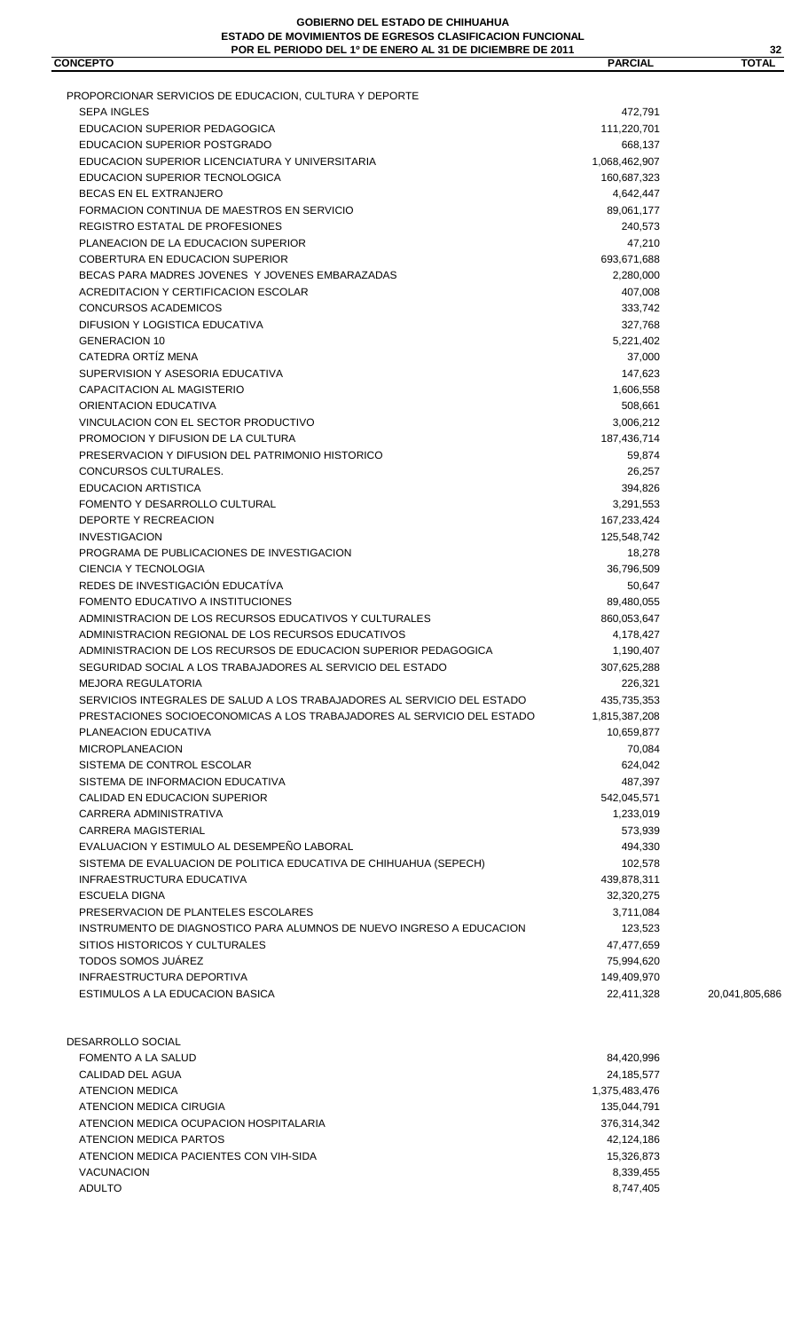**GOBIERNO DEL ESTADO DE CHIHUAHUA**
**ESTADO DE MOVIMIENTOS DE EGRESOS CLASIFICACION FUNCIONAL**
**POR EL PERIODO DEL 1º DE ENERO AL 31 DE DICIEMBRE DE 2011**

| CONCEPTO | PARCIAL | TOTAL |
|---|---|---|
| PROPORCIONAR SERVICIOS DE EDUCACION, CULTURA Y DEPORTE | | |
| SEPA INGLES | 472,791 | |
| EDUCACION SUPERIOR PEDAGOGICA | 111,220,701 | |
| EDUCACION SUPERIOR POSTGRADO | 668,137 | |
| EDUCACION SUPERIOR LICENCIATURA Y UNIVERSITARIA | 1,068,462,907 | |
| EDUCACION SUPERIOR TECNOLOGICA | 160,687,323 | |
| BECAS EN EL EXTRANJERO | 4,642,447 | |
| FORMACION CONTINUA DE MAESTROS EN SERVICIO | 89,061,177 | |
| REGISTRO ESTATAL DE PROFESIONES | 240,573 | |
| PLANEACION DE LA EDUCACION SUPERIOR | 47,210 | |
| COBERTURA EN EDUCACION SUPERIOR | 693,671,688 | |
| BECAS PARA MADRES JOVENES Y JOVENES EMBARAZADAS | 2,280,000 | |
| ACREDITACION Y CERTIFICACION ESCOLAR | 407,008 | |
| CONCURSOS ACADEMICOS | 333,742 | |
| DIFUSION Y LOGISTICA EDUCATIVA | 327,768 | |
| GENERACION 10 | 5,221,402 | |
| CATEDRA ORTÍZ MENA | 37,000 | |
| SUPERVISION Y ASESORIA EDUCATIVA | 147,623 | |
| CAPACITACION AL MAGISTERIO | 1,606,558 | |
| ORIENTACION EDUCATIVA | 508,661 | |
| VINCULACION CON EL SECTOR PRODUCTIVO | 3,006,212 | |
| PROMOCION Y DIFUSION DE LA CULTURA | 187,436,714 | |
| PRESERVACION Y DIFUSION DEL PATRIMONIO HISTORICO | 59,874 | |
| CONCURSOS CULTURALES. | 26,257 | |
| EDUCACION ARTISTICA | 394,826 | |
| FOMENTO Y DESARROLLO CULTURAL | 3,291,553 | |
| DEPORTE Y RECREACION | 167,233,424 | |
| INVESTIGACION | 125,548,742 | |
| PROGRAMA DE PUBLICACIONES DE INVESTIGACION | 18,278 | |
| CIENCIA Y TECNOLOGIA | 36,796,509 | |
| REDES DE INVESTIGACIÓN EDUCATÍVA | 50,647 | |
| FOMENTO EDUCATIVO A INSTITUCIONES | 89,480,055 | |
| ADMINISTRACION DE LOS RECURSOS EDUCATIVOS Y CULTURALES | 860,053,647 | |
| ADMINISTRACION REGIONAL DE LOS RECURSOS EDUCATIVOS | 4,178,427 | |
| ADMINISTRACION DE LOS RECURSOS DE EDUCACION SUPERIOR PEDAGOGICA | 1,190,407 | |
| SEGURIDAD SOCIAL A LOS TRABAJADORES AL SERVICIO DEL ESTADO | 307,625,288 | |
| MEJORA REGULATORIA | 226,321 | |
| SERVICIOS INTEGRALES DE SALUD A LOS TRABAJADORES AL SERVICIO DEL ESTADO | 435,735,353 | |
| PRESTACIONES SOCIOECONOMICAS A LOS TRABAJADORES AL SERVICIO DEL ESTADO | 1,815,387,208 | |
| PLANEACION EDUCATIVA | 10,659,877 | |
| MICROPLANEACION | 70,084 | |
| SISTEMA DE CONTROL ESCOLAR | 624,042 | |
| SISTEMA DE INFORMACION EDUCATIVA | 487,397 | |
| CALIDAD EN EDUCACION SUPERIOR | 542,045,571 | |
| CARRERA ADMINISTRATIVA | 1,233,019 | |
| CARRERA MAGISTERIAL | 573,939 | |
| EVALUACION Y ESTIMULO AL DESEMPEÑO LABORAL | 494,330 | |
| SISTEMA DE EVALUACION DE POLITICA EDUCATIVA DE CHIHUAHUA (SEPECH) | 102,578 | |
| INFRAESTRUCTURA EDUCATIVA | 439,878,311 | |
| ESCUELA DIGNA | 32,320,275 | |
| PRESERVACION DE PLANTELES ESCOLARES | 3,711,084 | |
| INSTRUMENTO DE DIAGNOSTICO PARA ALUMNOS DE NUEVO INGRESO A EDUCACION | 123,523 | |
| SITIOS HISTORICOS Y CULTURALES | 47,477,659 | |
| TODOS SOMOS JUÁREZ | 75,994,620 | |
| INFRAESTRUCTURA DEPORTIVA | 149,409,970 | |
| ESTIMULOS A LA EDUCACION BASICA | 22,411,328 | 20,041,805,686 |
| | | |
| DESARROLLO SOCIAL | | |
| FOMENTO A LA SALUD | 84,420,996 | |
| CALIDAD DEL AGUA | 24,185,577 | |
| ATENCION MEDICA | 1,375,483,476 | |
| ATENCION MEDICA CIRUGIA | 135,044,791 | |
| ATENCION MEDICA OCUPACION HOSPITALARIA | 376,314,342 | |
| ATENCION MEDICA PARTOS | 42,124,186 | |
| ATENCION MEDICA PACIENTES CON VIH-SIDA | 15,326,873 | |
| VACUNACION | 8,339,455 | |
| ADULTO | 8,747,405 | |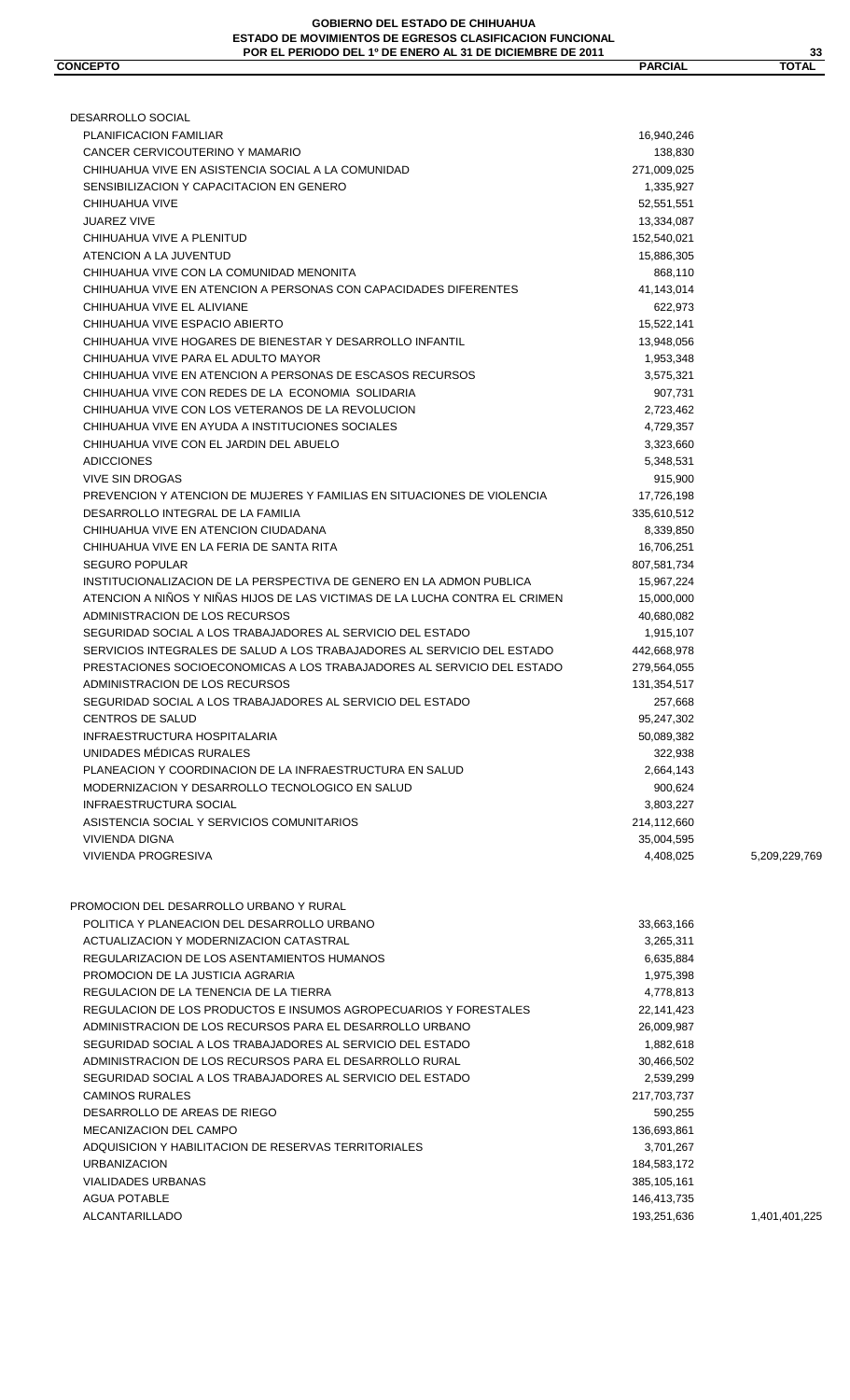**GOBIERNO DEL ESTADO DE CHIHUAHUA**
**ESTADO DE MOVIMIENTOS DE EGRESOS CLASIFICACION FUNCIONAL**
**POR EL PERIODO DEL 1º DE ENERO AL 31 DE DICIEMBRE DE 2011**

| CONCEPTO | PARCIAL | TOTAL |
|---|---|---|
| DESARROLLO SOCIAL | | |
| PLANIFICACION FAMILIAR | 16,940,246 | |
| CANCER CERVICOUTERINO Y MAMARIO | 138,830 | |
| CHIHUAHUA VIVE EN ASISTENCIA SOCIAL A LA COMUNIDAD | 271,009,025 | |
| SENSIBILIZACION Y CAPACITACION EN GENERO | 1,335,927 | |
| CHIHUAHUA VIVE | 52,551,551 | |
| JUAREZ VIVE | 13,334,087 | |
| CHIHUAHUA VIVE A PLENITUD | 152,540,021 | |
| ATENCION A LA JUVENTUD | 15,886,305 | |
| CHIHUAHUA VIVE CON LA COMUNIDAD MENONITA | 868,110 | |
| CHIHUAHUA VIVE EN ATENCION A PERSONAS CON CAPACIDADES DIFERENTES | 41,143,014 | |
| CHIHUAHUA VIVE EL ALIVIANE | 622,973 | |
| CHIHUAHUA VIVE ESPACIO ABIERTO | 15,522,141 | |
| CHIHUAHUA VIVE HOGARES DE BIENESTAR Y DESARROLLO INFANTIL | 13,948,056 | |
| CHIHUAHUA VIVE PARA EL ADULTO MAYOR | 1,953,348 | |
| CHIHUAHUA VIVE EN ATENCION A PERSONAS DE ESCASOS RECURSOS | 3,575,321 | |
| CHIHUAHUA VIVE CON REDES DE LA ECONOMIA SOLIDARIA | 907,731 | |
| CHIHUAHUA VIVE CON LOS VETERANOS DE LA REVOLUCION | 2,723,462 | |
| CHIHUAHUA VIVE EN AYUDA A INSTITUCIONES SOCIALES | 4,729,357 | |
| CHIHUAHUA VIVE CON EL JARDIN DEL ABUELO | 3,323,660 | |
| ADICCIONES | 5,348,531 | |
| VIVE SIN DROGAS | 915,900 | |
| PREVENCION Y ATENCION DE MUJERES Y FAMILIAS EN SITUACIONES DE VIOLENCIA | 17,726,198 | |
| DESARROLLO INTEGRAL DE LA FAMILIA | 335,610,512 | |
| CHIHUAHUA VIVE EN ATENCION CIUDADANA | 8,339,850 | |
| CHIHUAHUA VIVE EN LA FERIA DE SANTA RITA | 16,706,251 | |
| SEGURO POPULAR | 807,581,734 | |
| INSTITUCIONALIZACION DE LA PERSPECTIVA DE GENERO EN LA ADMON PUBLICA | 15,967,224 | |
| ATENCION A NIÑOS Y NIÑAS HIJOS DE LAS VICTIMAS DE LA LUCHA CONTRA EL CRIMEN | 15,000,000 | |
| ADMINISTRACION DE LOS RECURSOS | 40,680,082 | |
| SEGURIDAD SOCIAL A LOS TRABAJADORES AL SERVICIO DEL ESTADO | 1,915,107 | |
| SERVICIOS INTEGRALES DE SALUD A LOS TRABAJADORES AL SERVICIO DEL ESTADO | 442,668,978 | |
| PRESTACIONES SOCIOECONOMICAS A LOS TRABAJADORES AL SERVICIO DEL ESTADO | 279,564,055 | |
| ADMINISTRACION DE LOS RECURSOS | 131,354,517 | |
| SEGURIDAD SOCIAL A LOS TRABAJADORES AL SERVICIO DEL ESTADO | 257,668 | |
| CENTROS DE SALUD | 95,247,302 | |
| INFRAESTRUCTURA HOSPITALARIA | 50,089,382 | |
| UNIDADES MÉDICAS RURALES | 322,938 | |
| PLANEACION Y COORDINACION DE LA INFRAESTRUCTURA EN SALUD | 2,664,143 | |
| MODERNIZACION Y DESARROLLO TECNOLOGICO EN SALUD | 900,624 | |
| INFRAESTRUCTURA SOCIAL | 3,803,227 | |
| ASISTENCIA SOCIAL Y SERVICIOS COMUNITARIOS | 214,112,660 | |
| VIVIENDA DIGNA | 35,004,595 | |
| VIVIENDA PROGRESIVA | 4,408,025 | 5,209,229,769 |
| PROMOCION DEL DESARROLLO URBANO Y RURAL | | |
| POLITICA Y PLANEACION DEL DESARROLLO URBANO | 33,663,166 | |
| ACTUALIZACION Y MODERNIZACION CATASTRAL | 3,265,311 | |
| REGULARIZACION DE LOS ASENTAMIENTOS HUMANOS | 6,635,884 | |
| PROMOCION DE LA JUSTICIA AGRARIA | 1,975,398 | |
| REGULACION DE LA TENENCIA DE LA TIERRA | 4,778,813 | |
| REGULACION DE LOS PRODUCTOS E INSUMOS AGROPECUARIOS Y FORESTALES | 22,141,423 | |
| ADMINISTRACION DE LOS RECURSOS PARA EL DESARROLLO URBANO | 26,009,987 | |
| SEGURIDAD SOCIAL A LOS TRABAJADORES AL SERVICIO DEL ESTADO | 1,882,618 | |
| ADMINISTRACION DE LOS RECURSOS PARA EL DESARROLLO RURAL | 30,466,502 | |
| SEGURIDAD SOCIAL A LOS TRABAJADORES AL SERVICIO DEL ESTADO | 2,539,299 | |
| CAMINOS RURALES | 217,703,737 | |
| DESARROLLO DE AREAS DE RIEGO | 590,255 | |
| MECANIZACION DEL CAMPO | 136,693,861 | |
| ADQUISICION Y HABILITACION DE RESERVAS TERRITORIALES | 3,701,267 | |
| URBANIZACION | 184,583,172 | |
| VIALIDADES URBANAS | 385,105,161 | |
| AGUA POTABLE | 146,413,735 | |
| ALCANTARILLADO | 193,251,636 | 1,401,401,225 |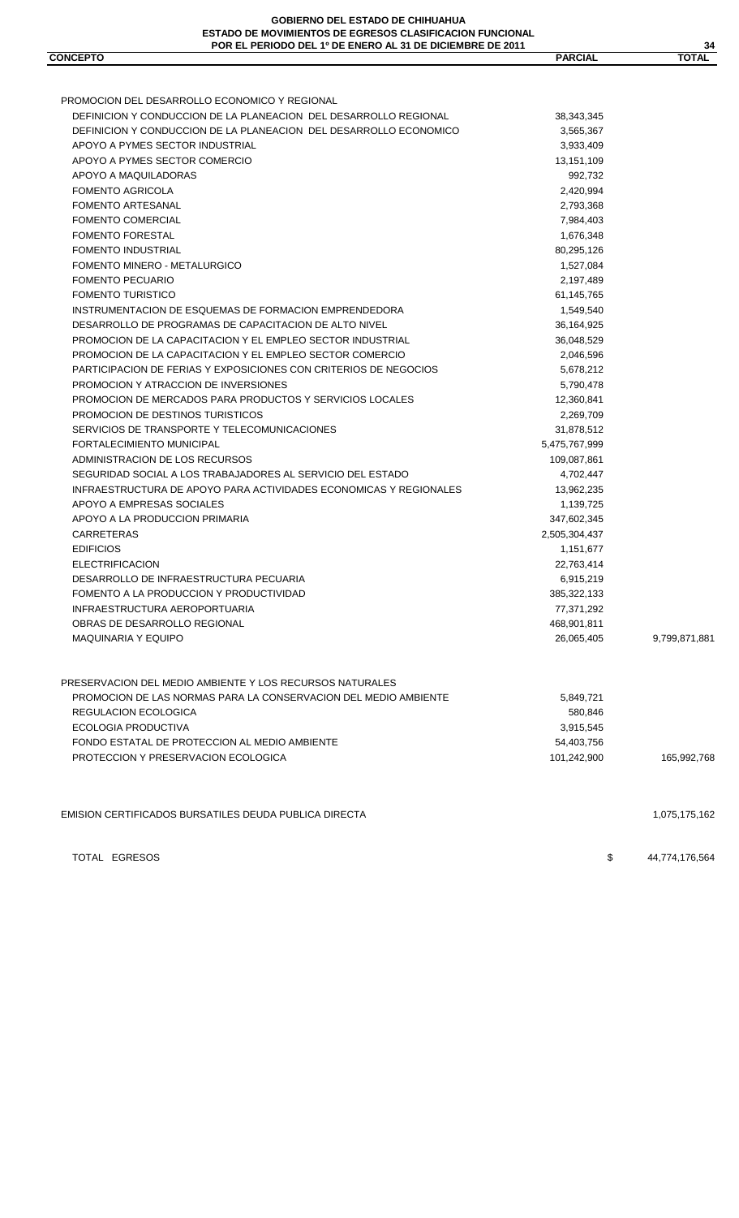**GOBIERNO DEL ESTADO DE CHIHUAHUA**
**ESTADO DE MOVIMIENTOS DE EGRESOS CLASIFICACION FUNCIONAL**
**POR EL PERIODO DEL 1º DE ENERO AL 31 DE DICIEMBRE DE 2011**

| CONCEPTO | PARCIAL | TOTAL |
|---|---|---|
| PROMOCION DEL DESARROLLO ECONOMICO Y REGIONAL | | |
| DEFINICION Y CONDUCCION DE LA PLANEACION DEL DESARROLLO REGIONAL | 38,343,345 | |
| DEFINICION Y CONDUCCION DE LA PLANEACION DEL DESARROLLO ECONOMICO | 3,565,367 | |
| APOYO A PYMES SECTOR INDUSTRIAL | 3,933,409 | |
| APOYO A PYMES SECTOR COMERCIO | 13,151,109 | |
| APOYO A MAQUILADORAS | 992,732 | |
| FOMENTO AGRICOLA | 2,420,994 | |
| FOMENTO ARTESANAL | 2,793,368 | |
| FOMENTO COMERCIAL | 7,984,403 | |
| FOMENTO FORESTAL | 1,676,348 | |
| FOMENTO INDUSTRIAL | 80,295,126 | |
| FOMENTO MINERO - METALURGICO | 1,527,084 | |
| FOMENTO PECUARIO | 2,197,489 | |
| FOMENTO TURISTICO | 61,145,765 | |
| INSTRUMENTACION DE ESQUEMAS DE FORMACION EMPRENDEDORA | 1,549,540 | |
| DESARROLLO DE PROGRAMAS DE CAPACITACION DE ALTO NIVEL | 36,164,925 | |
| PROMOCION DE LA CAPACITACION Y EL EMPLEO SECTOR INDUSTRIAL | 36,048,529 | |
| PROMOCION DE LA CAPACITACION Y EL EMPLEO SECTOR COMERCIO | 2,046,596 | |
| PARTICIPACION DE FERIAS Y EXPOSICIONES CON CRITERIOS DE NEGOCIOS | 5,678,212 | |
| PROMOCION Y ATRACCION DE INVERSIONES | 5,790,478 | |
| PROMOCION DE MERCADOS PARA PRODUCTOS Y SERVICIOS LOCALES | 12,360,841 | |
| PROMOCION DE DESTINOS TURISTICOS | 2,269,709 | |
| SERVICIOS DE TRANSPORTE Y TELECOMUNICACIONES | 31,878,512 | |
| FORTALECIMIENTO MUNICIPAL | 5,475,767,999 | |
| ADMINISTRACION DE LOS RECURSOS | 109,087,861 | |
| SEGURIDAD SOCIAL A LOS TRABAJADORES AL SERVICIO DEL ESTADO | 4,702,447 | |
| INFRAESTRUCTURA DE APOYO PARA ACTIVIDADES ECONOMICAS Y REGIONALES | 13,962,235 | |
| APOYO A EMPRESAS SOCIALES | 1,139,725 | |
| APOYO A LA PRODUCCION PRIMARIA | 347,602,345 | |
| CARRETERAS | 2,505,304,437 | |
| EDIFICIOS | 1,151,677 | |
| ELECTRIFICACION | 22,763,414 | |
| DESARROLLO DE INFRAESTRUCTURA PECUARIA | 6,915,219 | |
| FOMENTO A LA PRODUCCION Y PRODUCTIVIDAD | 385,322,133 | |
| INFRAESTRUCTURA AEROPORTUARIA | 77,371,292 | |
| OBRAS DE DESARROLLO REGIONAL | 468,901,811 | |
| MAQUINARIA Y EQUIPO | 26,065,405 | 9,799,871,881 |
| PRESERVACION DEL MEDIO AMBIENTE Y LOS RECURSOS NATURALES | | |
| PROMOCION DE LAS NORMAS PARA LA CONSERVACION DEL MEDIO AMBIENTE | 5,849,721 | |
| REGULACION ECOLOGICA | 580,846 | |
| ECOLOGIA PRODUCTIVA | 3,915,545 | |
| FONDO ESTATAL DE PROTECCION AL MEDIO AMBIENTE | 54,403,756 | |
| PROTECCION Y PRESERVACION ECOLOGICA | 101,242,900 | 165,992,768 |
| EMISION CERTIFICADOS BURSATILES DEUDA PUBLICA DIRECTA | | 1,075,175,162 |
| TOTAL EGRESOS | $ | 44,774,176,564 |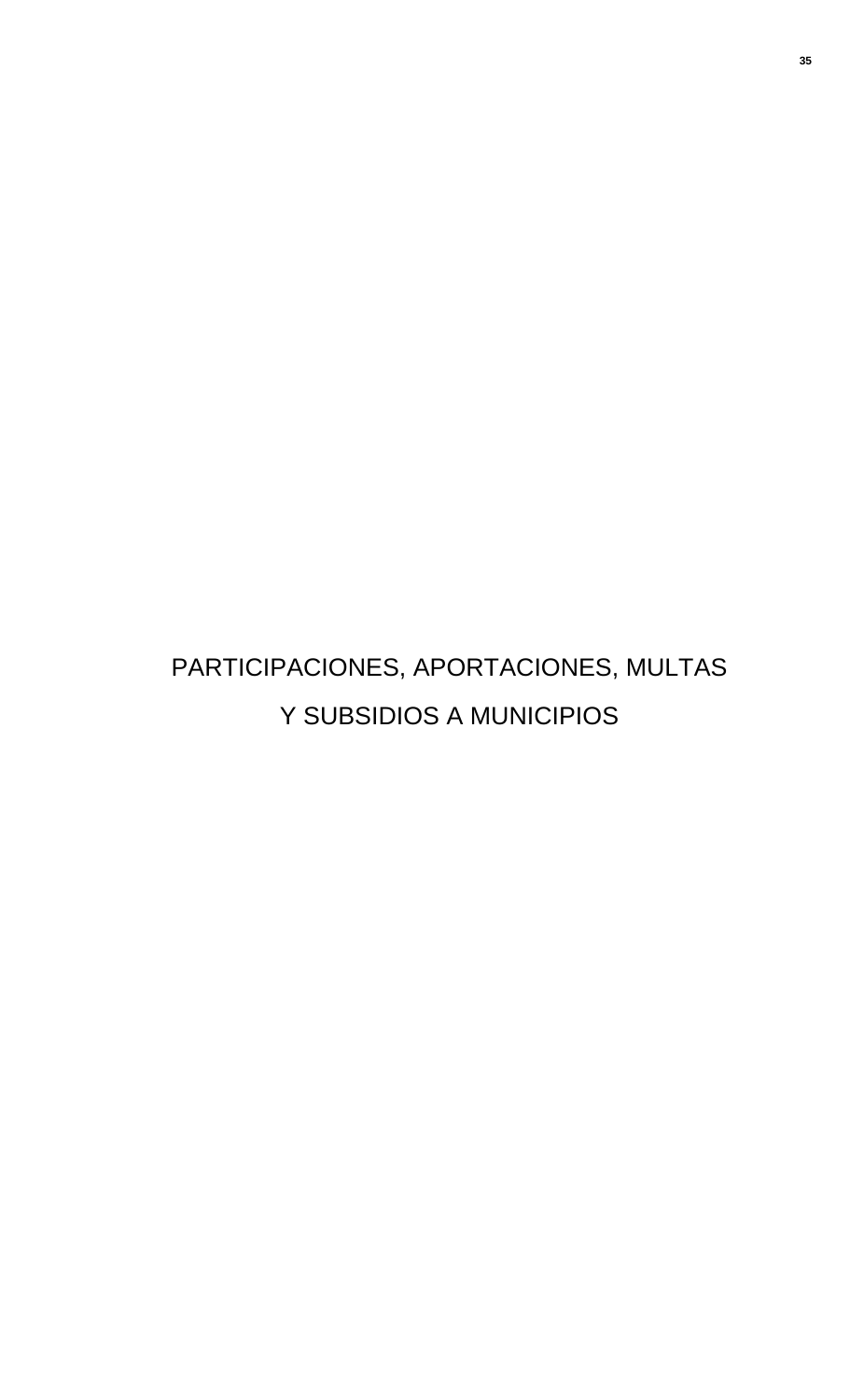# PARTICIPACIONES, APORTACIONES, MULTAS Y SUBSIDIOS A MUNICIPIOS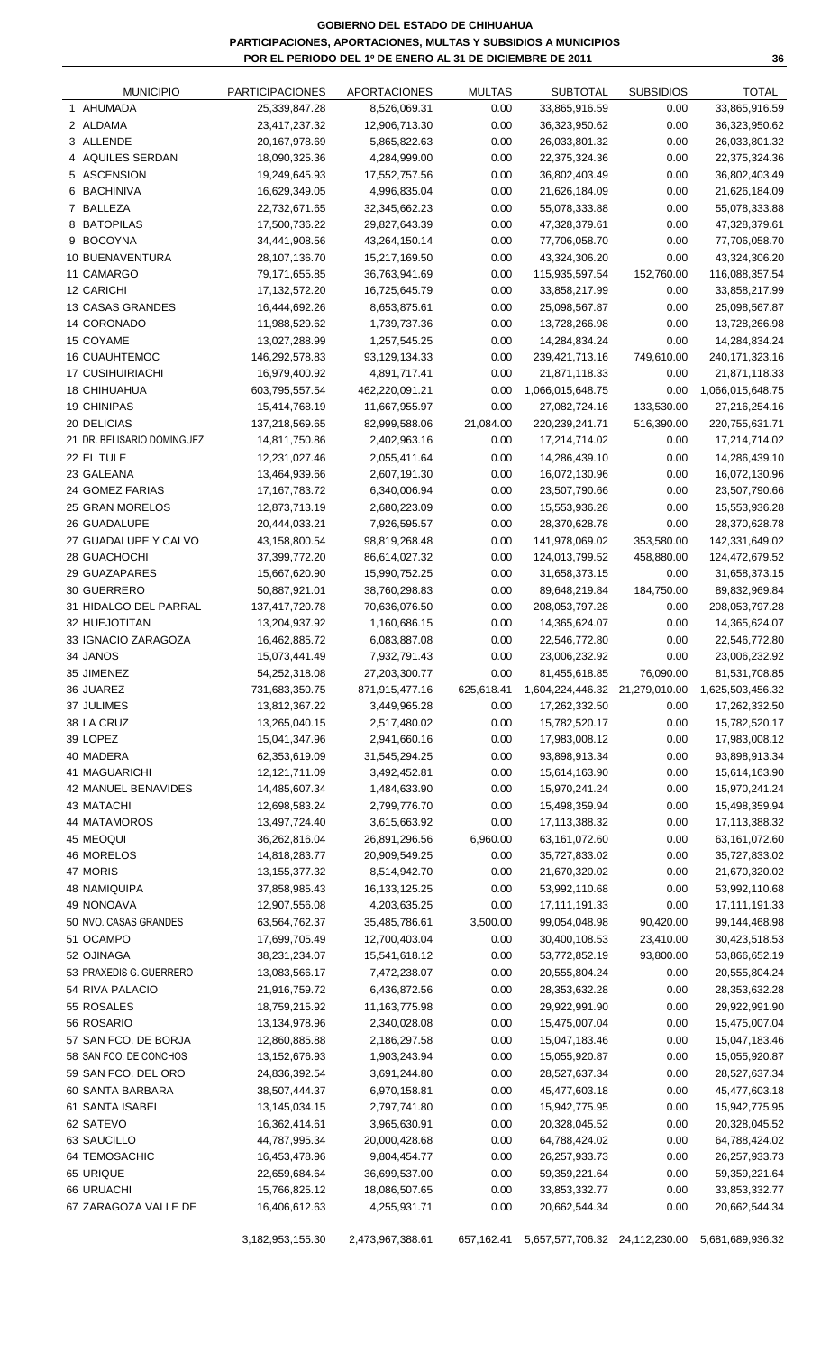**GOBIERNO DEL ESTADO DE CHIHUAHUA**
**PARTICIPACIONES, APORTACIONES, MULTAS Y SUBSIDIOS A MUNICIPIOS**
**POR EL PERIODO DEL 1º DE ENERO AL 31 DE DICIEMBRE DE 2011**

| | MUNICIPIO | PARTICIPACIONES | APORTACIONES | MULTAS | SUBTOTAL | SUBSIDIOS | TOTAL |
|---|---|---|---|---|---|---|---|
| 1 | AHUMADA | 25,339,847.28 | 8,526,069.31 | 0.00 | 33,865,916.59 | 0.00 | 33,865,916.59 |
| 2 | ALDAMA | 23,417,237.32 | 12,906,713.30 | 0.00 | 36,323,950.62 | 0.00 | 36,323,950.62 |
| 3 | ALLENDE | 20,167,978.69 | 5,865,822.63 | 0.00 | 26,033,801.32 | 0.00 | 26,033,801.32 |
| 4 | AQUILES SERDAN | 18,090,325.36 | 4,284,999.00 | 0.00 | 22,375,324.36 | 0.00 | 22,375,324.36 |
| 5 | ASCENSION | 19,249,645.93 | 17,552,757.56 | 0.00 | 36,802,403.49 | 0.00 | 36,802,403.49 |
| 6 | BACHINIVA | 16,629,349.05 | 4,996,835.04 | 0.00 | 21,626,184.09 | 0.00 | 21,626,184.09 |
| 7 | BALLEZA | 22,732,671.65 | 32,345,662.23 | 0.00 | 55,078,333.88 | 0.00 | 55,078,333.88 |
| 8 | BATOPILAS | 17,500,736.22 | 29,827,643.39 | 0.00 | 47,328,379.61 | 0.00 | 47,328,379.61 |
| 9 | BOCOYNA | 34,441,908.56 | 43,264,150.14 | 0.00 | 77,706,058.70 | 0.00 | 77,706,058.70 |
| 10 | BUENAVENTURA | 28,107,136.70 | 15,217,169.50 | 0.00 | 43,324,306.20 | 0.00 | 43,324,306.20 |
| 11 | CAMARGO | 79,171,655.85 | 36,763,941.69 | 0.00 | 115,935,597.54 | 152,760.00 | 116,088,357.54 |
| 12 | CARICHI | 17,132,572.20 | 16,725,645.79 | 0.00 | 33,858,217.99 | 0.00 | 33,858,217.99 |
| 13 | CASAS GRANDES | 16,444,692.26 | 8,653,875.61 | 0.00 | 25,098,567.87 | 0.00 | 25,098,567.87 |
| 14 | CORONADO | 11,988,529.62 | 1,739,737.36 | 0.00 | 13,728,266.98 | 0.00 | 13,728,266.98 |
| 15 | COYAME | 13,027,288.99 | 1,257,545.25 | 0.00 | 14,284,834.24 | 0.00 | 14,284,834.24 |
| 16 | CUAUHTEMOC | 146,292,578.83 | 93,129,134.33 | 0.00 | 239,421,713.16 | 749,610.00 | 240,171,323.16 |
| 17 | CUSIHUIRIACHI | 16,979,400.92 | 4,891,717.41 | 0.00 | 21,871,118.33 | 0.00 | 21,871,118.33 |
| 18 | CHIHUAHUA | 603,795,557.54 | 462,220,091.21 | 0.00 | 1,066,015,648.75 | 0.00 | 1,066,015,648.75 |
| 19 | CHINIPAS | 15,414,768.19 | 11,667,955.97 | 0.00 | 27,082,724.16 | 133,530.00 | 27,216,254.16 |
| 20 | DELICIAS | 137,218,569.65 | 82,999,588.06 | 21,084.00 | 220,239,241.71 | 516,390.00 | 220,755,631.71 |
| 21 | DR. BELISARIO DOMINGUEZ | 14,811,750.86 | 2,402,963.16 | 0.00 | 17,214,714.02 | 0.00 | 17,214,714.02 |
| 22 | EL TULE | 12,231,027.46 | 2,055,411.64 | 0.00 | 14,286,439.10 | 0.00 | 14,286,439.10 |
| 23 | GALEANA | 13,464,939.66 | 2,607,191.30 | 0.00 | 16,072,130.96 | 0.00 | 16,072,130.96 |
| 24 | GOMEZ FARIAS | 17,167,783.72 | 6,340,006.94 | 0.00 | 23,507,790.66 | 0.00 | 23,507,790.66 |
| 25 | GRAN MORELOS | 12,873,713.19 | 2,680,223.09 | 0.00 | 15,553,936.28 | 0.00 | 15,553,936.28 |
| 26 | GUADALUPE | 20,444,033.21 | 7,926,595.57 | 0.00 | 28,370,628.78 | 0.00 | 28,370,628.78 |
| 27 | GUADALUPE Y CALVO | 43,158,800.54 | 98,819,268.48 | 0.00 | 141,978,069.02 | 353,580.00 | 142,331,649.02 |
| 28 | GUACHOCHI | 37,399,772.20 | 86,614,027.32 | 0.00 | 124,013,799.52 | 458,880.00 | 124,472,679.52 |
| 29 | GUAZAPARES | 15,667,620.90 | 15,990,752.25 | 0.00 | 31,658,373.15 | 0.00 | 31,658,373.15 |
| 30 | GUERRERO | 50,887,921.01 | 38,760,298.83 | 0.00 | 89,648,219.84 | 184,750.00 | 89,832,969.84 |
| 31 | HIDALGO DEL PARRAL | 137,417,720.78 | 70,636,076.50 | 0.00 | 208,053,797.28 | 0.00 | 208,053,797.28 |
| 32 | HUEJOTITAN | 13,204,937.92 | 1,160,686.15 | 0.00 | 14,365,624.07 | 0.00 | 14,365,624.07 |
| 33 | IGNACIO ZARAGOZA | 16,462,885.72 | 6,083,887.08 | 0.00 | 22,546,772.80 | 0.00 | 22,546,772.80 |
| 34 | JANOS | 15,073,441.49 | 7,932,791.43 | 0.00 | 23,006,232.92 | 0.00 | 23,006,232.92 |
| 35 | JIMENEZ | 54,252,318.08 | 27,203,300.77 | 0.00 | 81,455,618.85 | 76,090.00 | 81,531,708.85 |
| 36 | JUAREZ | 731,683,350.75 | 871,915,477.16 | 625,618.41 | 1,604,224,446.32 | 21,279,010.00 | 1,625,503,456.32 |
| 37 | JULIMES | 13,812,367.22 | 3,449,965.28 | 0.00 | 17,262,332.50 | 0.00 | 17,262,332.50 |
| 38 | LA CRUZ | 13,265,040.15 | 2,517,480.02 | 0.00 | 15,782,520.17 | 0.00 | 15,782,520.17 |
| 39 | LOPEZ | 15,041,347.96 | 2,941,660.16 | 0.00 | 17,983,008.12 | 0.00 | 17,983,008.12 |
| 40 | MADERA | 62,353,619.09 | 31,545,294.25 | 0.00 | 93,898,913.34 | 0.00 | 93,898,913.34 |
| 41 | MAGUARICHI | 12,121,711.09 | 3,492,452.81 | 0.00 | 15,614,163.90 | 0.00 | 15,614,163.90 |
| 42 | MANUEL BENAVIDES | 14,485,607.34 | 1,484,633.90 | 0.00 | 15,970,241.24 | 0.00 | 15,970,241.24 |
| 43 | MATACHI | 12,698,583.24 | 2,799,776.70 | 0.00 | 15,498,359.94 | 0.00 | 15,498,359.94 |
| 44 | MATAMOROS | 13,497,724.40 | 3,615,663.92 | 0.00 | 17,113,388.32 | 0.00 | 17,113,388.32 |
| 45 | MEOQUI | 36,262,816.04 | 26,891,296.56 | 6,960.00 | 63,161,072.60 | 0.00 | 63,161,072.60 |
| 46 | MORELOS | 14,818,283.77 | 20,909,549.25 | 0.00 | 35,727,833.02 | 0.00 | 35,727,833.02 |
| 47 | MORIS | 13,155,377.32 | 8,514,942.70 | 0.00 | 21,670,320.02 | 0.00 | 21,670,320.02 |
| 48 | NAMIQUIPA | 37,858,985.43 | 16,133,125.25 | 0.00 | 53,992,110.68 | 0.00 | 53,992,110.68 |
| 49 | NONOAVA | 12,907,556.08 | 4,203,635.25 | 0.00 | 17,111,191.33 | 0.00 | 17,111,191.33 |
| 50 | NVO. CASAS GRANDES | 63,564,762.37 | 35,485,786.61 | 3,500.00 | 99,054,048.98 | 90,420.00 | 99,144,468.98 |
| 51 | OCAMPO | 17,699,705.49 | 12,700,403.04 | 0.00 | 30,400,108.53 | 23,410.00 | 30,423,518.53 |
| 52 | OJINAGA | 38,231,234.07 | 15,541,618.12 | 0.00 | 53,772,852.19 | 93,800.00 | 53,866,652.19 |
| 53 | PRAXEDIS G. GUERRERO | 13,083,566.17 | 7,472,238.07 | 0.00 | 20,555,804.24 | 0.00 | 20,555,804.24 |
| 54 | RIVA PALACIO | 21,916,759.72 | 6,436,872.56 | 0.00 | 28,353,632.28 | 0.00 | 28,353,632.28 |
| 55 | ROSALES | 18,759,215.92 | 11,163,775.98 | 0.00 | 29,922,991.90 | 0.00 | 29,922,991.90 |
| 56 | ROSARIO | 13,134,978.96 | 2,340,028.08 | 0.00 | 15,475,007.04 | 0.00 | 15,475,007.04 |
| 57 | SAN FCO. DE BORJA | 12,860,885.88 | 2,186,297.58 | 0.00 | 15,047,183.46 | 0.00 | 15,047,183.46 |
| 58 | SAN FCO. DE CONCHOS | 13,152,676.93 | 1,903,243.94 | 0.00 | 15,055,920.87 | 0.00 | 15,055,920.87 |
| 59 | SAN FCO. DEL ORO | 24,836,392.54 | 3,691,244.80 | 0.00 | 28,527,637.34 | 0.00 | 28,527,637.34 |
| 60 | SANTA BARBARA | 38,507,444.37 | 6,970,158.81 | 0.00 | 45,477,603.18 | 0.00 | 45,477,603.18 |
| 61 | SANTA ISABEL | 13,145,034.15 | 2,797,741.80 | 0.00 | 15,942,775.95 | 0.00 | 15,942,775.95 |
| 62 | SATEVO | 16,362,414.61 | 3,965,630.91 | 0.00 | 20,328,045.52 | 0.00 | 20,328,045.52 |
| 63 | SAUCILLO | 44,787,995.34 | 20,000,428.68 | 0.00 | 64,788,424.02 | 0.00 | 64,788,424.02 |
| 64 | TEMOSACHIC | 16,453,478.96 | 9,804,454.77 | 0.00 | 26,257,933.73 | 0.00 | 26,257,933.73 |
| 65 | URIQUE | 22,659,684.64 | 36,699,537.00 | 0.00 | 59,359,221.64 | 0.00 | 59,359,221.64 |
| 66 | URUACHI | 15,766,825.12 | 18,086,507.65 | 0.00 | 33,853,332.77 | 0.00 | 33,853,332.77 |
| 67 | ZARAGOZA VALLE DE | 16,406,612.63 | 4,255,931.71 | 0.00 | 20,662,544.34 | 0.00 | 20,662,544.34 |
| | | 3,182,953,155.30 | 2,473,967,388.61 | 657,162.41 | 5,657,577,706.32 | 24,112,230.00 | 5,681,689,936.32 |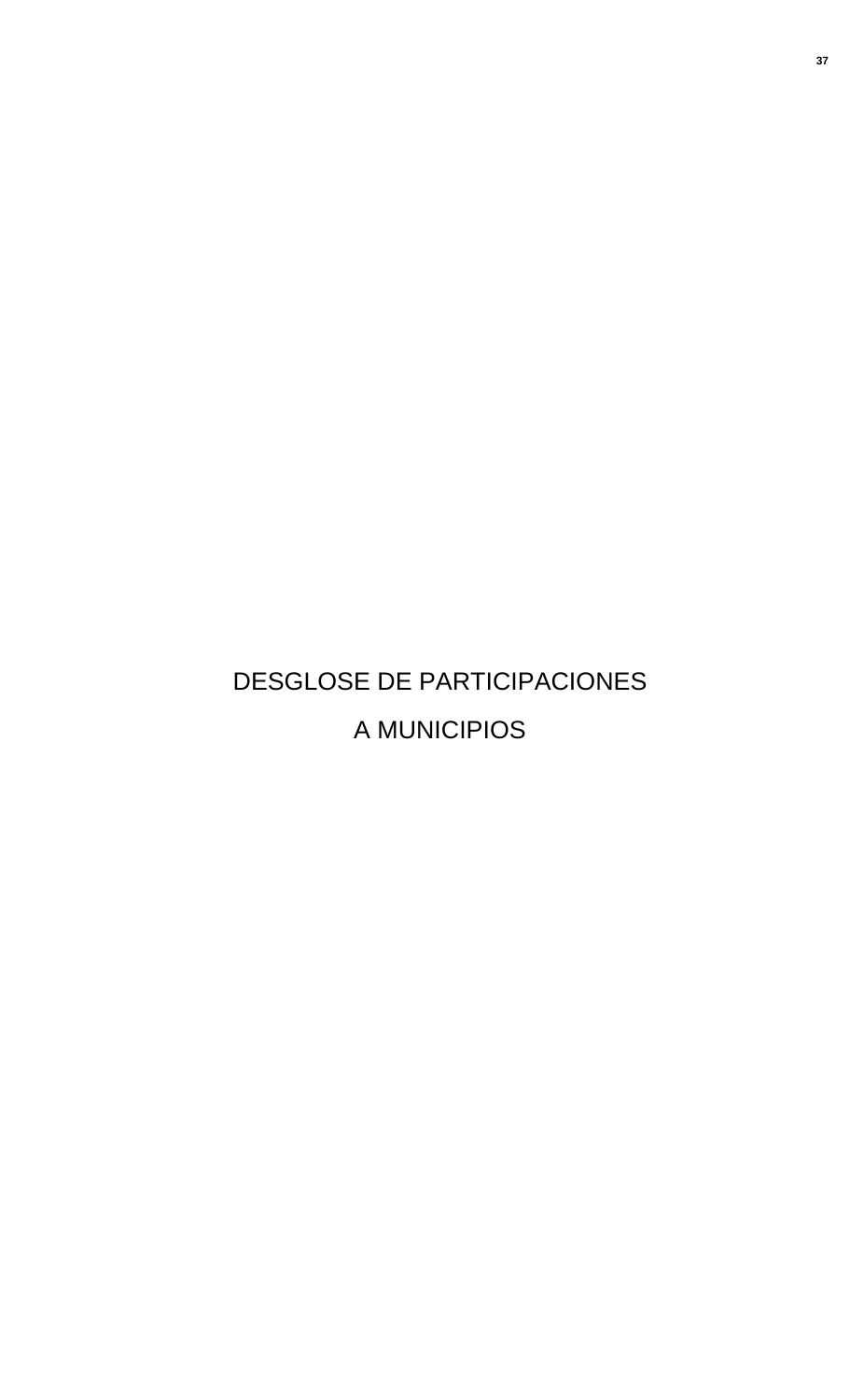# DESGLOSE DE PARTICIPACIONES

# A MUNICIPIOS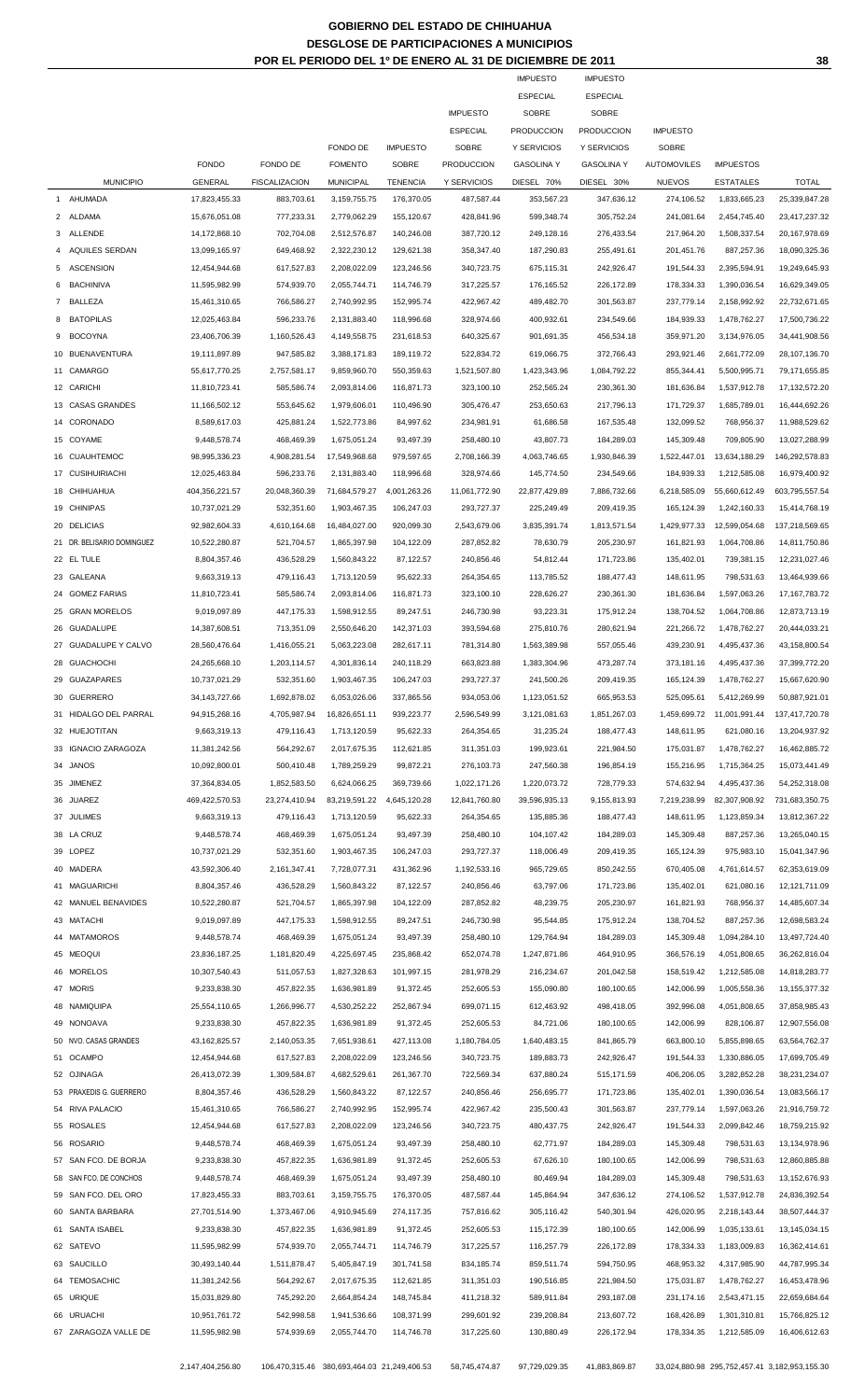# GOBIERNO DEL ESTADO DE CHIHUAHUA
## DESGLOSE DE PARTICIPACIONES A MUNICIPIOS
## POR EL PERIODO DEL 1° DE ENERO AL 31 DE DICIEMBRE DE 2011

| | MUNICIPIO | FONDO GENERAL | FONDO DE FISCALIZACION | FONDO DE FOMENTO MUNICIPAL | IMPUESTO SOBRE TENENCIA | IMPUESTO ESPECIAL SOBRE PRODUCCION Y SERVICIOS | IMPUESTO ESPECIAL SOBRE PRODUCCION Y SERVICIOS GASOLINA Y DIESEL 70% | IMPUESTO ESPECIAL SOBRE PRODUCCION Y SERVICIOS GASOLINA Y DIESEL 30% | IMPUESTO SOBRE AUTOMOVILES NUEVOS | IMPUESTOS ESTATALES | TOTAL |
|---|---|---|---|---|---|---|---|---|---|---|---|
| 1 | AHUMADA | 17,823,455.33 | 883,703.61 | 3,159,755.75 | 176,370.05 | 487,587.44 | 353,567.23 | 347,636.12 | 274,106.52 | 1,833,665.23 | 25,339,847.28 |
| 2 | ALDAMA | 15,676,051.08 | 777,233.31 | 2,779,062.29 | 155,120.67 | 428,841.96 | 599,348.74 | 305,752.24 | 241,081.64 | 2,454,745.40 | 23,417,237.32 |
| 3 | ALLENDE | 14,172,868.10 | 702,704.08 | 2,512,576.87 | 140,246.08 | 387,720.12 | 249,128.16 | 276,433.54 | 217,964.20 | 1,508,337.54 | 20,167,978.69 |
| 4 | AQUILES SERDAN | 13,099,165.97 | 649,468.92 | 2,322,230.12 | 129,621.38 | 358,347.40 | 187,290.83 | 255,491.61 | 201,451.76 | 887,257.36 | 18,090,325.36 |
| 5 | ASCENSION | 12,454,944.68 | 617,527.83 | 2,208,022.09 | 123,246.56 | 340,723.75 | 675,115.31 | 242,926.47 | 191,544.33 | 2,395,594.91 | 19,249,645.93 |
| 6 | BACHINIVA | 11,595,982.99 | 574,939.70 | 2,055,744.71 | 114,746.79 | 317,225.57 | 176,165.52 | 226,172.89 | 178,334.33 | 1,390,036.54 | 16,629,349.05 |
| 7 | BALLEZA | 15,461,310.65 | 766,586.27 | 2,740,992.95 | 152,995.74 | 422,967.42 | 489,482.70 | 301,563.87 | 237,779.14 | 2,158,992.92 | 22,732,671.65 |
| 8 | BATOPILAS | 12,025,463.84 | 596,233.76 | 2,131,883.40 | 118,996.68 | 328,974.66 | 400,932.61 | 234,549.66 | 184,939.33 | 1,478,762.27 | 17,500,736.22 |
| 9 | BOCOYNA | 23,406,706.39 | 1,160,526.43 | 4,149,558.75 | 231,618.53 | 640,325.67 | 901,691.35 | 456,534.18 | 359,971.20 | 3,134,976.05 | 34,441,908.56 |
| 10 | BUENAVENTURA | 19,111,897.89 | 947,585.82 | 3,388,171.83 | 189,119.72 | 522,834.72 | 619,066.75 | 372,766.43 | 293,921.46 | 2,661,772.09 | 28,107,136.70 |
| 11 | CAMARGO | 55,617,770.25 | 2,757,581.17 | 9,859,960.70 | 550,359.63 | 1,521,507.80 | 1,423,343.96 | 1,084,792.22 | 855,344.41 | 5,500,995.71 | 79,171,655.85 |
| 12 | CARICHI | 11,810,723.41 | 585,586.74 | 2,093,814.06 | 116,871.73 | 323,100.10 | 252,565.24 | 230,361.30 | 181,636.84 | 1,537,912.78 | 17,132,572.20 |
| 13 | CASAS GRANDES | 11,166,502.12 | 553,645.62 | 1,979,606.01 | 110,496.90 | 305,476.47 | 253,650.63 | 217,796.13 | 171,729.37 | 1,685,789.01 | 16,444,692.26 |
| 14 | CORONADO | 8,589,617.03 | 425,881.24 | 1,522,773.86 | 84,997.62 | 234,981.91 | 61,686.58 | 167,535.48 | 132,099.52 | 768,956.37 | 11,988,529.62 |
| 15 | COYAME | 9,448,578.74 | 468,469.39 | 1,675,051.24 | 93,497.39 | 258,480.10 | 43,807.73 | 184,289.03 | 145,309.48 | 709,805.90 | 13,027,288.99 |
| 16 | CUAUHTEMOC | 98,995,336.23 | 4,908,281.54 | 17,549,968.68 | 979,597.65 | 2,708,166.39 | 4,063,746.65 | 1,930,846.39 | 1,522,447.01 | 13,634,188.29 | 146,292,578.83 |
| 17 | CUSIHUIRIACHI | 12,025,463.84 | 596,233.76 | 2,131,883.40 | 118,996.68 | 328,974.66 | 145,774.50 | 234,549.66 | 184,939.33 | 1,212,585.08 | 16,979,400.92 |
| 18 | CHIHUAHUA | 404,356,221.57 | 20,048,360.39 | 71,684,579.27 | 4,001,263.26 | 11,061,772.90 | 22,877,429.89 | 7,886,732.66 | 6,218,585.09 | 55,660,612.49 | 603,795,557.54 |
| 19 | CHINIPAS | 10,737,021.29 | 532,351.60 | 1,903,467.35 | 106,247.03 | 293,727.37 | 225,249.49 | 209,419.35 | 165,124.39 | 1,242,160.33 | 15,414,768.19 |
| 20 | DELICIAS | 92,982,604.33 | 4,610,164.68 | 16,484,027.00 | 920,099.30 | 2,543,679.06 | 3,835,391.74 | 1,813,571.54 | 1,429,977.33 | 12,599,054.68 | 137,218,569.65 |
| 21 | DR. BELISARIO DOMINGUEZ | 10,522,280.87 | 521,704.57 | 1,865,397.98 | 104,122.09 | 287,852.82 | 78,630.79 | 205,230.97 | 161,821.93 | 1,064,708.86 | 14,811,750.86 |
| 22 | EL TULE | 8,804,357.46 | 436,528.29 | 1,560,843.22 | 87,122.57 | 240,856.46 | 54,812.44 | 171,723.86 | 135,402.01 | 739,381.15 | 12,231,027.46 |
| 23 | GALEANA | 9,663,319.13 | 479,116.43 | 1,713,120.59 | 95,622.33 | 264,354.65 | 113,785.52 | 188,477.43 | 148,611.95 | 798,531.63 | 13,464,939.66 |
| 24 | GOMEZ FARIAS | 11,810,723.41 | 585,586.74 | 2,093,814.06 | 116,871.73 | 323,100.10 | 228,626.27 | 230,361.30 | 181,636.84 | 1,597,063.26 | 17,167,783.72 |
| 25 | GRAN MORELOS | 9,019,097.89 | 447,175.33 | 1,598,912.55 | 89,247.51 | 246,730.98 | 93,223.31 | 175,912.24 | 138,704.52 | 1,064,708.86 | 12,873,713.19 |
| 26 | GUADALUPE | 14,387,608.51 | 713,351.09 | 2,550,646.20 | 142,371.03 | 393,594.68 | 275,810.76 | 280,621.94 | 221,266.72 | 1,478,762.27 | 20,444,033.21 |
| 27 | GUADALUPE Y CALVO | 28,560,476.64 | 1,416,055.21 | 5,063,223.08 | 282,617.11 | 781,314.80 | 1,563,389.98 | 557,055.46 | 439,230.91 | 4,495,437.36 | 43,158,800.54 |
| 28 | GUACHOCHI | 24,265,668.10 | 1,203,114.57 | 4,301,836.14 | 240,118.29 | 663,823.88 | 1,383,304.96 | 473,287.74 | 373,181.16 | 4,495,437.36 | 37,399,772.20 |
| 29 | GUAZAPARES | 10,737,021.29 | 532,351.60 | 1,903,467.35 | 106,247.03 | 293,727.37 | 241,500.26 | 209,419.35 | 165,124.39 | 1,478,762.27 | 15,667,620.90 |
| 30 | GUERRERO | 34,143,727.66 | 1,692,878.02 | 6,053,026.06 | 337,865.56 | 934,053.06 | 1,123,051.52 | 665,953.53 | 525,095.61 | 5,412,269.99 | 50,887,921.01 |
| 31 | HIDALGO DEL PARRAL | 94,915,268.16 | 4,705,987.94 | 16,826,651.11 | 939,223.77 | 2,596,549.99 | 3,121,081.63 | 1,851,267.03 | 1,459,699.72 | 11,001,991.44 | 137,417,720.78 |
| 32 | HUEJOTITAN | 9,663,319.13 | 479,116.43 | 1,713,120.59 | 95,622.33 | 264,354.65 | 31,235.24 | 188,477.43 | 148,611.95 | 621,080.16 | 13,204,937.92 |
| 33 | IGNACIO ZARAGOZA | 11,381,242.56 | 564,292.67 | 2,017,675.35 | 112,621.85 | 311,351.03 | 199,923.61 | 221,984.50 | 175,031.87 | 1,478,762.27 | 16,462,885.72 |
| 34 | JANOS | 10,092,800.01 | 500,410.48 | 1,789,259.29 | 99,872.21 | 276,103.73 | 247,560.38 | 196,854.19 | 155,216.95 | 1,715,364.25 | 15,073,441.49 |
| 35 | JIMENEZ | 37,364,834.05 | 1,852,583.50 | 6,624,066.25 | 369,739.66 | 1,022,171.26 | 1,220,073.72 | 728,779.33 | 574,632.94 | 4,495,437.36 | 54,252,318.08 |
| 36 | JUAREZ | 469,422,570.53 | 23,274,410.94 | 83,219,591.22 | 4,645,120.28 | 12,841,760.80 | 39,596,935.13 | 9,155,813.93 | 7,219,238.99 | 82,307,908.92 | 731,683,350.75 |
| 37 | JULIMES | 9,663,319.13 | 479,116.43 | 1,713,120.59 | 95,622.33 | 264,354.65 | 135,885.36 | 188,477.43 | 148,611.95 | 1,123,859.34 | 13,812,367.22 |
| 38 | LA CRUZ | 9,448,578.74 | 468,469.39 | 1,675,051.24 | 93,497.39 | 258,480.10 | 104,107.42 | 184,289.03 | 145,309.48 | 887,257.36 | 13,265,040.15 |
| 39 | LOPEZ | 10,737,021.29 | 532,351.60 | 1,903,467.35 | 106,247.03 | 293,727.37 | 118,006.49 | 209,419.35 | 165,124.39 | 975,983.10 | 15,041,347.96 |
| 40 | MADERA | 43,592,306.40 | 2,161,347.41 | 7,728,077.31 | 431,362.96 | 1,192,533.16 | 965,729.65 | 850,242.55 | 670,405.08 | 4,761,614.57 | 62,353,619.09 |
| 41 | MAGUARICHI | 8,804,357.46 | 436,528.29 | 1,560,843.22 | 87,122.57 | 240,856.46 | 63,797.06 | 171,723.86 | 135,402.01 | 621,080.16 | 12,121,711.09 |
| 42 | MANUEL BENAVIDES | 10,522,280.87 | 521,704.57 | 1,865,397.98 | 104,122.09 | 287,852.82 | 48,239.75 | 205,230.97 | 161,821.93 | 768,956.37 | 14,485,607.34 |
| 43 | MATACHI | 9,019,097.89 | 447,175.33 | 1,598,912.55 | 89,247.51 | 246,730.98 | 95,544.85 | 175,912.24 | 138,704.52 | 887,257.36 | 12,698,583.24 |
| 44 | MATAMOROS | 9,448,578.74 | 468,469.39 | 1,675,051.24 | 93,497.39 | 258,480.10 | 129,764.94 | 184,289.03 | 145,309.48 | 1,094,284.10 | 13,497,724.40 |
| 45 | MEOQUI | 23,836,187.25 | 1,181,820.49 | 4,225,697.45 | 235,868.42 | 652,074.78 | 1,247,871.86 | 464,910.95 | 366,576.19 | 4,051,808.65 | 36,262,816.04 |
| 46 | MORELOS | 10,307,540.43 | 511,057.53 | 1,827,328.63 | 101,997.15 | 281,978.29 | 216,234.67 | 201,042.58 | 158,519.42 | 1,212,585.08 | 14,818,283.77 |
| 47 | MORIS | 9,233,838.30 | 457,822.35 | 1,636,981.89 | 91,372.45 | 252,605.53 | 155,090.80 | 180,100.65 | 142,006.99 | 1,005,558.36 | 13,155,377.32 |
| 48 | NAMIQUIPA | 25,554,110.65 | 1,266,996.77 | 4,530,252.22 | 252,867.94 | 699,071.15 | 612,463.92 | 498,418.05 | 392,996.08 | 4,051,808.65 | 37,858,985.43 |
| 49 | NONOAVA | 9,233,838.30 | 457,822.35 | 1,636,981.89 | 91,372.45 | 252,605.53 | 84,721.06 | 180,100.65 | 142,006.99 | 828,106.87 | 12,907,556.08 |
| 50 | NVO. CASAS GRANDES | 43,162,825.57 | 2,140,053.35 | 7,651,938.61 | 427,113.08 | 1,180,784.05 | 1,640,483.15 | 841,865.79 | 663,800.10 | 5,855,898.65 | 63,564,762.37 |
| 51 | OCAMPO | 12,454,944.68 | 617,527.83 | 2,208,022.09 | 123,246.56 | 340,723.75 | 189,883.73 | 242,926.47 | 191,544.33 | 1,330,886.05 | 17,699,705.49 |
| 52 | OJINAGA | 26,413,072.39 | 1,309,584.87 | 4,682,529.61 | 261,367.70 | 722,569.34 | 637,880.24 | 515,171.59 | 406,206.05 | 3,282,852.28 | 38,231,234.07 |
| 53 | PRAXEDIS G. GUERRERO | 8,804,357.46 | 436,528.29 | 1,560,843.22 | 87,122.57 | 240,856.46 | 256,695.77 | 171,723.86 | 135,402.01 | 1,390,036.54 | 13,083,566.17 |
| 54 | RIVA PALACIO | 15,461,310.65 | 766,586.27 | 2,740,992.95 | 152,995.74 | 422,967.42 | 235,500.43 | 301,563.87 | 237,779.14 | 1,597,063.26 | 21,916,759.72 |
| 55 | ROSALES | 12,454,944.68 | 617,527.83 | 2,208,022.09 | 123,246.56 | 340,723.75 | 480,437.75 | 242,926.47 | 191,544.33 | 2,099,842.46 | 18,759,215.92 |
| 56 | ROSARIO | 9,448,578.74 | 468,469.39 | 1,675,051.24 | 93,497.39 | 258,480.10 | 62,771.97 | 184,289.03 | 145,309.48 | 798,531.63 | 13,134,978.96 |
| 57 | SAN FCO. DE BORJA | 9,233,838.30 | 457,822.35 | 1,636,981.89 | 91,372.45 | 252,605.53 | 67,626.10 | 180,100.65 | 142,006.99 | 798,531.63 | 12,860,885.88 |
| 58 | SAN FCO. DE CONCHOS | 9,448,578.74 | 468,469.39 | 1,675,051.24 | 93,497.39 | 258,480.10 | 80,469.94 | 184,289.03 | 145,309.48 | 798,531.63 | 13,152,676.93 |
| 59 | SAN FCO. DEL ORO | 17,823,455.33 | 883,703.61 | 3,159,755.75 | 176,370.05 | 487,587.44 | 145,864.94 | 347,636.12 | 274,106.52 | 1,537,912.78 | 24,836,392.54 |
| 60 | SANTA BARBARA | 27,701,514.90 | 1,373,467.06 | 4,910,945.69 | 274,117.35 | 757,816.62 | 305,116.42 | 540,301.94 | 426,020.95 | 2,218,143.44 | 38,507,444.37 |
| 61 | SANTA ISABEL | 9,233,838.30 | 457,822.35 | 1,636,981.89 | 91,372.45 | 252,605.53 | 115,172.39 | 180,100.65 | 142,006.99 | 1,035,133.61 | 13,145,034.15 |
| 62 | SATEVO | 11,595,982.99 | 574,939.70 | 2,055,744.71 | 114,746.79 | 317,225.57 | 116,257.79 | 226,172.89 | 178,334.33 | 1,183,009.83 | 16,362,414.61 |
| 63 | SAUCILLO | 30,493,140.44 | 1,511,878.47 | 5,405,847.19 | 301,741.58 | 834,185.74 | 859,511.74 | 594,750.95 | 468,953.32 | 4,317,985.90 | 44,787,995.34 |
| 64 | TEMOSACHIC | 11,381,242.56 | 564,292.67 | 2,017,675.35 | 112,621.85 | 311,351.03 | 190,516.85 | 221,984.50 | 175,031.87 | 1,478,762.27 | 16,453,478.96 |
| 65 | URIQUE | 15,031,829.80 | 745,292.20 | 2,664,854.24 | 148,745.84 | 411,218.32 | 589,911.84 | 293,187.08 | 231,174.16 | 2,543,471.15 | 22,659,684.64 |
| 66 | URUACHI | 10,951,761.72 | 542,998.58 | 1,941,536.66 | 108,371.99 | 299,601.92 | 239,208.84 | 213,607.72 | 168,426.89 | 1,301,310.81 | 15,766,825.12 |
| 67 | ZARAGOZA VALLE DE | 11,595,982.98 | 574,939.69 | 2,055,744.70 | 114,746.78 | 317,225.60 | 130,880.49 | 226,172.94 | 178,334.35 | 1,212,585.09 | 16,406,612.63 |
| | | 2,147,404,256.80 | 106,470,315.46 | 380,693,464.03 | 21,249,406.53 | 58,745,474.87 | 97,729,029.35 | 41,883,869.87 | 33,024,880.98 | 295,752,457.41 | 3,182,953,155.30 |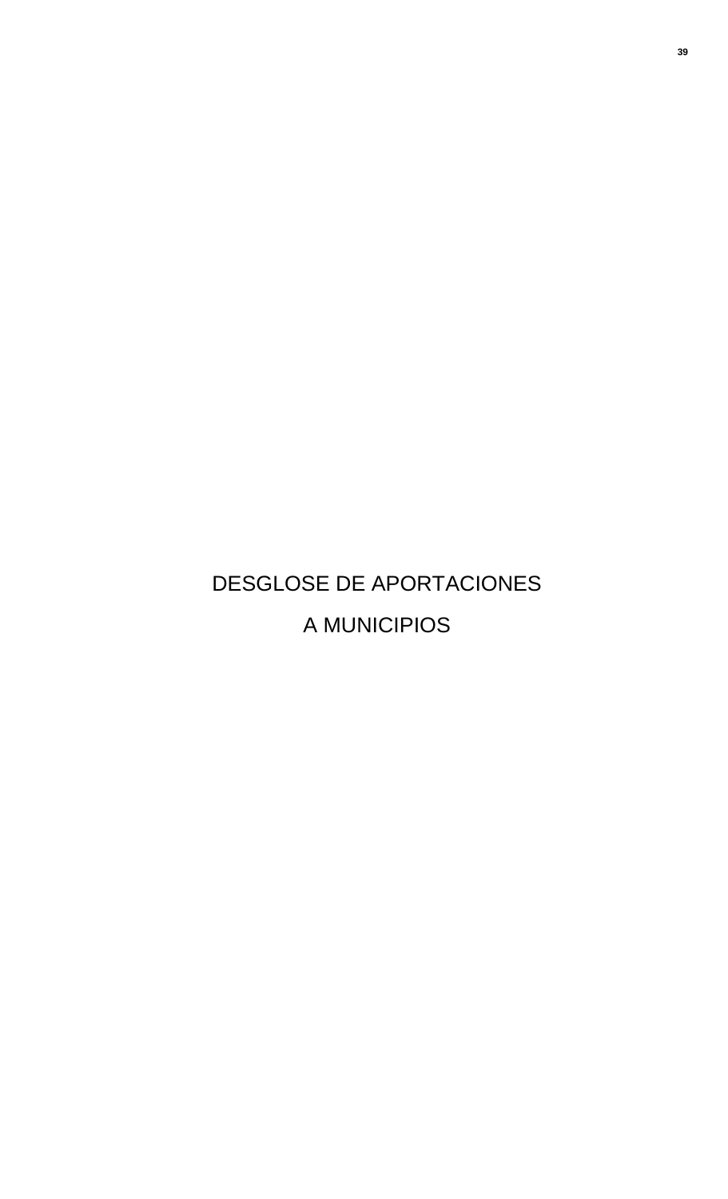# DESGLOSE DE APORTACIONES A MUNICIPIOS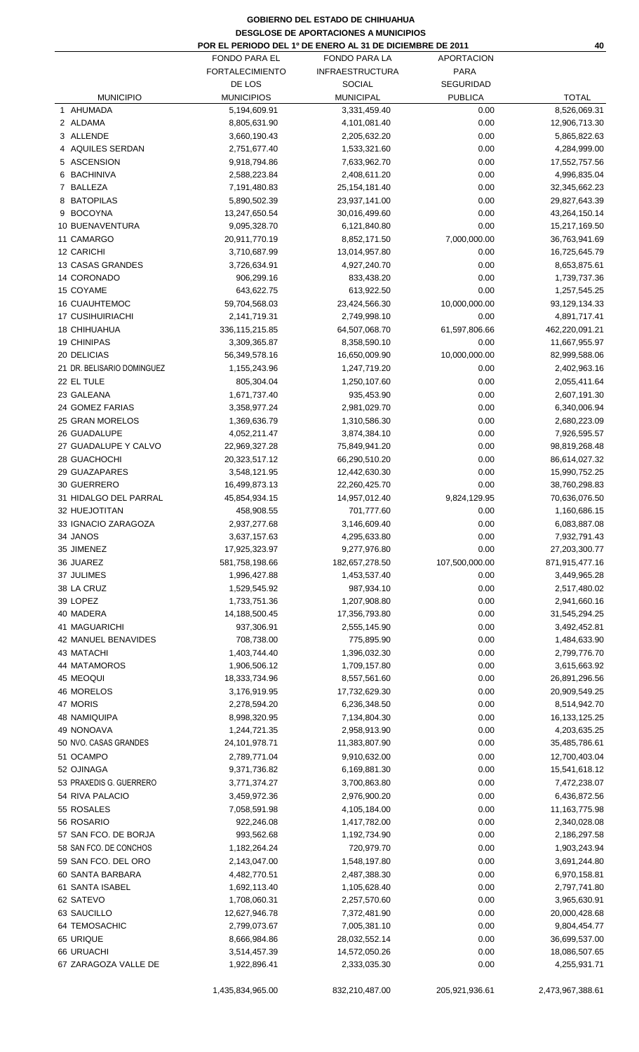# GOBIERNO DEL ESTADO DE CHIHUAHUA

## DESGLOSE DE APORTACIONES A MUNICIPIOS

### POR EL PERIODO DEL 1º DE ENERO AL 31 DE DICIEMBRE DE 2011

| MUNICIPIO | FONDO PARA EL FORTALECIMIENTO DE LOS MUNICIPIOS | FONDO PARA LA INFRAESTRUCTURA SOCIAL MUNICIPAL | APORTACION PARA SEGURIDAD PUBLICA | TOTAL |
|---|---|---|---|---|
| 1 AHUMADA | 5,194,609.91 | 3,331,459.40 | 0.00 | 8,526,069.31 |
| 2 ALDAMA | 8,805,631.90 | 4,101,081.40 | 0.00 | 12,906,713.30 |
| 3 ALLENDE | 3,660,190.43 | 2,205,632.20 | 0.00 | 5,865,822.63 |
| 4 AQUILES SERDAN | 2,751,677.40 | 1,533,321.60 | 0.00 | 4,284,999.00 |
| 5 ASCENSION | 9,918,794.86 | 7,633,962.70 | 0.00 | 17,552,757.56 |
| 6 BACHINIVA | 2,588,223.84 | 2,408,611.20 | 0.00 | 4,996,835.04 |
| 7 BALLEZA | 7,191,480.83 | 25,154,181.40 | 0.00 | 32,345,662.23 |
| 8 BATOPILAS | 5,890,502.39 | 23,937,141.00 | 0.00 | 29,827,643.39 |
| 9 BOCOYNA | 13,247,650.54 | 30,016,499.60 | 0.00 | 43,264,150.14 |
| 10 BUENAVENTURA | 9,095,328.70 | 6,121,840.80 | 0.00 | 15,217,169.50 |
| 11 CAMARGO | 20,911,770.19 | 8,852,171.50 | 7,000,000.00 | 36,763,941.69 |
| 12 CARICHI | 3,710,687.99 | 13,014,957.80 | 0.00 | 16,725,645.79 |
| 13 CASAS GRANDES | 3,726,634.91 | 4,927,240.70 | 0.00 | 8,653,875.61 |
| 14 CORONADO | 906,299.16 | 833,438.20 | 0.00 | 1,739,737.36 |
| 15 COYAME | 643,622.75 | 613,922.50 | 0.00 | 1,257,545.25 |
| 16 CUAUHTEMOC | 59,704,568.03 | 23,424,566.30 | 10,000,000.00 | 93,129,134.33 |
| 17 CUSIHUIRIACHI | 2,141,719.31 | 2,749,998.10 | 0.00 | 4,891,717.41 |
| 18 CHIHUAHUA | 336,115,215.85 | 64,507,068.70 | 61,597,806.66 | 462,220,091.21 |
| 19 CHINIPAS | 3,309,365.87 | 8,358,590.10 | 0.00 | 11,667,955.97 |
| 20 DELICIAS | 56,349,578.16 | 16,650,009.90 | 10,000,000.00 | 82,999,588.06 |
| 21 DR. BELISARIO DOMINGUEZ | 1,155,243.96 | 1,247,719.20 | 0.00 | 2,402,963.16 |
| 22 EL TULE | 805,304.04 | 1,250,107.60 | 0.00 | 2,055,411.64 |
| 23 GALEANA | 1,671,737.40 | 935,453.90 | 0.00 | 2,607,191.30 |
| 24 GOMEZ FARIAS | 3,358,977.24 | 2,981,029.70 | 0.00 | 6,340,006.94 |
| 25 GRAN MORELOS | 1,369,636.79 | 1,310,586.30 | 0.00 | 2,680,223.09 |
| 26 GUADALUPE | 4,052,211.47 | 3,874,384.10 | 0.00 | 7,926,595.57 |
| 27 GUADALUPE Y CALVO | 22,969,327.28 | 75,849,941.20 | 0.00 | 98,819,268.48 |
| 28 GUACHOCHI | 20,323,517.12 | 66,290,510.20 | 0.00 | 86,614,027.32 |
| 29 GUAZAPARES | 3,548,121.95 | 12,442,630.30 | 0.00 | 15,990,752.25 |
| 30 GUERRERO | 16,499,873.13 | 22,260,425.70 | 0.00 | 38,760,298.83 |
| 31 HIDALGO DEL PARRAL | 45,854,934.15 | 14,957,012.40 | 9,824,129.95 | 70,636,076.50 |
| 32 HUEJOTITAN | 458,908.55 | 701,777.60 | 0.00 | 1,160,686.15 |
| 33 IGNACIO ZARAGOZA | 2,937,277.68 | 3,146,609.40 | 0.00 | 6,083,887.08 |
| 34 JANOS | 3,637,157.63 | 4,295,633.80 | 0.00 | 7,932,791.43 |
| 35 JIMENEZ | 17,925,323.97 | 9,277,976.80 | 0.00 | 27,203,300.77 |
| 36 JUAREZ | 581,758,198.66 | 182,657,278.50 | 107,500,000.00 | 871,915,477.16 |
| 37 JULIMES | 1,996,427.88 | 1,453,537.40 | 0.00 | 3,449,965.28 |
| 38 LA CRUZ | 1,529,545.92 | 987,934.10 | 0.00 | 2,517,480.02 |
| 39 LOPEZ | 1,733,751.36 | 1,207,908.80 | 0.00 | 2,941,660.16 |
| 40 MADERA | 14,188,500.45 | 17,356,793.80 | 0.00 | 31,545,294.25 |
| 41 MAGUARICHI | 937,306.91 | 2,555,145.90 | 0.00 | 3,492,452.81 |
| 42 MANUEL BENAVIDES | 708,738.00 | 775,895.90 | 0.00 | 1,484,633.90 |
| 43 MATACHI | 1,403,744.40 | 1,396,032.30 | 0.00 | 2,799,776.70 |
| 44 MATAMOROS | 1,906,506.12 | 1,709,157.80 | 0.00 | 3,615,663.92 |
| 45 MEOQUI | 18,333,734.96 | 8,557,561.60 | 0.00 | 26,891,296.56 |
| 46 MORELOS | 3,176,919.95 | 17,732,629.30 | 0.00 | 20,909,549.25 |
| 47 MORIS | 2,278,594.20 | 6,236,348.50 | 0.00 | 8,514,942.70 |
| 48 NAMIQUIPA | 8,998,320.95 | 7,134,804.30 | 0.00 | 16,133,125.25 |
| 49 NONOAVA | 1,244,721.35 | 2,958,913.90 | 0.00 | 4,203,635.25 |
| 50 NVO. CASAS GRANDES | 24,101,978.71 | 11,383,807.90 | 0.00 | 35,485,786.61 |
| 51 OCAMPO | 2,789,771.04 | 9,910,632.00 | 0.00 | 12,700,403.04 |
| 52 OJINAGA | 9,371,736.82 | 6,169,881.30 | 0.00 | 15,541,618.12 |
| 53 PRAXEDIS G. GUERRERO | 3,771,374.27 | 3,700,863.80 | 0.00 | 7,472,238.07 |
| 54 RIVA PALACIO | 3,459,972.36 | 2,976,900.20 | 0.00 | 6,436,872.56 |
| 55 ROSALES | 7,058,591.98 | 4,105,184.00 | 0.00 | 11,163,775.98 |
| 56 ROSARIO | 922,246.08 | 1,417,782.00 | 0.00 | 2,340,028.08 |
| 57 SAN FCO. DE BORJA | 993,562.68 | 1,192,734.90 | 0.00 | 2,186,297.58 |
| 58 SAN FCO. DE CONCHOS | 1,182,264.24 | 720,979.70 | 0.00 | 1,903,243.94 |
| 59 SAN FCO. DEL ORO | 2,143,047.00 | 1,548,197.80 | 0.00 | 3,691,244.80 |
| 60 SANTA BARBARA | 4,482,770.51 | 2,487,388.30 | 0.00 | 6,970,158.81 |
| 61 SANTA ISABEL | 1,692,113.40 | 1,105,628.40 | 0.00 | 2,797,741.80 |
| 62 SATEVO | 1,708,060.31 | 2,257,570.60 | 0.00 | 3,965,630.91 |
| 63 SAUCILLO | 12,627,946.78 | 7,372,481.90 | 0.00 | 20,000,428.68 |
| 64 TEMOSACHIC | 2,799,073.67 | 7,005,381.10 | 0.00 | 9,804,454.77 |
| 65 URIQUE | 8,666,984.86 | 28,032,552.14 | 0.00 | 36,699,537.00 |
| 66 URUACHI | 3,514,457.39 | 14,572,050.26 | 0.00 | 18,086,507.65 |
| 67 ZARAGOZA VALLE DE | 1,922,896.41 | 2,333,035.30 | 0.00 | 4,255,931.71 |
| | 1,435,834,965.00 | 832,210,487.00 | 205,921,936.61 | 2,473,967,388.61 |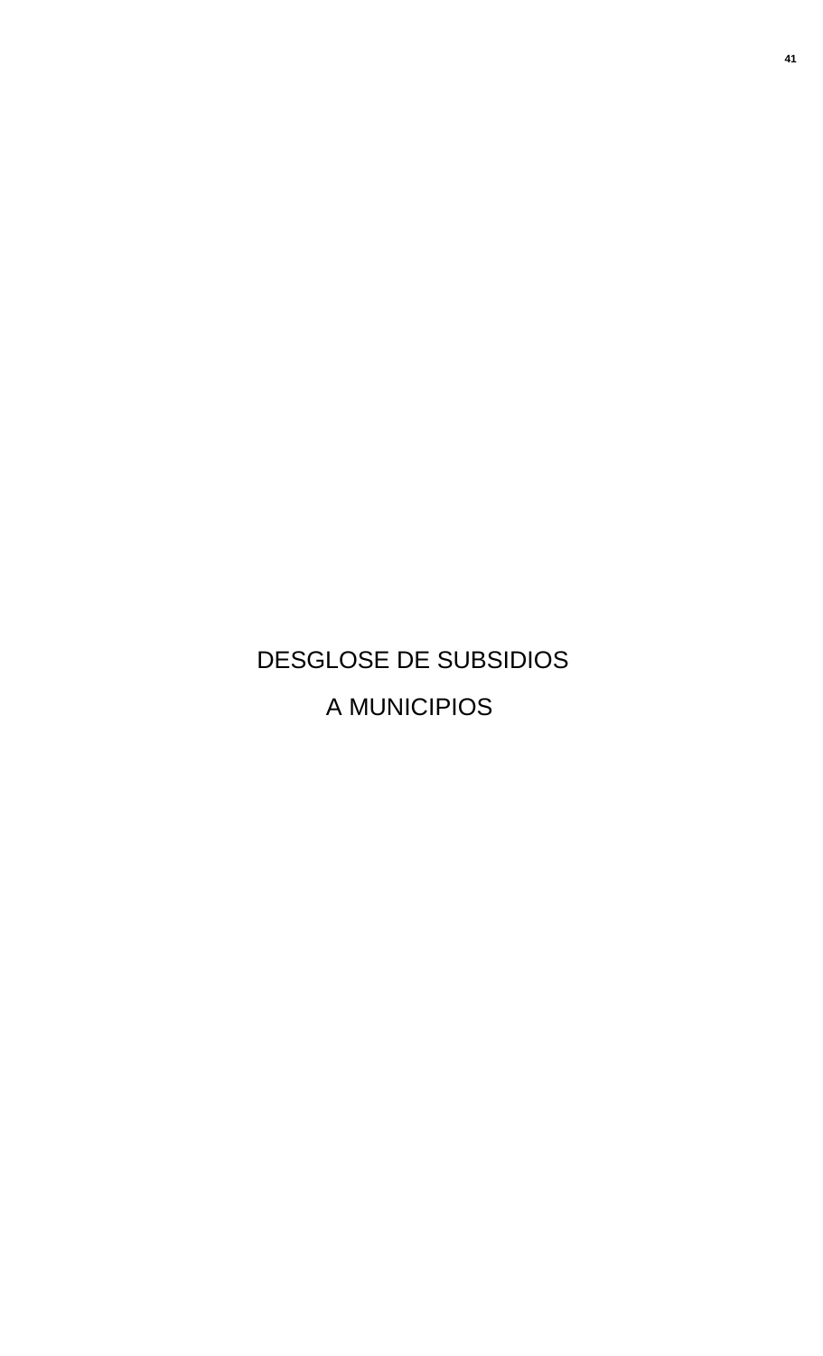# DESGLOSE DE SUBSIDIOS A MUNICIPIOS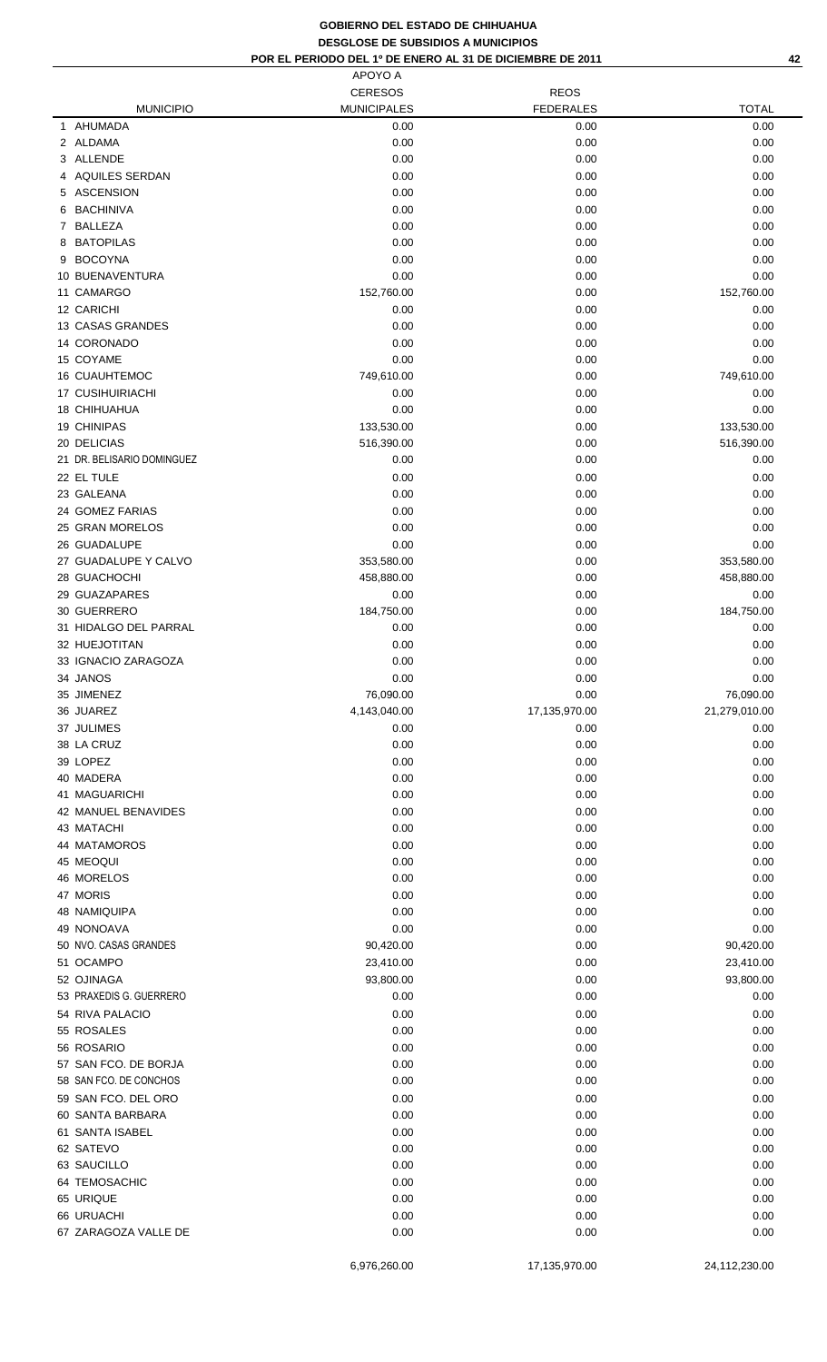**GOBIERNO DEL ESTADO DE CHIHUAHUA**
**DESGLOSE DE SUBSIDIOS A MUNICIPIOS**
**POR EL PERIODO DEL 1º DE ENERO AL 31 DE DICIEMBRE DE 2011**

| MUNICIPIO | APOYO A CERESOS MUNICIPALES | REOS FEDERALES | TOTAL |
|---|---|---|---|
| 1 AHUMADA | 0.00 | 0.00 | 0.00 |
| 2 ALDAMA | 0.00 | 0.00 | 0.00 |
| 3 ALLENDE | 0.00 | 0.00 | 0.00 |
| 4 AQUILES SERDAN | 0.00 | 0.00 | 0.00 |
| 5 ASCENSION | 0.00 | 0.00 | 0.00 |
| 6 BACHINIVA | 0.00 | 0.00 | 0.00 |
| 7 BALLEZA | 0.00 | 0.00 | 0.00 |
| 8 BATOPILAS | 0.00 | 0.00 | 0.00 |
| 9 BOCOYNA | 0.00 | 0.00 | 0.00 |
| 10 BUENAVENTURA | 0.00 | 0.00 | 0.00 |
| 11 CAMARGO | 152,760.00 | 0.00 | 152,760.00 |
| 12 CARICHI | 0.00 | 0.00 | 0.00 |
| 13 CASAS GRANDES | 0.00 | 0.00 | 0.00 |
| 14 CORONADO | 0.00 | 0.00 | 0.00 |
| 15 COYAME | 0.00 | 0.00 | 0.00 |
| 16 CUAUHTEMOC | 749,610.00 | 0.00 | 749,610.00 |
| 17 CUSIHUIRIACHI | 0.00 | 0.00 | 0.00 |
| 18 CHIHUAHUA | 0.00 | 0.00 | 0.00 |
| 19 CHINIPAS | 133,530.00 | 0.00 | 133,530.00 |
| 20 DELICIAS | 516,390.00 | 0.00 | 516,390.00 |
| 21 DR. BELISARIO DOMINGUEZ | 0.00 | 0.00 | 0.00 |
| 22 EL TULE | 0.00 | 0.00 | 0.00 |
| 23 GALEANA | 0.00 | 0.00 | 0.00 |
| 24 GOMEZ FARIAS | 0.00 | 0.00 | 0.00 |
| 25 GRAN MORELOS | 0.00 | 0.00 | 0.00 |
| 26 GUADALUPE | 0.00 | 0.00 | 0.00 |
| 27 GUADALUPE Y CALVO | 353,580.00 | 0.00 | 353,580.00 |
| 28 GUACHOCHI | 458,880.00 | 0.00 | 458,880.00 |
| 29 GUAZAPARES | 0.00 | 0.00 | 0.00 |
| 30 GUERRERO | 184,750.00 | 0.00 | 184,750.00 |
| 31 HIDALGO DEL PARRAL | 0.00 | 0.00 | 0.00 |
| 32 HUEJOTITAN | 0.00 | 0.00 | 0.00 |
| 33 IGNACIO ZARAGOZA | 0.00 | 0.00 | 0.00 |
| 34 JANOS | 0.00 | 0.00 | 0.00 |
| 35 JIMENEZ | 76,090.00 | 0.00 | 76,090.00 |
| 36 JUAREZ | 4,143,040.00 | 17,135,970.00 | 21,279,010.00 |
| 37 JULIMES | 0.00 | 0.00 | 0.00 |
| 38 LA CRUZ | 0.00 | 0.00 | 0.00 |
| 39 LOPEZ | 0.00 | 0.00 | 0.00 |
| 40 MADERA | 0.00 | 0.00 | 0.00 |
| 41 MAGUARICHI | 0.00 | 0.00 | 0.00 |
| 42 MANUEL BENAVIDES | 0.00 | 0.00 | 0.00 |
| 43 MATACHI | 0.00 | 0.00 | 0.00 |
| 44 MATAMOROS | 0.00 | 0.00 | 0.00 |
| 45 MEOQUI | 0.00 | 0.00 | 0.00 |
| 46 MORELOS | 0.00 | 0.00 | 0.00 |
| 47 MORIS | 0.00 | 0.00 | 0.00 |
| 48 NAMIQUIPA | 0.00 | 0.00 | 0.00 |
| 49 NONOAVA | 0.00 | 0.00 | 0.00 |
| 50 NVO. CASAS GRANDES | 90,420.00 | 0.00 | 90,420.00 |
| 51 OCAMPO | 23,410.00 | 0.00 | 23,410.00 |
| 52 OJINAGA | 93,800.00 | 0.00 | 93,800.00 |
| 53 PRAXEDIS G. GUERRERO | 0.00 | 0.00 | 0.00 |
| 54 RIVA PALACIO | 0.00 | 0.00 | 0.00 |
| 55 ROSALES | 0.00 | 0.00 | 0.00 |
| 56 ROSARIO | 0.00 | 0.00 | 0.00 |
| 57 SAN FCO. DE BORJA | 0.00 | 0.00 | 0.00 |
| 58 SAN FCO. DE CONCHOS | 0.00 | 0.00 | 0.00 |
| 59 SAN FCO. DEL ORO | 0.00 | 0.00 | 0.00 |
| 60 SANTA BARBARA | 0.00 | 0.00 | 0.00 |
| 61 SANTA ISABEL | 0.00 | 0.00 | 0.00 |
| 62 SATEVO | 0.00 | 0.00 | 0.00 |
| 63 SAUCILLO | 0.00 | 0.00 | 0.00 |
| 64 TEMOSACHIC | 0.00 | 0.00 | 0.00 |
| 65 URIQUE | 0.00 | 0.00 | 0.00 |
| 66 URUACHI | 0.00 | 0.00 | 0.00 |
| 67 ZARAGOZA VALLE DE | 0.00 | 0.00 | 0.00 |
| | 6,976,260.00 | 17,135,970.00 | 24,112,230.00 |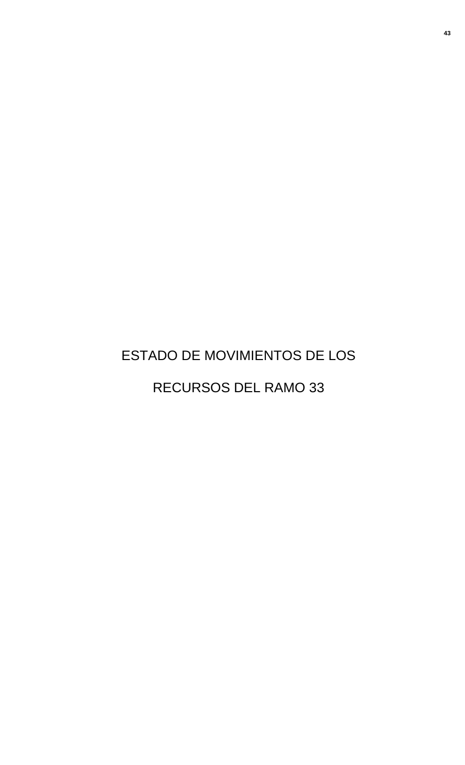# ESTADO DE MOVIMIENTOS DE LOS RECURSOS DEL RAMO 33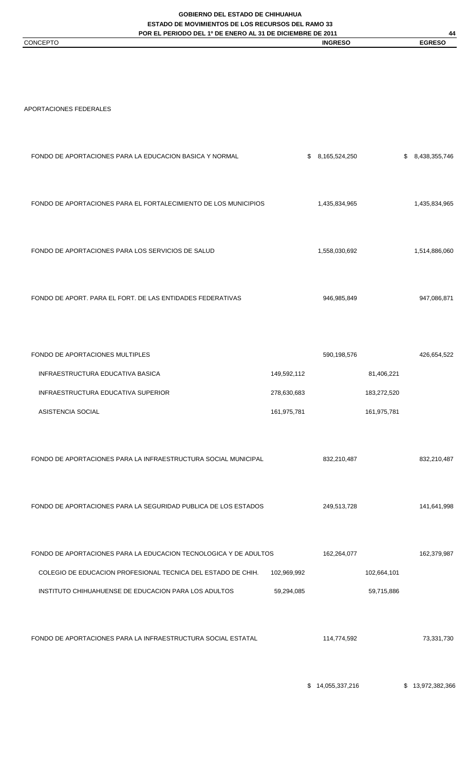**GOBIERNO DEL ESTADO DE CHIHUAHUA**
**ESTADO DE MOVIMIENTOS DE LOS RECURSOS DEL RAMO 33**
**POR EL PERIODO DEL 1º DE ENERO AL 31 DE DICIEMBRE DE 2011**

| CONCEPTO | | **INGRESO** | | **EGRESO** |
|---|---|---|---|---|
| APORTACIONES FEDERALES | | | | |
| FONDO DE APORTACIONES PARA LA EDUCACION BASICA Y NORMAL | | $ 8,165,524,250 | | $ 8,438,355,746 |
| FONDO DE APORTACIONES PARA EL FORTALECIMIENTO DE LOS MUNICIPIOS | | 1,435,834,965 | | 1,435,834,965 |
| FONDO DE APORTACIONES PARA LOS SERVICIOS DE SALUD | | 1,558,030,692 | | 1,514,886,060 |
| FONDO DE APORT. PARA EL FORT. DE LAS ENTIDADES FEDERATIVAS | | 946,985,849 | | 947,086,871 |
| FONDO DE APORTACIONES MULTIPLES | | 590,198,576 | | 426,654,522 |
| INFRAESTRUCTURA EDUCATIVA BASICA | 149,592,112 | | 81,406,221 | |
| INFRAESTRUCTURA EDUCATIVA SUPERIOR | 278,630,683 | | 183,272,520 | |
| ASISTENCIA SOCIAL | 161,975,781 | | 161,975,781 | |
| FONDO DE APORTACIONES PARA LA INFRAESTRUCTURA SOCIAL MUNICIPAL | | 832,210,487 | | 832,210,487 |
| FONDO DE APORTACIONES PARA LA SEGURIDAD PUBLICA DE LOS ESTADOS | | 249,513,728 | | 141,641,998 |
| FONDO DE APORTACIONES PARA LA EDUCACION TECNOLOGICA Y DE ADULTOS | | 162,264,077 | | 162,379,987 |
| COLEGIO DE EDUCACION PROFESIONAL TECNICA DEL ESTADO DE CHIH. | 102,969,992 | | 102,664,101 | |
| INSTITUTO CHIHUAHUENSE DE EDUCACION PARA LOS ADULTOS | 59,294,085 | | 59,715,886 | |
| FONDO DE APORTACIONES PARA LA INFRAESTRUCTURA SOCIAL ESTATAL | | 114,774,592 | | 73,331,730 |
| | | $ 14,055,337,216 | | $ 13,972,382,366 |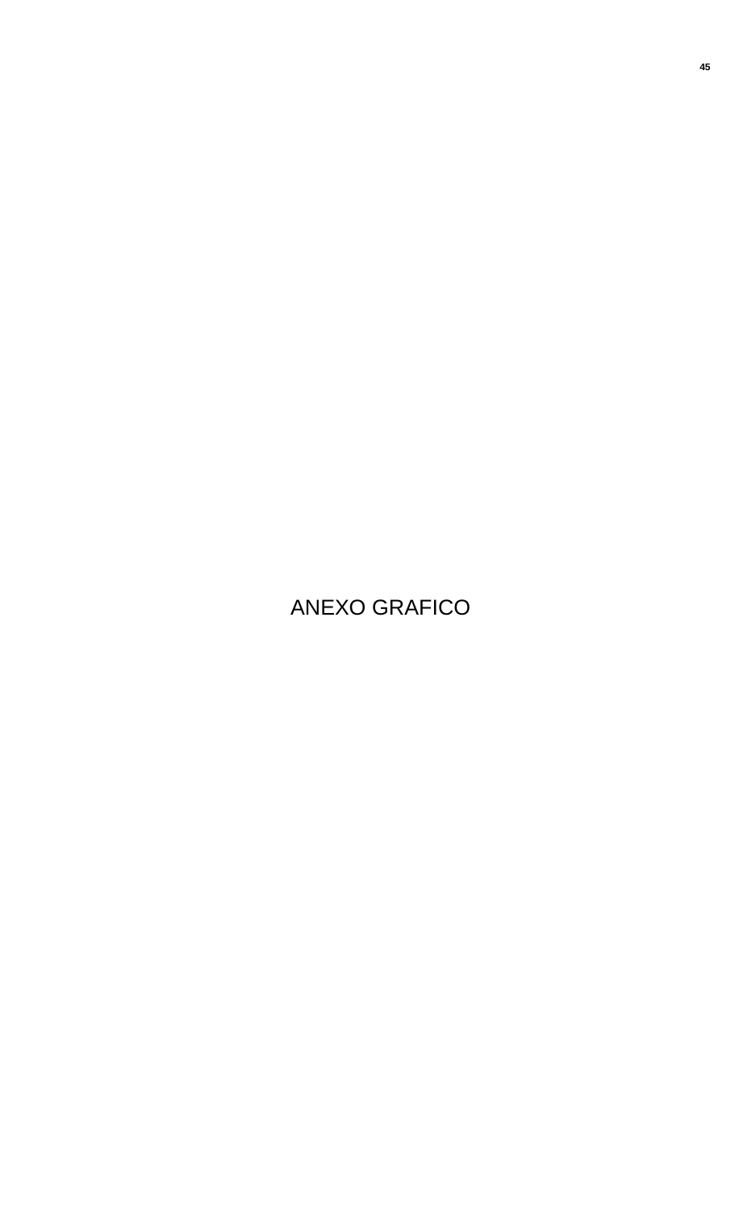# ANEXO GRAFICO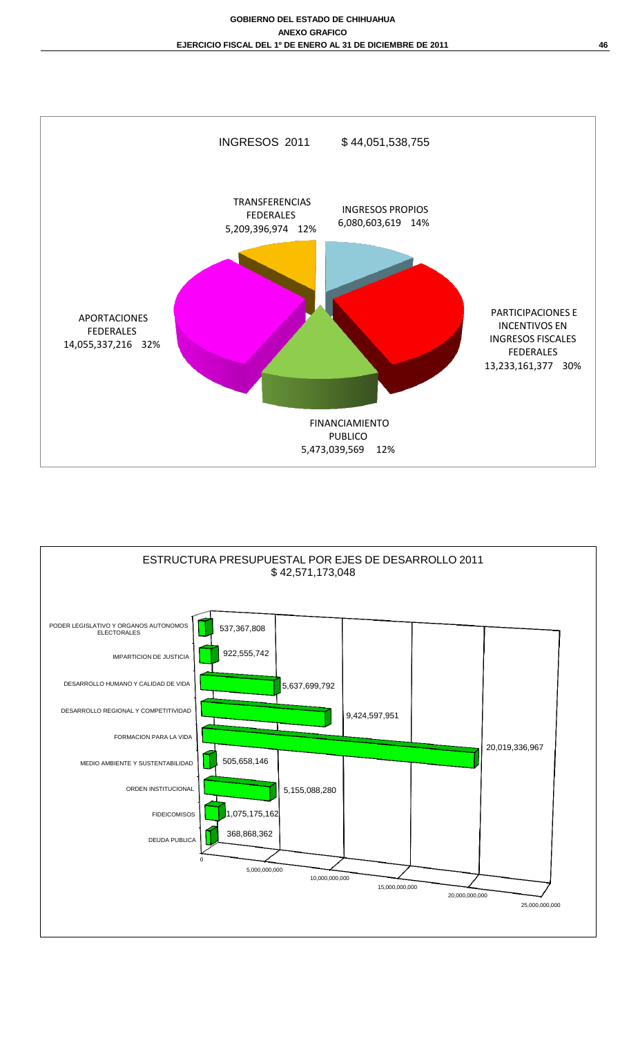**INGRESOS 2011 $ 44,051,538,755**

| Concepto | Importe | % |
|---|---|---|
| INGRESOS PROPIOS | 6,080,603,619 | 14% |
| PARTICIPACIONES E INCENTIVOS EN INGRESOS FISCALES FEDERALES | 13,233,161,377 | 30% |
| FINANCIAMIENTO PUBLICO | 5,473,039,569 | 12% |
| APORTACIONES FEDERALES | 14,055,337,216 | 32% |
| TRANSFERENCIAS FEDERALES | 5,209,396,974 | 12% |

**ESTRUCTURA PRESUPUESTAL POR EJES DE DESARROLLO 2011**
**$ 42,571,173,048**

| Eje | Importe |
|---|---|
| PODER LEGISLATIVO Y ORGANOS AUTONOMOS ELECTORALES | 537,367,808 |
| IMPARTICION DE JUSTICIA | 922,555,742 |
| DESARROLLO HUMANO Y CALIDAD DE VIDA | 5,637,699,792 |
| DESARROLLO REGIONAL Y COMPETITIVIDAD | 9,424,597,951 |
| FORMACION PARA LA VIDA | 20,019,336,967 |
| MEDIO AMBIENTE Y SUSTENTABILIDAD | 505,658,146 |
| ORDEN INSTITUCIONAL | 5,155,088,280 |
| FIDEICOMISOS | 1,075,175,162 |
| DEUDA PUBLICA | 368,868,362 |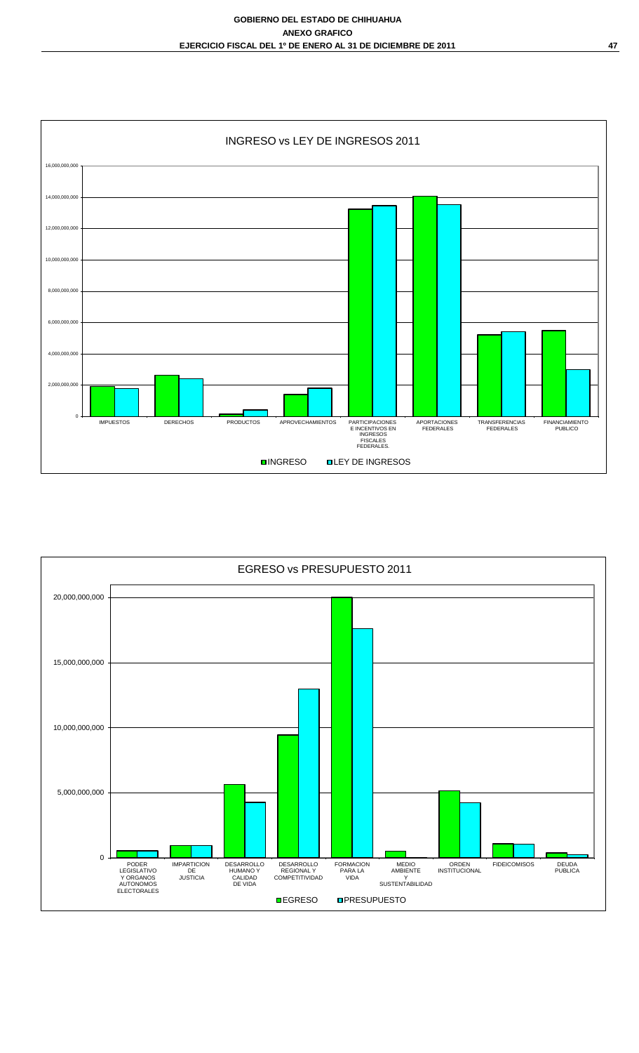INGRESO vs LEY DE INGRESOS 2011

16,000,000,000
14,000,000,000
12,000,000,000
10,000,000,000
8,000,000,000
6,000,000,000
4,000,000,000
2,000,000,000
0

IMPUESTOS | DERECHOS | PRODUCTOS | APROVECHAMIENTOS | PARTICIPACIONES E INCENTIVOS EN INGRESOS FISCALES FEDERALES. | APORTACIONES FEDERALES | TRANSFERENCIAS FEDERALES | FINANCIAMIENTO PUBLICO

INGRESO LEY DE INGRESOS

EGRESO vs PRESUPUESTO 2011

20,000,000,000
15,000,000,000
10,000,000,000
5,000,000,000
0

PODER LEGISLATIVO Y ORGANOS AUTONOMOS ELECTORALES | IMPARTICION DE JUSTICIA | DESARROLLO HUMANO Y CALIDAD DE VIDA | DESARROLLO REGIONAL Y COMPETITIVIDAD | FORMACION PARA LA VIDA | MEDIO AMBIENTE Y SUSTENTABILIDAD | ORDEN INSTITUCIONAL | FIDEICOMISOS | DEUDA PUBLICA

EGRESO PRESUPUESTO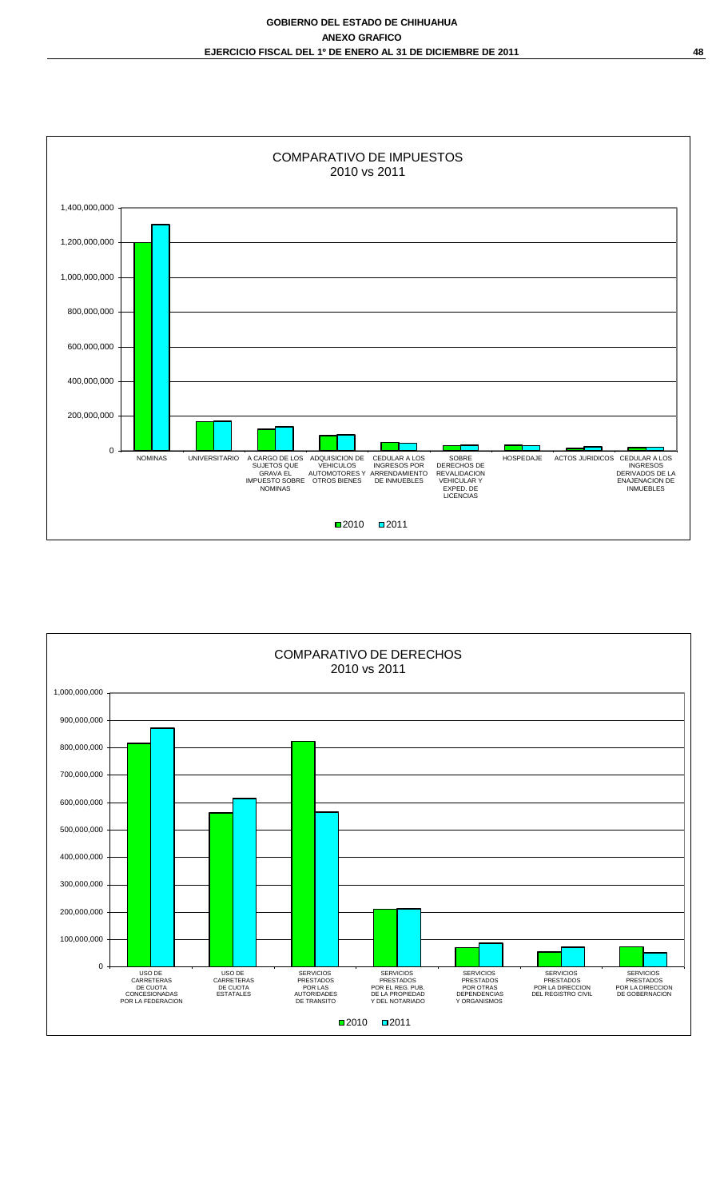COMPARATIVO DE IMPUESTOS
2010 vs 2011

1,400,000,000
1,200,000,000
1,000,000,000
800,000,000
600,000,000
400,000,000
200,000,000
0

NOMINAS | UNIVERSITARIO | A CARGO DE LOS SUJETOS QUE GRAVA EL IMPUESTO SOBRE NOMINAS | ADQUISICION DE VEHICULOS AUTOMOTORES Y OTROS BIENES | CEDULAR A LOS INGRESOS POR ARRENDAMIENTO DE INMUEBLES | SOBRE DERECHOS DE REVALIDACION VEHICULAR Y EXPED. DE LICENCIAS | HOSPEDAJE | ACTOS JURIDICOS | CEDULAR A LOS INGRESOS DERIVADOS DE LA ENAJENACION DE INMUEBLES

2010 2011

COMPARATIVO DE DERECHOS
2010 vs 2011

1,000,000,000
900,000,000
800,000,000
700,000,000
600,000,000
500,000,000
400,000,000
300,000,000
200,000,000
100,000,000
0

USO DE CARRETERAS DE CUOTA CONCESIONADAS POR LA FEDERACION | USO DE CARRETERAS DE CUOTA ESTATALES | SERVICIOS PRESTADOS POR LAS AUTORIDADES DE TRANSITO | SERVICIOS PRESTADOS POR EL REG. PUB. DE LA PROPIEDAD Y DEL NOTARIADO | SERVICIOS PRESTADOS POR OTRAS DEPENDENCIAS Y ORGANISMOS | SERVICIOS PRESTADOS POR LA DIRECCION DEL REGISTRO CIVIL | SERVICIOS PRESTADOS POR LA DIRECCION DE GOBERNACION

2010 2011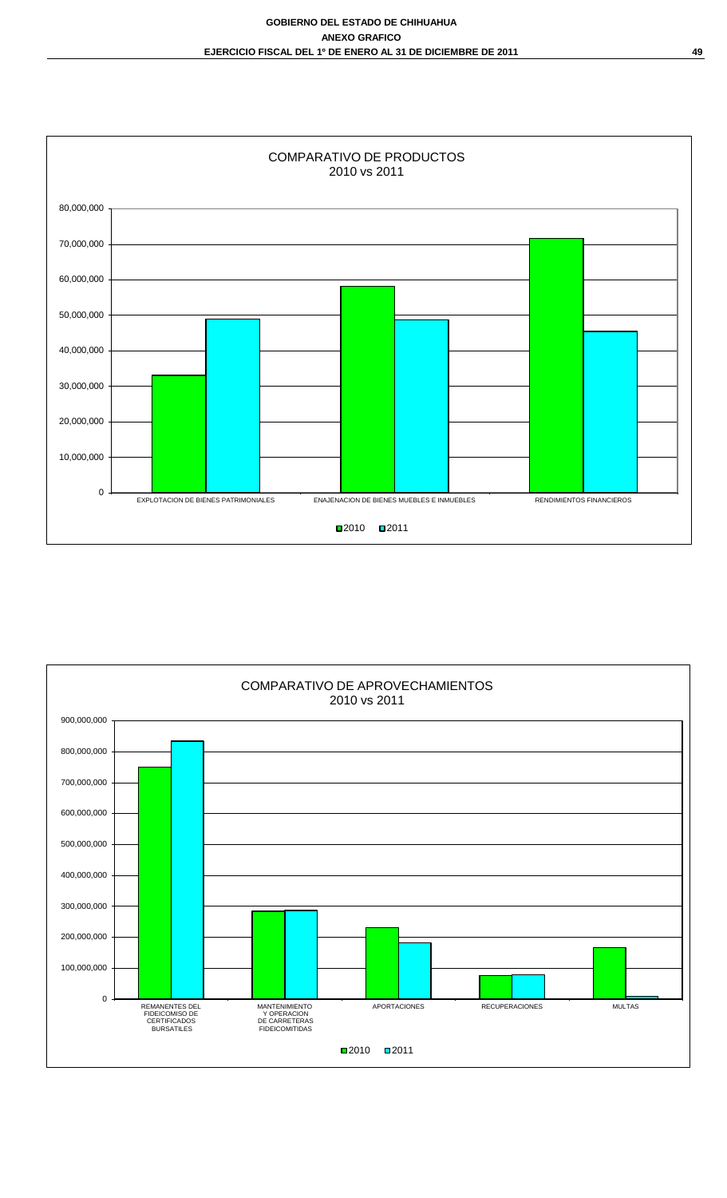## COMPARATIVO DE PRODUCTOS
2010 vs 2011

80,000,000
70,000,000
60,000,000
50,000,000
40,000,000
30,000,000
20,000,000
10,000,000
0

EXPLOTACION DE BIENES PATRIMONIALES — ENAJENACION DE BIENES MUEBLES E INMUEBLES — RENDIMIENTOS FINANCIEROS

2010 2011

## COMPARATIVO DE APROVECHAMIENTOS
2010 vs 2011

900,000,000
800,000,000
700,000,000
600,000,000
500,000,000
400,000,000
300,000,000
200,000,000
100,000,000
0

REMANENTES DEL FIDEICOMISO DE CERTIFICADOS BURSATILES — MANTENIMIENTO Y OPERACION DE CARRETERAS FIDEICOMITIDAS — APORTACIONES — RECUPERACIONES — MULTAS

2010 2011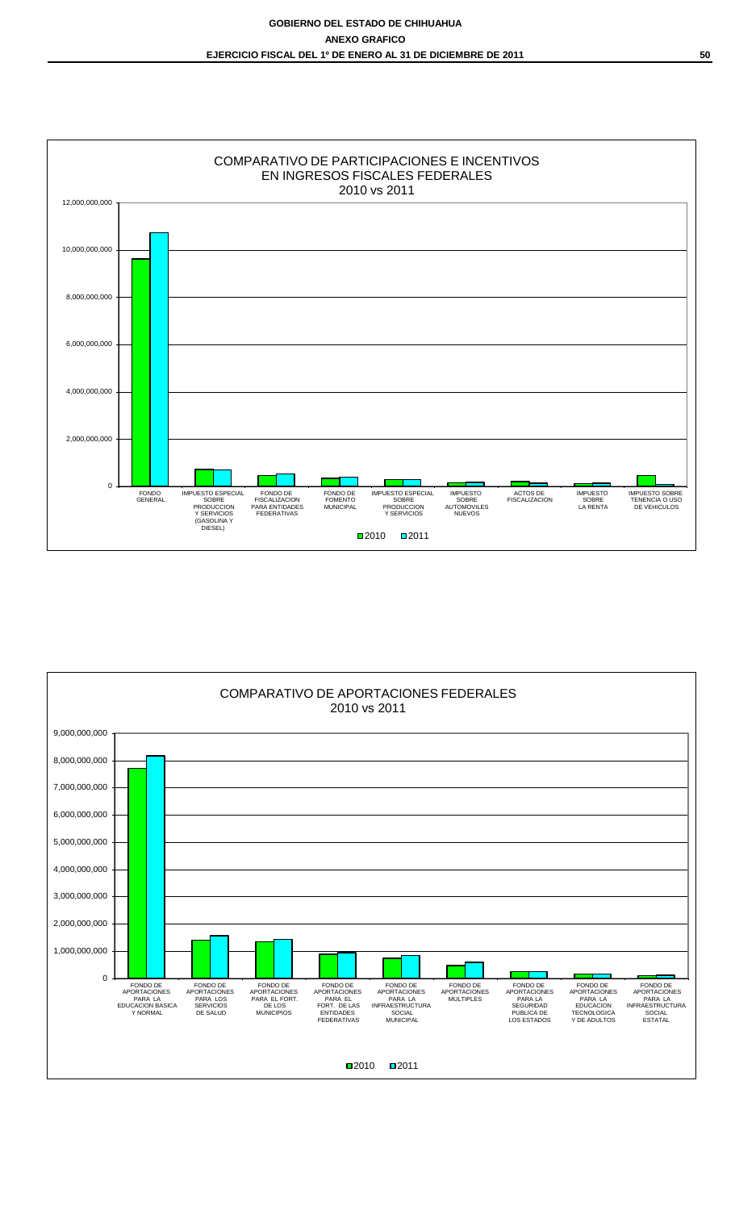## COMPARATIVO DE PARTICIPACIONES E INCENTIVOS EN INGRESOS FISCALES FEDERALES

2010 vs 2011

12,000,000,000
10,000,000,000
8,000,000,000
6,000,000,000
4,000,000,000
2,000,000,000
0

FONDO GENERAL | IMPUESTO ESPECIAL SOBRE PRODUCCION Y SERVICIOS (GASOLINA Y DIESEL) | FONDO DE FISCALIZACION PARA ENTIDADES FEDERATIVAS | FONDO DE FOMENTO MUNICIPAL | IMPUESTO ESPECIAL SOBRE PRODUCCION Y SERVICIOS | IMPUESTO SOBRE AUTOMOVILES NUEVOS | ACTOS DE FISCALIZACION | IMPUESTO SOBRE LA RENTA | IMPUESTO SOBRE TENENCIA O USO DE VEHICULOS

2010 2011

## COMPARATIVO DE APORTACIONES FEDERALES

2010 vs 2011

9,000,000,000
8,000,000,000
7,000,000,000
6,000,000,000
5,000,000,000
4,000,000,000
3,000,000,000
2,000,000,000
1,000,000,000
0

FONDO DE APORTACIONES PARA LA EDUCACION BASICA Y NORMAL | FONDO DE APORTACIONES PARA LOS SERVICIOS DE SALUD | FONDO DE APORTACIONES PARA EL FORT. DE LOS MUNICIPIOS | FONDO DE APORTACIONES PARA EL FORT. DE LAS ENTIDADES FEDERATIVAS | FONDO DE APORTACIONES PARA LA INFRAESTRUCTURA SOCIAL MUNICIPAL | FONDO DE APORTACIONES MULTIPLES | FONDO DE APORTACIONES PARA LA SEGURIDAD PUBLICA DE LOS ESTADOS | FONDO DE APORTACIONES PARA LA EDUCACION TECNOLOGICA Y DE ADULTOS | FONDO DE APORTACIONES PARA LA INFRAESTRUCTURA SOCIAL ESTATAL

2010 2011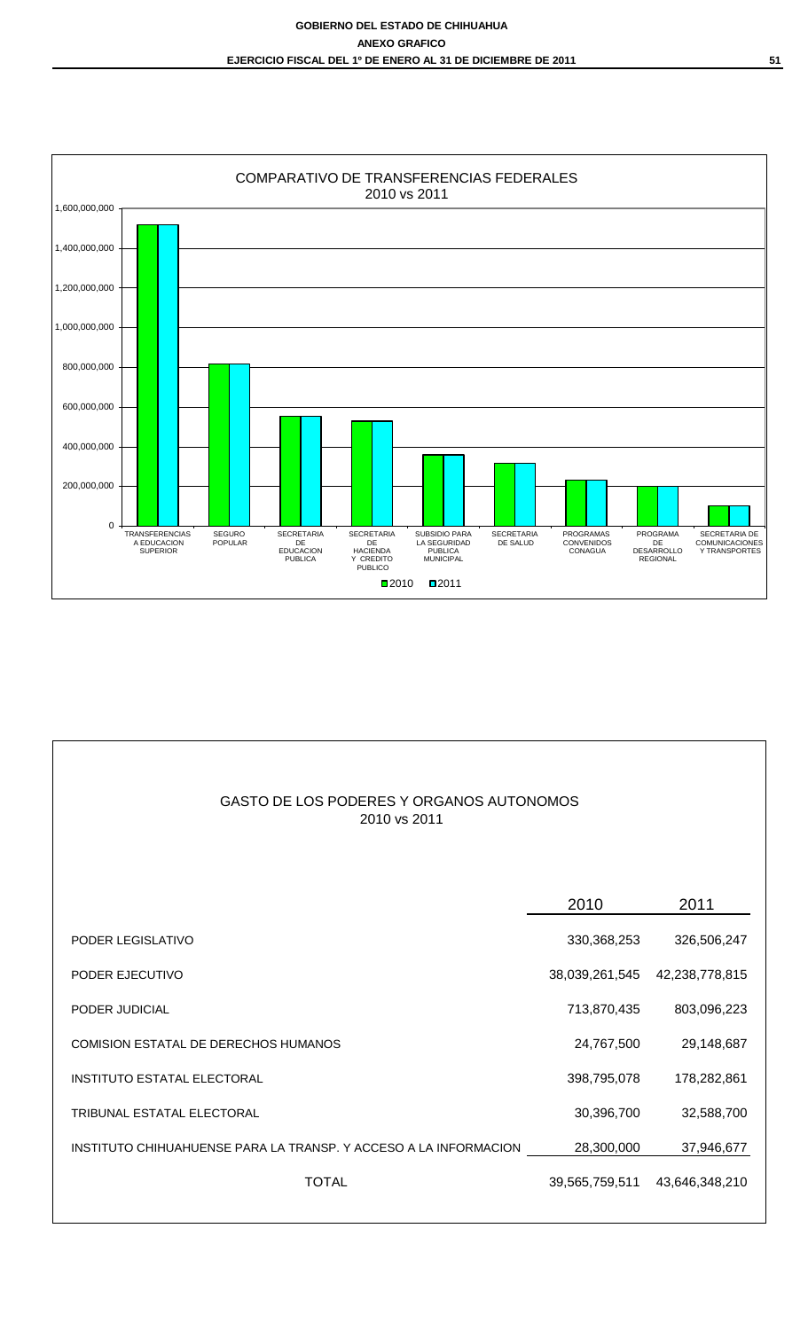COMPARATIVO DE TRANSFERENCIAS FEDERALES
2010 vs 2011

| | 2010 | 2011 |
|---|---|---|
| TRANSFERENCIAS A EDUCACION SUPERIOR | | |
| SEGURO POPULAR | | |
| SECRETARIA DE EDUCACION PUBLICA | | |
| SECRETARIA DE HACIENDA Y CREDITO PUBLICO | | |
| SUBSIDIO PARA LA SEGURIDAD PUBLICA MUNICIPAL | | |
| SECRETARIA DE SALUD | | |
| PROGRAMAS CONVENIDOS CONAGUA | | |
| PROGRAMA DE DESARROLLO REGIONAL | | |
| SECRETARIA DE COMUNICACIONES Y TRANSPORTES | | |

## GASTO DE LOS PODERES Y ORGANOS AUTONOMOS
2010 vs 2011

| | 2010 | 2011 |
|---|---|---|
| PODER LEGISLATIVO | 330,368,253 | 326,506,247 |
| PODER EJECUTIVO | 38,039,261,545 | 42,238,778,815 |
| PODER JUDICIAL | 713,870,435 | 803,096,223 |
| COMISION ESTATAL DE DERECHOS HUMANOS | 24,767,500 | 29,148,687 |
| INSTITUTO ESTATAL ELECTORAL | 398,795,078 | 178,282,861 |
| TRIBUNAL ESTATAL ELECTORAL | 30,396,700 | 32,588,700 |
| INSTITUTO CHIHUAHUENSE PARA LA TRANSP. Y ACCESO A LA INFORMACION | 28,300,000 | 37,946,677 |
| TOTAL | 39,565,759,511 | 43,646,348,210 |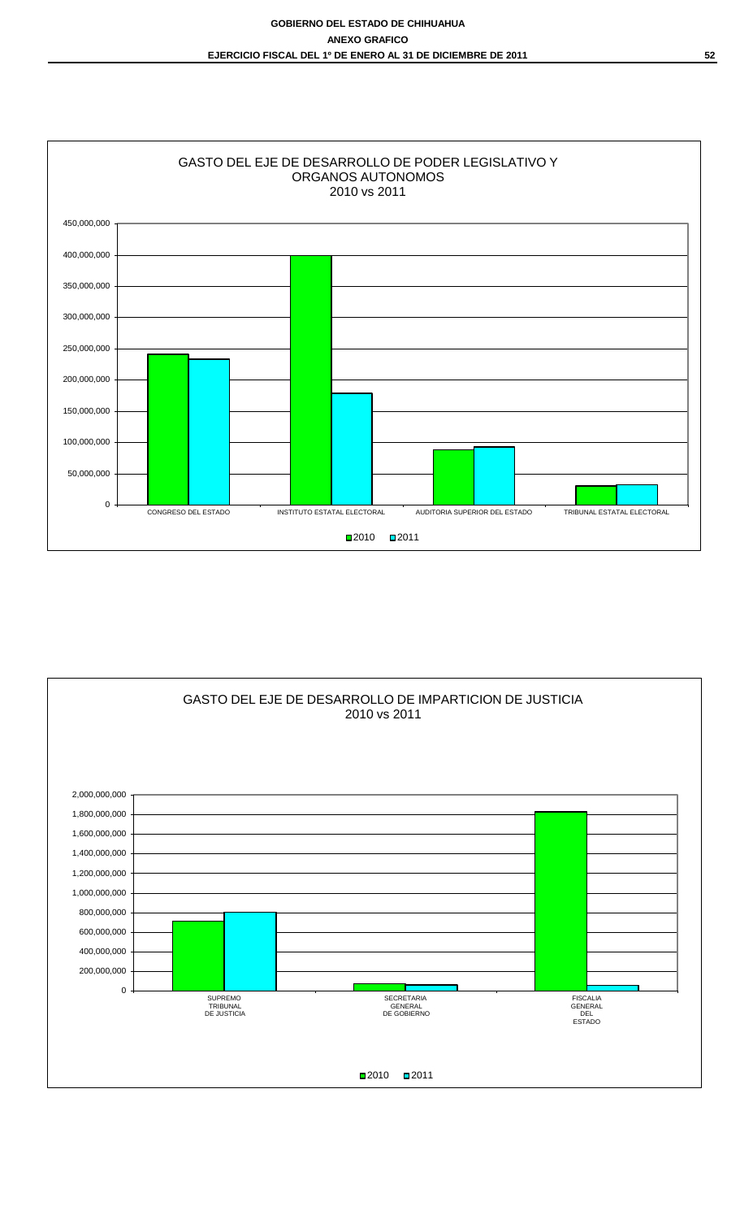GASTO DEL EJE DE DESARROLLO DE PODER LEGISLATIVO Y ORGANOS AUTONOMOS
2010 vs 2011

450,000,000
400,000,000
350,000,000
300,000,000
250,000,000
200,000,000
150,000,000
100,000,000
50,000,000
0

CONGRESO DEL ESTADO | INSTITUTO ESTATAL ELECTORAL | AUDITORIA SUPERIOR DEL ESTADO | TRIBUNAL ESTATAL ELECTORAL

2010 2011

GASTO DEL EJE DE DESARROLLO DE IMPARTICION DE JUSTICIA
2010 vs 2011

2,000,000,000
1,800,000,000
1,600,000,000
1,400,000,000
1,200,000,000
1,000,000,000
800,000,000
600,000,000
400,000,000
200,000,000
0

SUPREMO TRIBUNAL DE JUSTICIA | SECRETARIA GENERAL DE GOBIERNO | FISCALIA GENERAL DEL ESTADO

2010 2011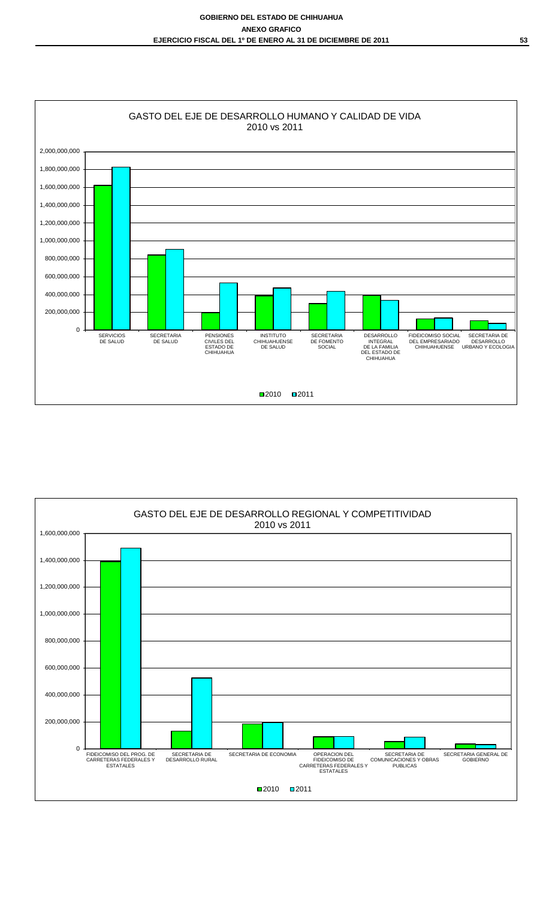## GASTO DEL EJE DE DESARROLLO HUMANO Y CALIDAD DE VIDA
2010 vs 2011

2,000,000,000
1,800,000,000
1,600,000,000
1,400,000,000
1,200,000,000
1,000,000,000
800,000,000
600,000,000
400,000,000
200,000,000
0

SERVICIOS DE SALUD | SECRETARIA DE SALUD | PENSIONES CIVILES DEL ESTADO DE CHIHUAHUA | INSTITUTO CHIHUAHUENSE DE SALUD | SECRETARIA DE FOMENTO SOCIAL | DESARROLLO INTEGRAL DE LA FAMILIA DEL ESTADO DE CHIHUAHUA | FIDEICOMISO SOCIAL DEL EMPRESARIADO CHIHUAHUENSE | SECRETARIA DE DESARROLLO URBANO Y ECOLOGIA

2010 2011

## GASTO DEL EJE DE DESARROLLO REGIONAL Y COMPETITIVIDAD
2010 vs 2011

1,600,000,000
1,400,000,000
1,200,000,000
1,000,000,000
800,000,000
600,000,000
400,000,000
200,000,000
0

FIDEICOMISO DEL PROG. DE CARRETERAS FEDERALES Y ESTATALES | SECRETARIA DE DESARROLLO RURAL | SECRETARIA DE ECONOMIA | OPERACION DEL FIDEICOMISO DE CARRETERAS FEDERALES Y ESTATALES | SECRETARIA DE COMUNICACIONES Y OBRAS PUBLICAS | SECRETARIA GENERAL DE GOBIERNO

2010 2011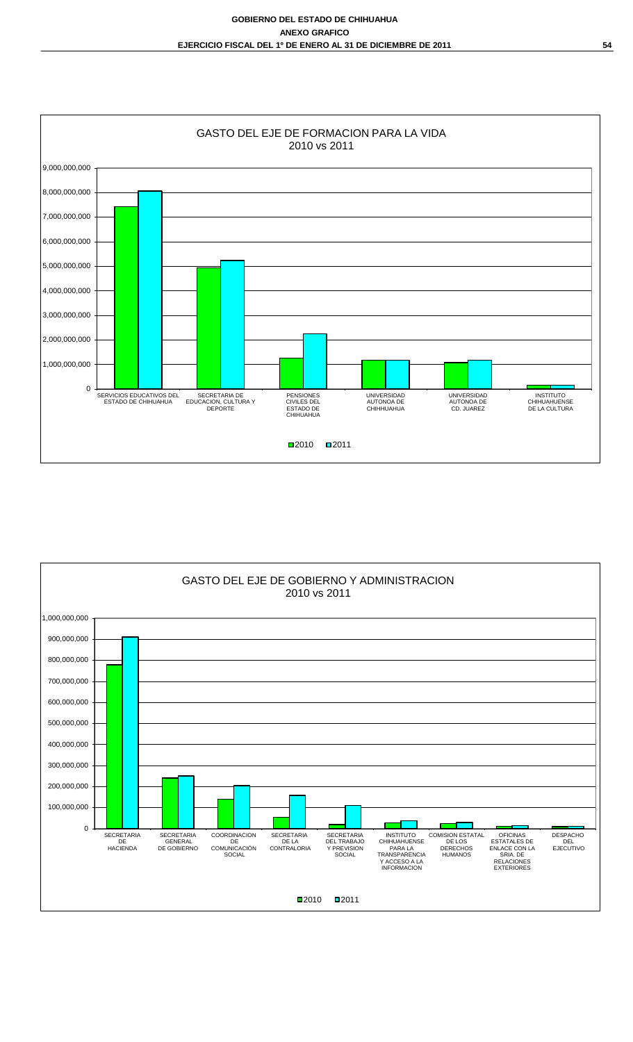# GASTO DEL EJE DE FORMACION PARA LA VIDA
2010 vs 2011

Eje vertical: 0; 1,000,000,000; 2,000,000,000; 3,000,000,000; 4,000,000,000; 5,000,000,000; 6,000,000,000; 7,000,000,000; 8,000,000,000; 9,000,000,000

Categorías:
- SERVICIOS EDUCATIVOS DEL ESTADO DE CHIHUAHUA
- SECRETARIA DE EDUCACION, CULTURA Y DEPORTE
- PENSIONES CIVILES DEL ESTADO DE CHIHUAHUA
- UNIVERSIDAD AUTONOA DE CHIHHUAHUA
- UNIVERSIDAD AUTONOA DE CD. JUAREZ
- INSTITUTO CHIHUAHUENSE DE LA CULTURA

Leyenda: 2010 | 2011

# GASTO DEL EJE DE GOBIERNO Y ADMINISTRACION
2010 vs 2011

Eje vertical: 0; 100,000,000; 200,000,000; 300,000,000; 400,000,000; 500,000,000; 600,000,000; 700,000,000; 800,000,000; 900,000,000; 1,000,000,000

Categorías:
- SECRETARIA DE HACIENDA
- SECRETARIA GENERAL DE GOBIERNO
- COORDINACION DE COMUNICACIÓN SOCIAL
- SECRETARIA DE LA CONTRALORIA
- SECRETARIA DEL TRABAJO Y PREVISION SOCIAL
- INSTITUTO CHIHUAHUENSE PARA LA TRANSPARENCIA Y ACCESO A LA INFORMACION
- COMISION ESTATAL DE LOS DERECHOS HUMANOS
- OFICINAS ESTATALES DE ENLACE CON LA SRIA. DE RELACIONES EXTERIORES
- DESPACHO DEL EJECUTIVO

Leyenda: 2010 | 2011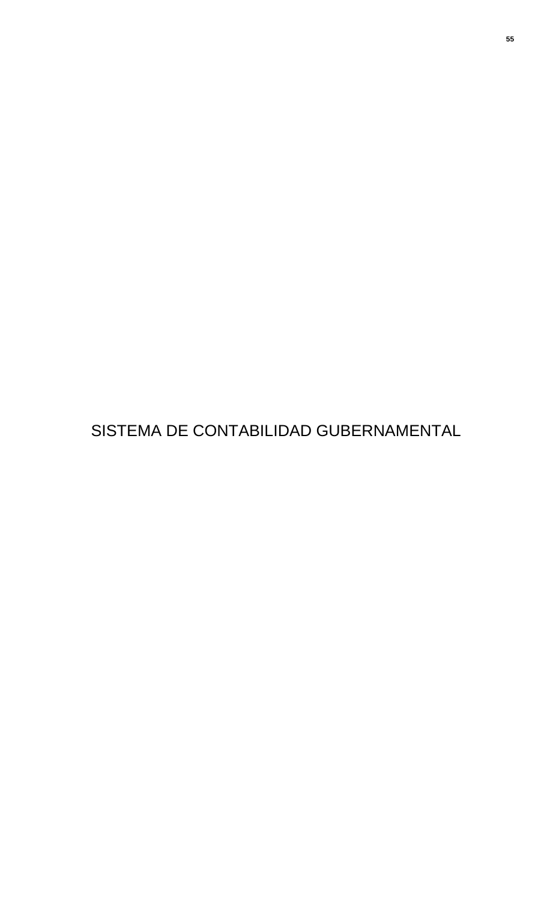# SISTEMA DE CONTABILIDAD GUBERNAMENTAL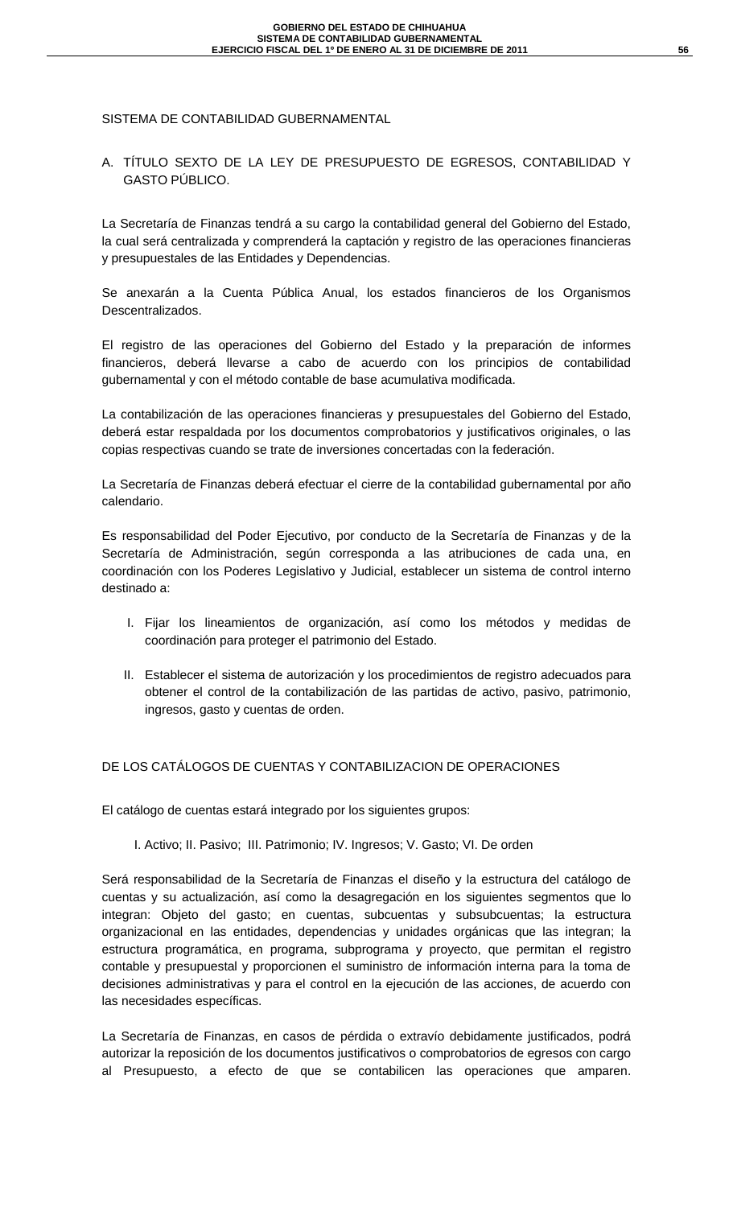## SISTEMA DE CONTABILIDAD GUBERNAMENTAL

### A. TÍTULO SEXTO DE LA LEY DE PRESUPUESTO DE EGRESOS, CONTABILIDAD Y GASTO PÚBLICO.

La Secretaría de Finanzas tendrá a su cargo la contabilidad general del Gobierno del Estado, la cual será centralizada y comprenderá la captación y registro de las operaciones financieras y presupuestales de las Entidades y Dependencias.

Se anexarán a la Cuenta Pública Anual, los estados financieros de los Organismos Descentralizados.

El registro de las operaciones del Gobierno del Estado y la preparación de informes financieros, deberá llevarse a cabo de acuerdo con los principios de contabilidad gubernamental y con el método contable de base acumulativa modificada.

La contabilización de las operaciones financieras y presupuestales del Gobierno del Estado, deberá estar respaldada por los documentos comprobatorios y justificativos originales, o las copias respectivas cuando se trate de inversiones concertadas con la federación.

La Secretaría de Finanzas deberá efectuar el cierre de la contabilidad gubernamental por año calendario.

Es responsabilidad del Poder Ejecutivo, por conducto de la Secretaría de Finanzas y de la Secretaría de Administración, según corresponda a las atribuciones de cada una, en coordinación con los Poderes Legislativo y Judicial, establecer un sistema de control interno destinado a:

I. Fijar los lineamientos de organización, así como los métodos y medidas de coordinación para proteger el patrimonio del Estado.

II. Establecer el sistema de autorización y los procedimientos de registro adecuados para obtener el control de la contabilización de las partidas de activo, pasivo, patrimonio, ingresos, gasto y cuentas de orden.

### DE LOS CATÁLOGOS DE CUENTAS Y CONTABILIZACION DE OPERACIONES

El catálogo de cuentas estará integrado por los siguientes grupos:

I. Activo; II. Pasivo; III. Patrimonio; IV. Ingresos; V. Gasto; VI. De orden

Será responsabilidad de la Secretaría de Finanzas el diseño y la estructura del catálogo de cuentas y su actualización, así como la desagregación en los siguientes segmentos que lo integran: Objeto del gasto; en cuentas, subcuentas y subsubcuentas; la estructura organizacional en las entidades, dependencias y unidades orgánicas que las integran; la estructura programática, en programa, subprograma y proyecto, que permitan el registro contable y presupuestal y proporcionen el suministro de información interna para la toma de decisiones administrativas y para el control en la ejecución de las acciones, de acuerdo con las necesidades específicas.

La Secretaría de Finanzas, en casos de pérdida o extravío debidamente justificados, podrá autorizar la reposición de los documentos justificativos o comprobatorios de egresos con cargo al Presupuesto, a efecto de que se contabilicen las operaciones que amparen.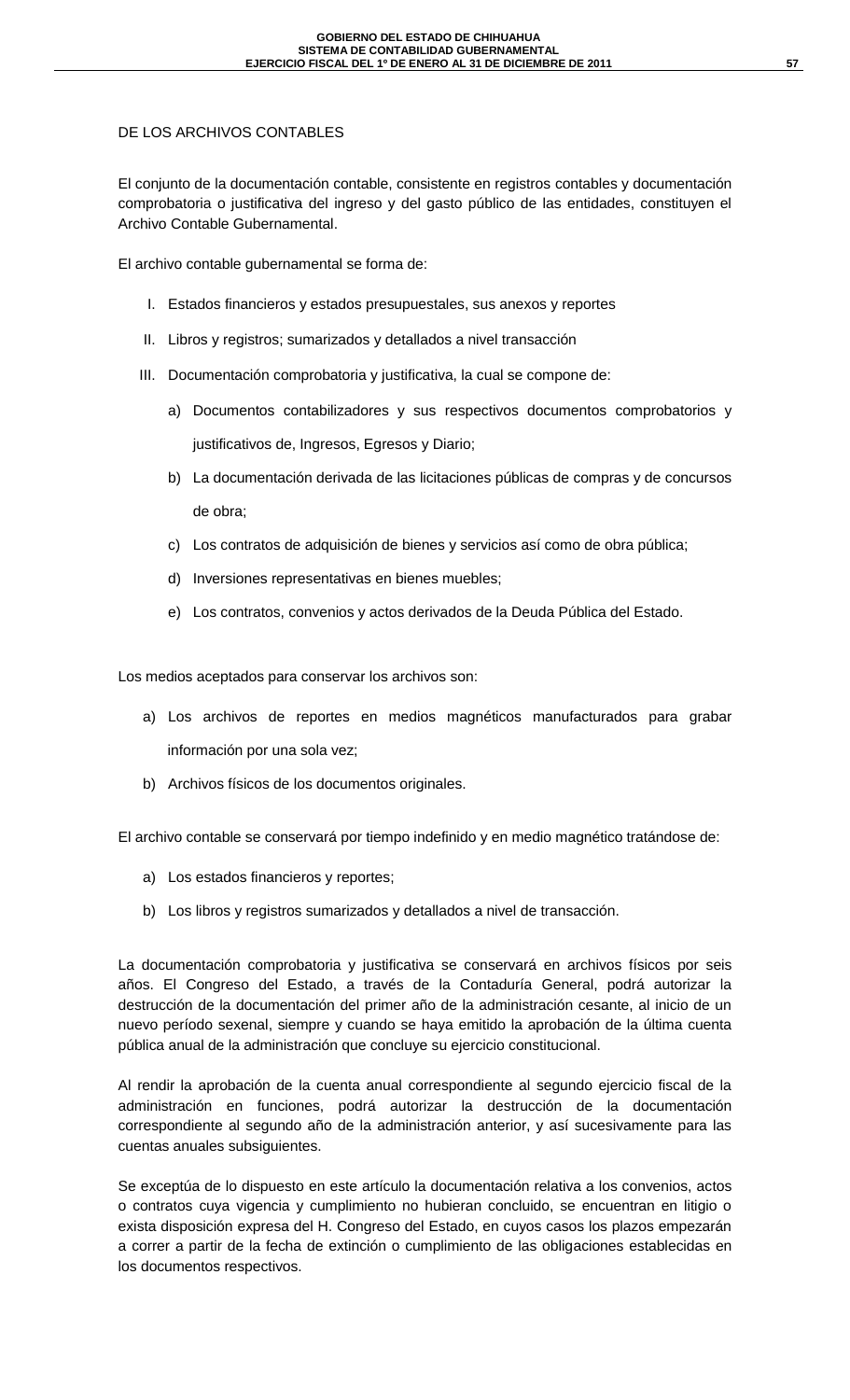## DE LOS ARCHIVOS CONTABLES

El conjunto de la documentación contable, consistente en registros contables y documentación comprobatoria o justificativa del ingreso y del gasto público de las entidades, constituyen el Archivo Contable Gubernamental.

El archivo contable gubernamental se forma de:

I. Estados financieros y estados presupuestales, sus anexos y reportes
II. Libros y registros; sumarizados y detallados a nivel transacción
III. Documentación comprobatoria y justificativa, la cual se compone de:
   a) Documentos contabilizadores y sus respectivos documentos comprobatorios y justificativos de, Ingresos, Egresos y Diario;
   b) La documentación derivada de las licitaciones públicas de compras y de concursos de obra;
   c) Los contratos de adquisición de bienes y servicios así como de obra pública;
   d) Inversiones representativas en bienes muebles;
   e) Los contratos, convenios y actos derivados de la Deuda Pública del Estado.

Los medios aceptados para conservar los archivos son:

a) Los archivos de reportes en medios magnéticos manufacturados para grabar información por una sola vez;
b) Archivos físicos de los documentos originales.

El archivo contable se conservará por tiempo indefinido y en medio magnético tratándose de:

a) Los estados financieros y reportes;
b) Los libros y registros sumarizados y detallados a nivel de transacción.

La documentación comprobatoria y justificativa se conservará en archivos físicos por seis años. El Congreso del Estado, a través de la Contaduría General, podrá autorizar la destrucción de la documentación del primer año de la administración cesante, al inicio de un nuevo período sexenal, siempre y cuando se haya emitido la aprobación de la última cuenta pública anual de la administración que concluye su ejercicio constitucional.

Al rendir la aprobación de la cuenta anual correspondiente al segundo ejercicio fiscal de la administración en funciones, podrá autorizar la destrucción de la documentación correspondiente al segundo año de la administración anterior, y así sucesivamente para las cuentas anuales subsiguientes.

Se exceptúa de lo dispuesto en este artículo la documentación relativa a los convenios, actos o contratos cuya vigencia y cumplimiento no hubieran concluido, se encuentran en litigio o exista disposición expresa del H. Congreso del Estado, en cuyos casos los plazos empezarán a correr a partir de la fecha de extinción o cumplimiento de las obligaciones establecidas en los documentos respectivos.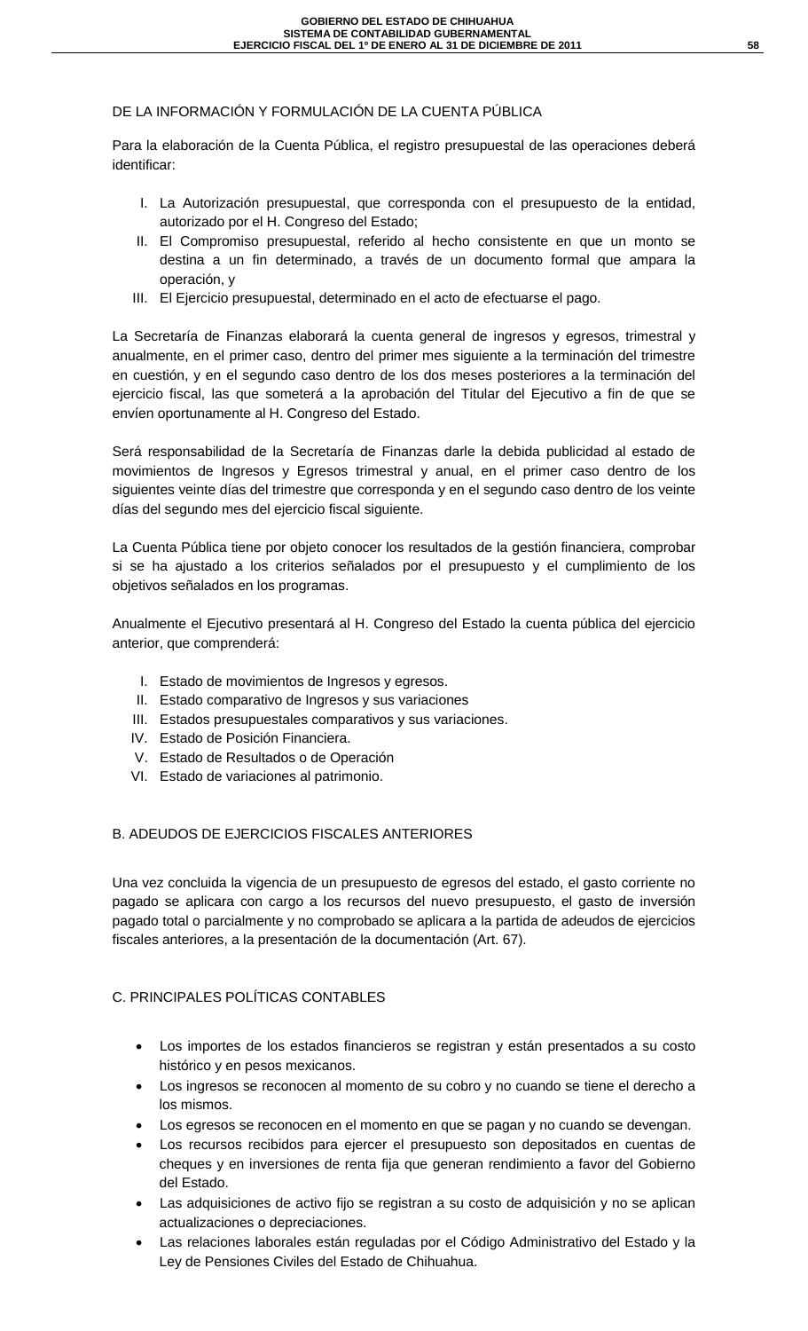## DE LA INFORMACIÓN Y FORMULACIÓN DE LA CUENTA PÚBLICA

Para la elaboración de la Cuenta Pública, el registro presupuestal de las operaciones deberá identificar:

I. La Autorización presupuestal, que corresponda con el presupuesto de la entidad, autorizado por el H. Congreso del Estado;
II. El Compromiso presupuestal, referido al hecho consistente en que un monto se destina a un fin determinado, a través de un documento formal que ampara la operación, y
III. El Ejercicio presupuestal, determinado en el acto de efectuarse el pago.

La Secretaría de Finanzas elaborará la cuenta general de ingresos y egresos, trimestral y anualmente, en el primer caso, dentro del primer mes siguiente a la terminación del trimestre en cuestión, y en el segundo caso dentro de los dos meses posteriores a la terminación del ejercicio fiscal, las que someterá a la aprobación del Titular del Ejecutivo a fin de que se envíen oportunamente al H. Congreso del Estado.

Será responsabilidad de la Secretaría de Finanzas darle la debida publicidad al estado de movimientos de Ingresos y Egresos trimestral y anual, en el primer caso dentro de los siguientes veinte días del trimestre que corresponda y en el segundo caso dentro de los veinte días del segundo mes del ejercicio fiscal siguiente.

La Cuenta Pública tiene por objeto conocer los resultados de la gestión financiera, comprobar si se ha ajustado a los criterios señalados por el presupuesto y el cumplimiento de los objetivos señalados en los programas.

Anualmente el Ejecutivo presentará al H. Congreso del Estado la cuenta pública del ejercicio anterior, que comprenderá:

I. Estado de movimientos de Ingresos y egresos.
II. Estado comparativo de Ingresos y sus variaciones
III. Estados presupuestales comparativos y sus variaciones.
IV. Estado de Posición Financiera.
V. Estado de Resultados o de Operación
VI. Estado de variaciones al patrimonio.

## B. ADEUDOS DE EJERCICIOS FISCALES ANTERIORES

Una vez concluida la vigencia de un presupuesto de egresos del estado, el gasto corriente no pagado se aplicara con cargo a los recursos del nuevo presupuesto, el gasto de inversión pagado total o parcialmente y no comprobado se aplicara a la partida de adeudos de ejercicios fiscales anteriores, a la presentación de la documentación (Art. 67).

## C. PRINCIPALES POLÍTICAS CONTABLES

- Los importes de los estados financieros se registran y están presentados a su costo histórico y en pesos mexicanos.
- Los ingresos se reconocen al momento de su cobro y no cuando se tiene el derecho a los mismos.
- Los egresos se reconocen en el momento en que se pagan y no cuando se devengan.
- Los recursos recibidos para ejercer el presupuesto son depositados en cuentas de cheques y en inversiones de renta fija que generan rendimiento a favor del Gobierno del Estado.
- Las adquisiciones de activo fijo se registran a su costo de adquisición y no se aplican actualizaciones o depreciaciones.
- Las relaciones laborales están reguladas por el Código Administrativo del Estado y la Ley de Pensiones Civiles del Estado de Chihuahua.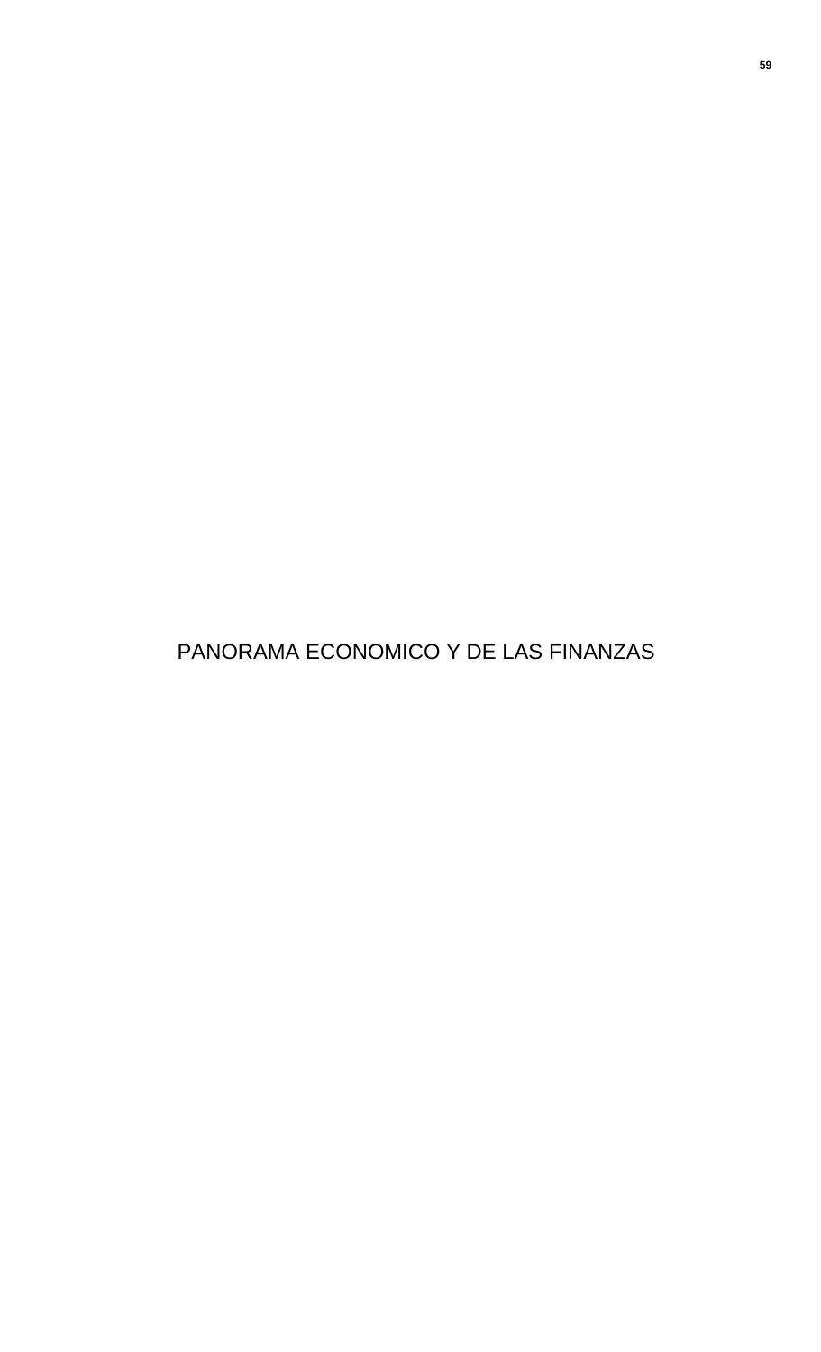# PANORAMA ECONOMICO Y DE LAS FINANZAS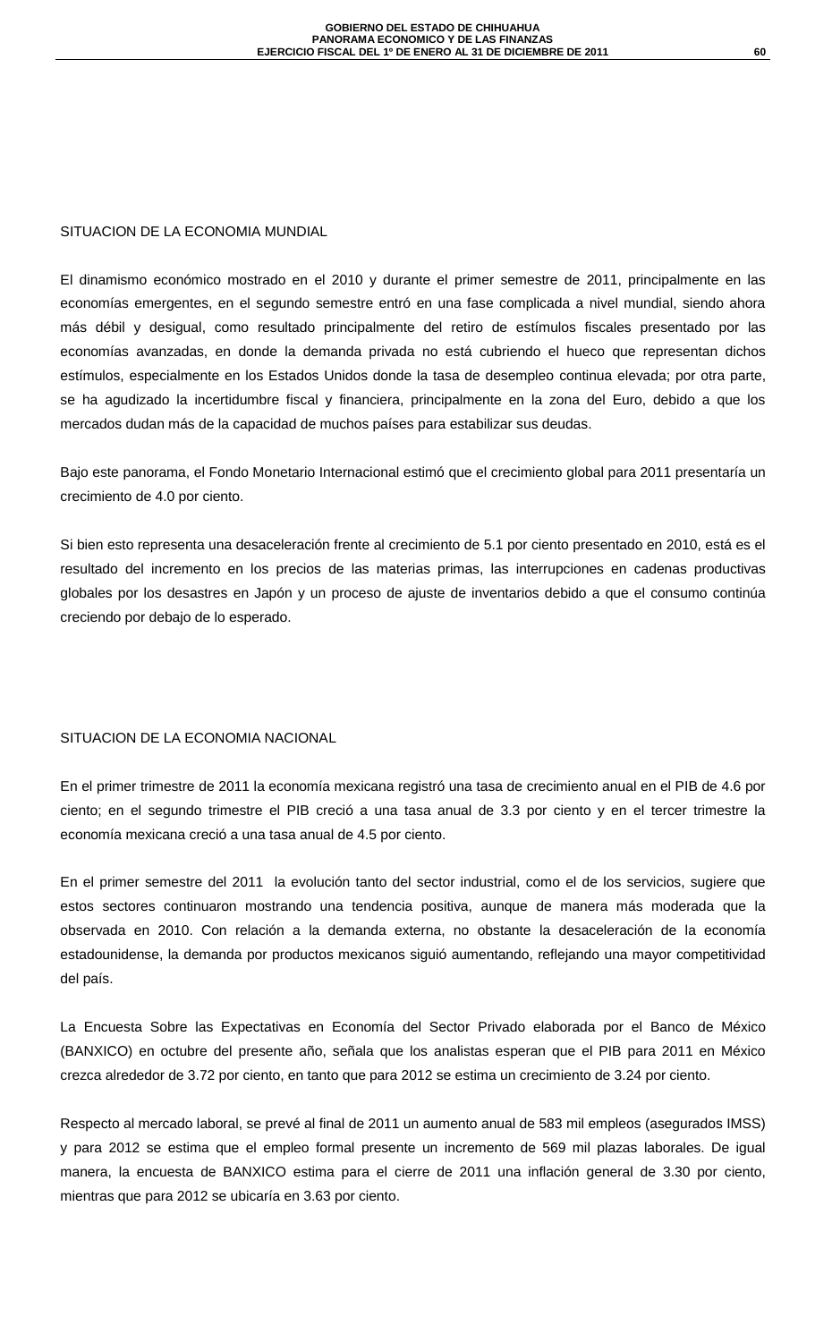## SITUACION DE LA ECONOMIA MUNDIAL

El dinamismo económico mostrado en el 2010 y durante el primer semestre de 2011, principalmente en las economías emergentes, en el segundo semestre entró en una fase complicada a nivel mundial, siendo ahora más débil y desigual, como resultado principalmente del retiro de estímulos fiscales presentado por las economías avanzadas, en donde la demanda privada no está cubriendo el hueco que representan dichos estímulos, especialmente en los Estados Unidos donde la tasa de desempleo continua elevada; por otra parte, se ha agudizado la incertidumbre fiscal y financiera, principalmente en la zona del Euro, debido a que los mercados dudan más de la capacidad de muchos países para estabilizar sus deudas.

Bajo este panorama, el Fondo Monetario Internacional estimó que el crecimiento global para 2011 presentaría un crecimiento de 4.0 por ciento.

Si bien esto representa una desaceleración frente al crecimiento de 5.1 por ciento presentado en 2010, está es el resultado del incremento en los precios de las materias primas, las interrupciones en cadenas productivas globales por los desastres en Japón y un proceso de ajuste de inventarios debido a que el consumo continúa creciendo por debajo de lo esperado.

## SITUACION DE LA ECONOMIA NACIONAL

En el primer trimestre de 2011 la economía mexicana registró una tasa de crecimiento anual en el PIB de 4.6 por ciento; en el segundo trimestre el PIB creció a una tasa anual de 3.3 por ciento y en el tercer trimestre la economía mexicana creció a una tasa anual de 4.5 por ciento.

En el primer semestre del 2011 la evolución tanto del sector industrial, como el de los servicios, sugiere que estos sectores continuaron mostrando una tendencia positiva, aunque de manera más moderada que la observada en 2010. Con relación a la demanda externa, no obstante la desaceleración de la economía estadounidense, la demanda por productos mexicanos siguió aumentando, reflejando una mayor competitividad del país.

La Encuesta Sobre las Expectativas en Economía del Sector Privado elaborada por el Banco de México (BANXICO) en octubre del presente año, señala que los analistas esperan que el PIB para 2011 en México crezca alrededor de 3.72 por ciento, en tanto que para 2012 se estima un crecimiento de 3.24 por ciento.

Respecto al mercado laboral, se prevé al final de 2011 un aumento anual de 583 mil empleos (asegurados IMSS) y para 2012 se estima que el empleo formal presente un incremento de 569 mil plazas laborales. De igual manera, la encuesta de BANXICO estima para el cierre de 2011 una inflación general de 3.30 por ciento, mientras que para 2012 se ubicaría en 3.63 por ciento.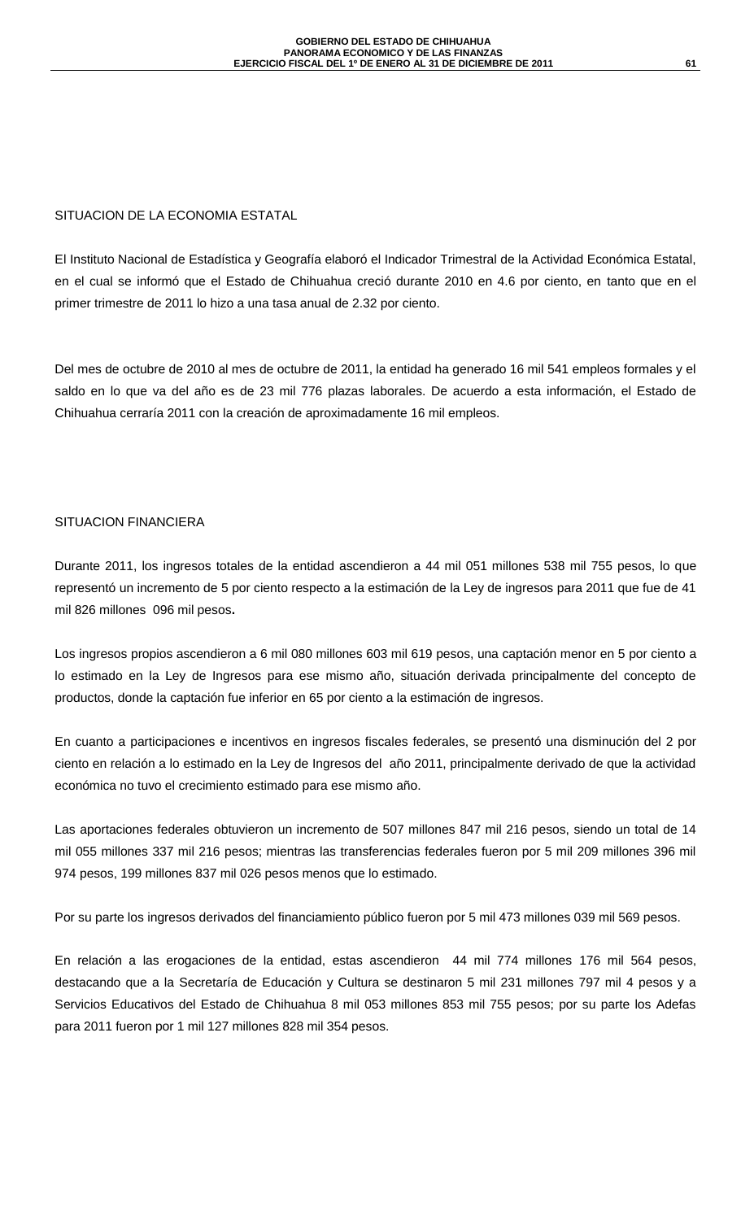## SITUACION DE LA ECONOMIA ESTATAL

El Instituto Nacional de Estadística y Geografía elaboró el Indicador Trimestral de la Actividad Económica Estatal, en el cual se informó que el Estado de Chihuahua creció durante 2010 en 4.6 por ciento, en tanto que en el primer trimestre de 2011 lo hizo a una tasa anual de 2.32 por ciento.

Del mes de octubre de 2010 al mes de octubre de 2011, la entidad ha generado 16 mil 541 empleos formales y el saldo en lo que va del año es de 23 mil 776 plazas laborales. De acuerdo a esta información, el Estado de Chihuahua cerraría 2011 con la creación de aproximadamente 16 mil empleos.

## SITUACION FINANCIERA

Durante 2011, los ingresos totales de la entidad ascendieron a 44 mil 051 millones 538 mil 755 pesos, lo que representó un incremento de 5 por ciento respecto a la estimación de la Ley de ingresos para 2011 que fue de 41 mil 826 millones 096 mil pesos.

Los ingresos propios ascendieron a 6 mil 080 millones 603 mil 619 pesos, una captación menor en 5 por ciento a lo estimado en la Ley de Ingresos para ese mismo año, situación derivada principalmente del concepto de productos, donde la captación fue inferior en 65 por ciento a la estimación de ingresos.

En cuanto a participaciones e incentivos en ingresos fiscales federales, se presentó una disminución del 2 por ciento en relación a lo estimado en la Ley de Ingresos del año 2011, principalmente derivado de que la actividad económica no tuvo el crecimiento estimado para ese mismo año.

Las aportaciones federales obtuvieron un incremento de 507 millones 847 mil 216 pesos, siendo un total de 14 mil 055 millones 337 mil 216 pesos; mientras las transferencias federales fueron por 5 mil 209 millones 396 mil 974 pesos, 199 millones 837 mil 026 pesos menos que lo estimado.

Por su parte los ingresos derivados del financiamiento público fueron por 5 mil 473 millones 039 mil 569 pesos.

En relación a las erogaciones de la entidad, estas ascendieron 44 mil 774 millones 176 mil 564 pesos, destacando que a la Secretaría de Educación y Cultura se destinaron 5 mil 231 millones 797 mil 4 pesos y a Servicios Educativos del Estado de Chihuahua 8 mil 053 millones 853 mil 755 pesos; por su parte los Adefas para 2011 fueron por 1 mil 127 millones 828 mil 354 pesos.